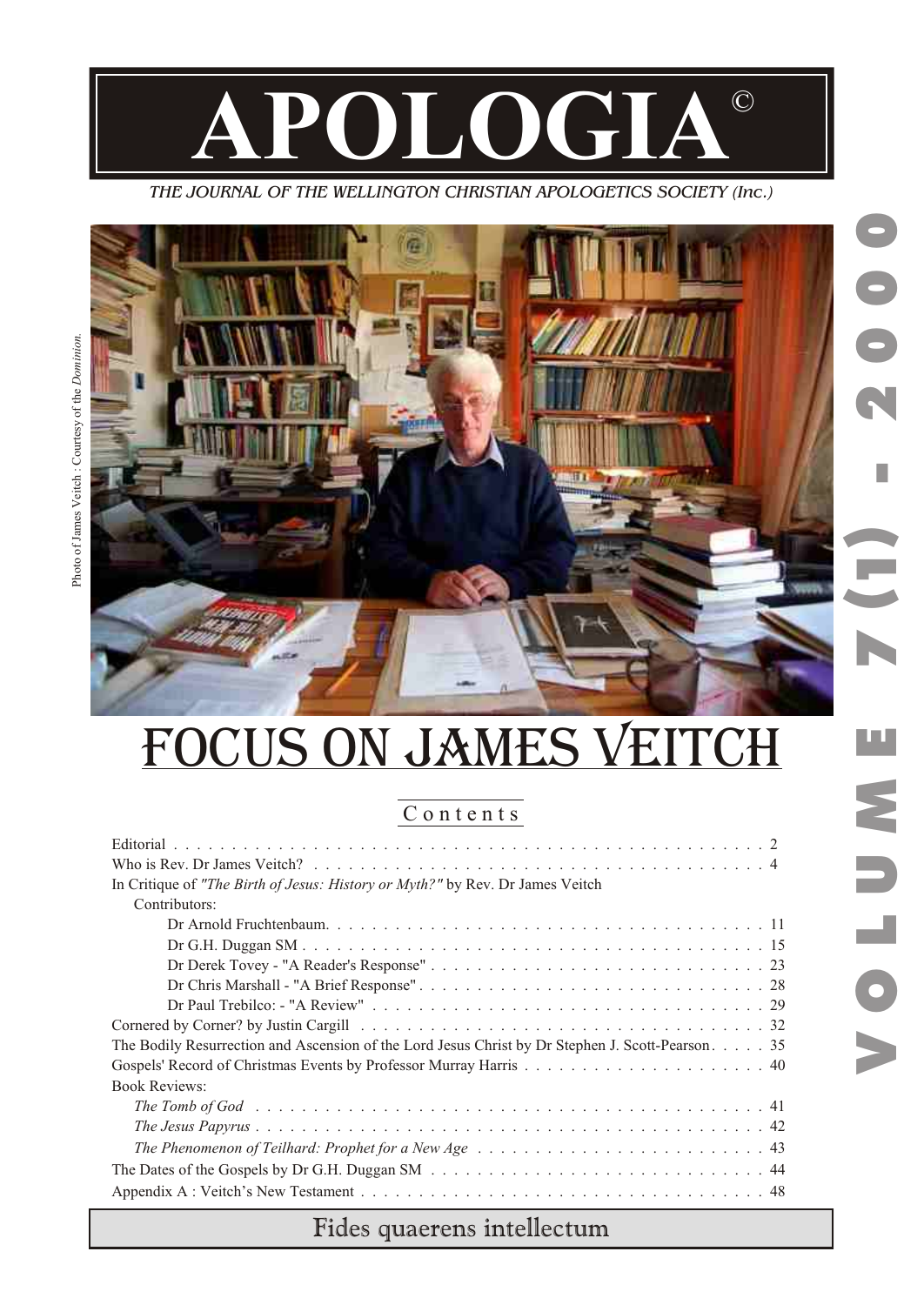# APOLOGIA©

*THE JOURNAL OF THE WELLINGTON CHRISTIAN APOLOGETICS SOCIETY (Inc.)*

Photo of James Veitch : Courtesy of the *Dominion.*

VOLUME 7(1) - 2000

# FOCUS ON JAMES VEITCH

## Contents

Editorial . . . . . 2

Who is Rev. Dr James Veitch? . . . . . 4

In Critique of *"The Birth of Jesus: History or Myth?"* by Rev. Dr James Veitch

Contributors:

- Dr Arnold Fruchtenbaum. . . . . 11
- Dr G.H. Duggan SM . . . . . 15
- Dr Derek Tovey - "A Reader's Response" . . . . . 23
- Dr Chris Marshall - "A Brief Response" . . . . . 28
- Dr Paul Trebilco: - "A Review" . . . . . 29

Cornered by Corner? by Justin Cargill . . . . . 32

The Bodily Resurrection and Ascension of the Lord Jesus Christ by Dr Stephen J. Scott-Pearson. . . . . 35

Gospels' Record of Christmas Events by Professor Murray Harris . . . . . 40

Book Reviews:

- *The Tomb of God* . . . . . 41
- *The Jesus Papyrus* . . . . . 42
- *The Phenomenon of Teilhard: Prophet for a New Age* . . . . . 43

The Dates of the Gospels by Dr G.H. Duggan SM . . . . . 44

Appendix A : Veitch's New Testament . . . . . 48

Fides quaerens intellectum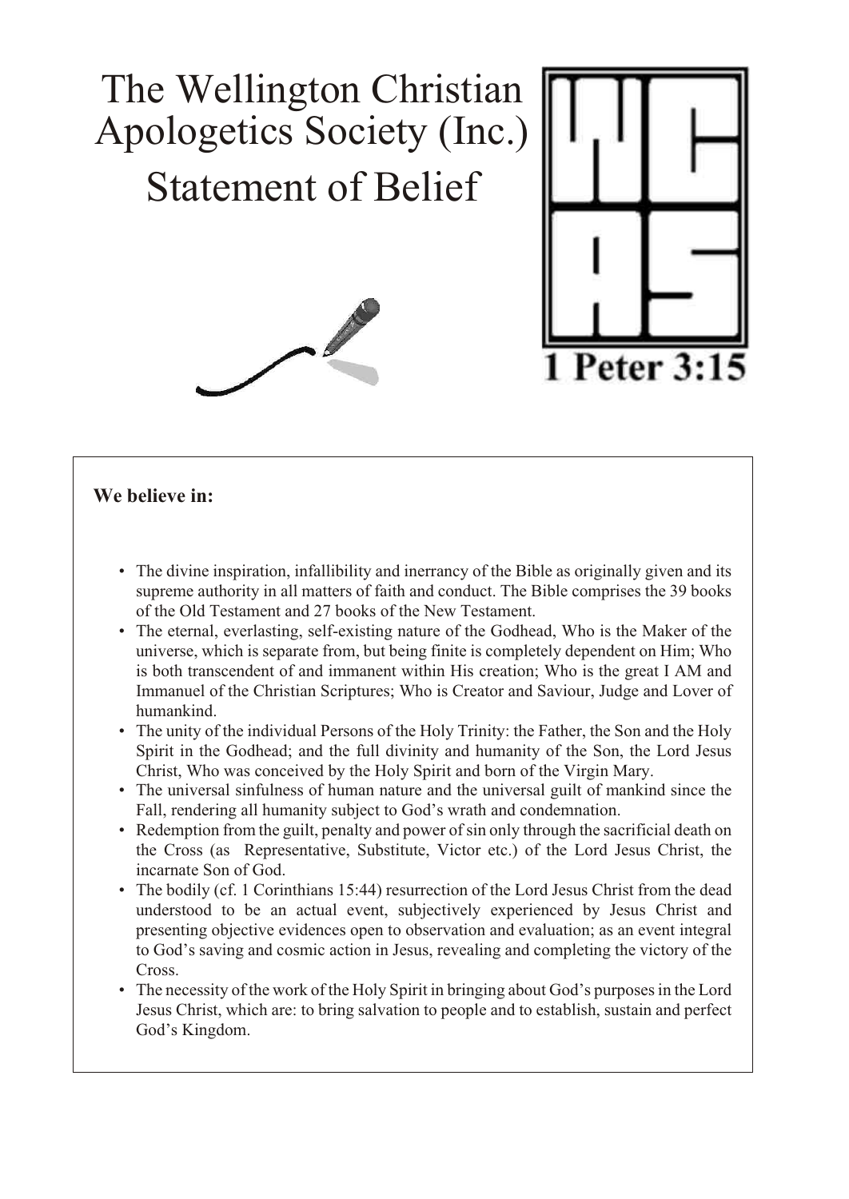# The Wellington Christian Apologetics Society (Inc.) Statement of Belief

1 Peter 3:15

**We believe in:**

- The divine inspiration, infallibility and inerrancy of the Bible as originally given and its supreme authority in all matters of faith and conduct. The Bible comprises the 39 books of the Old Testament and 27 books of the New Testament.
- The eternal, everlasting, self-existing nature of the Godhead, Who is the Maker of the universe, which is separate from, but being finite is completely dependent on Him; Who is both transcendent of and immanent within His creation; Who is the great I AM and Immanuel of the Christian Scriptures; Who is Creator and Saviour, Judge and Lover of humankind.
- The unity of the individual Persons of the Holy Trinity: the Father, the Son and the Holy Spirit in the Godhead; and the full divinity and humanity of the Son, the Lord Jesus Christ, Who was conceived by the Holy Spirit and born of the Virgin Mary.
- The universal sinfulness of human nature and the universal guilt of mankind since the Fall, rendering all humanity subject to God's wrath and condemnation.
- Redemption from the guilt, penalty and power of sin only through the sacrificial death on the Cross (as Representative, Substitute, Victor etc.) of the Lord Jesus Christ, the incarnate Son of God.
- The bodily (cf. 1 Corinthians 15:44) resurrection of the Lord Jesus Christ from the dead understood to be an actual event, subjectively experienced by Jesus Christ and presenting objective evidences open to observation and evaluation; as an event integral to God's saving and cosmic action in Jesus, revealing and completing the victory of the Cross.
- The necessity of the work of the Holy Spirit in bringing about God's purposes in the Lord Jesus Christ, which are: to bring salvation to people and to establish, sustain and perfect God's Kingdom.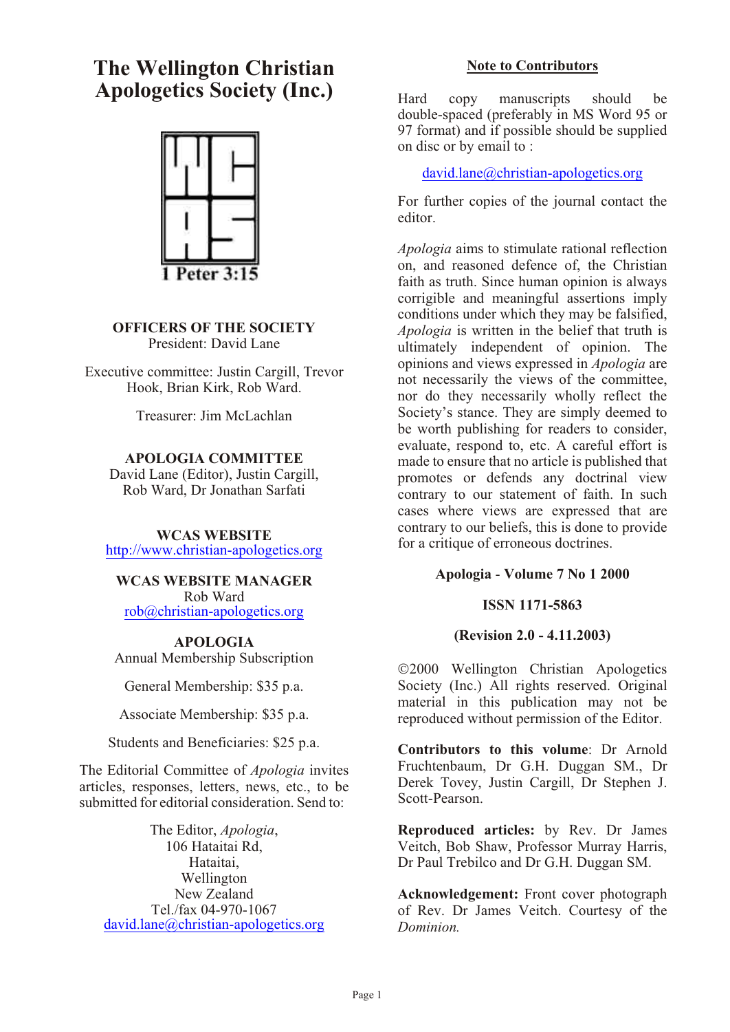# The Wellington Christian Apologetics Society (Inc.)

1 Peter 3:15

**OFFICERS OF THE SOCIETY**
President: David Lane

Executive committee: Justin Cargill, Trevor Hook, Brian Kirk, Rob Ward.

Treasurer: Jim McLachlan

**APOLOGIA COMMITTEE**
David Lane (Editor), Justin Cargill, Rob Ward, Dr Jonathan Sarfati

**WCAS WEBSITE**
http://www.christian-apologetics.org

**WCAS WEBSITE MANAGER**
Rob Ward
rob@christian-apologetics.org

**APOLOGIA**
Annual Membership Subscription

General Membership: $35 p.a.

Associate Membership: $35 p.a.

Students and Beneficiaries: $25 p.a.

The Editorial Committee of *Apologia* invites articles, responses, letters, news, etc., to be submitted for editorial consideration. Send to:

The Editor, *Apologia*,
106 Hataitai Rd,
Hataitai,
Wellington
New Zealand
Tel./fax 04-970-1067
david.lane@christian-apologetics.org

## Note to Contributors

Hard copy manuscripts should be double-spaced (preferably in MS Word 95 or 97 format) and if possible should be supplied on disc or by email to :

david.lane@christian-apologetics.org

For further copies of the journal contact the editor.

*Apologia* aims to stimulate rational reflection on, and reasoned defence of, the Christian faith as truth. Since human opinion is always corrigible and meaningful assertions imply conditions under which they may be falsified, *Apologia* is written in the belief that truth is ultimately independent of opinion. The opinions and views expressed in *Apologia* are not necessarily the views of the committee, nor do they necessarily wholly reflect the Society's stance. They are simply deemed to be worth publishing for readers to consider, evaluate, respond to, etc. A careful effort is made to ensure that no article is published that promotes or defends any doctrinal view contrary to our statement of faith. In such cases where views are expressed that are contrary to our beliefs, this is done to provide for a critique of erroneous doctrines.

**Apologia - Volume 7 No 1 2000**

**ISSN 1171-5863**

**(Revision 2.0 - 4.11.2003)**

©2000 Wellington Christian Apologetics Society (Inc.) All rights reserved. Original material in this publication may not be reproduced without permission of the Editor.

**Contributors to this volume**: Dr Arnold Fruchtenbaum, Dr G.H. Duggan SM., Dr Derek Tovey, Justin Cargill, Dr Stephen J. Scott-Pearson.

**Reproduced articles:** by Rev. Dr James Veitch, Bob Shaw, Professor Murray Harris, Dr Paul Trebilco and Dr G.H. Duggan SM.

**Acknowledgement:** Front cover photograph of Rev. Dr James Veitch. Courtesy of the *Dominion.*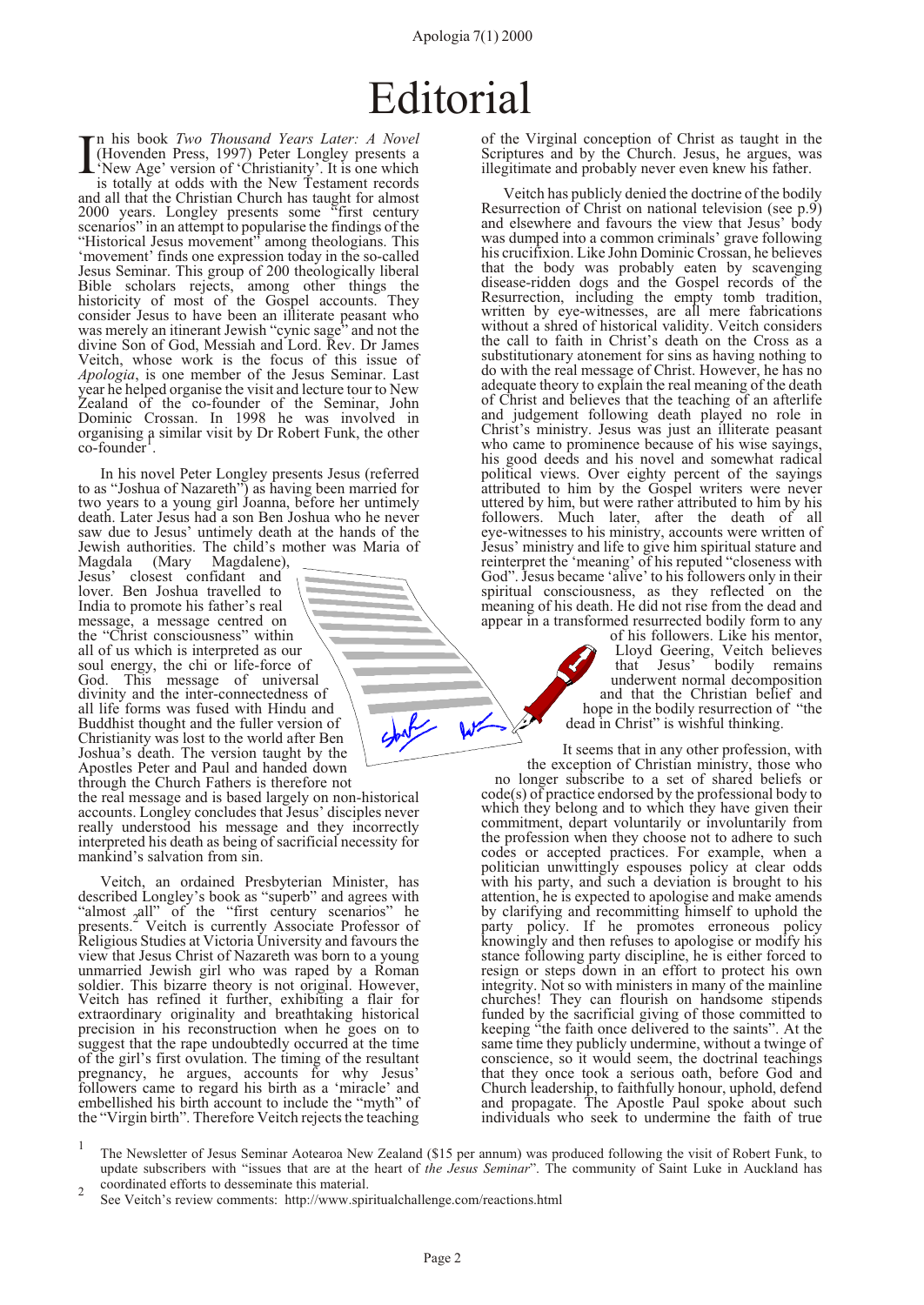# Editorial

In his book *Two Thousand Years Later: A Novel* (Hovenden Press, 1997) Peter Longley presents a 'New Age' version of 'Christianity'. It is one which is totally at odds with the New Testament records and all that the Christian Church has taught for almost 2000 years. Longley presents some "first century scenarios" in an attempt to popularise the findings of the "Historical Jesus movement" among theologians. This 'movement' finds one expression today in the so-called Jesus Seminar. This group of 200 theologically liberal Bible scholars rejects, among other things the historicity of most of the Gospel accounts. They consider Jesus to have been an illiterate peasant who was merely an itinerant Jewish "cynic sage" and not the divine Son of God, Messiah and Lord. Rev. Dr James Veitch, whose work is the focus of this issue of *Apologia*, is one member of the Jesus Seminar. Last year he helped organise the visit and lecture tour to New Zealand of the co-founder of the Seminar, John Dominic Crossan. In 1998 he was involved in organising a similar visit by Dr Robert Funk, the other co-founder[1].

In his novel Peter Longley presents Jesus (referred to as "Joshua of Nazareth") as having been married for two years to a young girl Joanna, before her untimely death. Later Jesus had a son Ben Joshua who he never saw due to Jesus' untimely death at the hands of the Jewish authorities. The child's mother was Maria of Magdala (Mary Magdalene), Jesus' closest confidant and lover. Ben Joshua travelled to India to promote his father's real message, a message centred on the "Christ consciousness" within all of us which is interpreted as our soul energy, the chi or life-force of God. This message of universal divinity and the inter-connectedness of all life forms was fused with Hindu and Buddhist thought and the fuller version of Christianity was lost to the world after Ben Joshua's death. The version taught by the Apostles Peter and Paul and handed down through the Church Fathers is therefore not the real message and is based largely on non-historical accounts. Longley concludes that Jesus' disciples never really understood his message and they incorrectly interpreted his death as being of sacrificial necessity for mankind's salvation from sin.

Veitch, an ordained Presbyterian Minister, has described Longley's book as "superb" and agrees with "almost all" of the "first century scenarios" he presents.[2] Veitch is currently Associate Professor of Religious Studies at Victoria University and favours the view that Jesus Christ of Nazareth was born to a young unmarried Jewish girl who was raped by a Roman soldier. This bizarre theory is not original. However, Veitch has refined it further, exhibiting a flair for extraordinary originality and breathtaking historical precision in his reconstruction when he goes on to suggest that the rape undoubtedly occurred at the time of the girl's first ovulation. The timing of the resultant pregnancy, he argues, accounts for why Jesus' followers came to regard his birth as a 'miracle' and embellished his birth account to include the "myth" of the "Virgin birth". Therefore Veitch rejects the teaching of the Virginal conception of Christ as taught in the Scriptures and by the Church. Jesus, he argues, was illegitimate and probably never even knew his father.

Veitch has publicly denied the doctrine of the bodily Resurrection of Christ on national television (see p.9) and elsewhere and favours the view that Jesus' body was dumped into a common criminals' grave following his crucifixion. Like John Dominic Crossan, he believes that the body was probably eaten by scavenging disease-ridden dogs and the Gospel records of the Resurrection, including the empty tomb tradition, written by eye-witnesses, are all mere fabrications without a shred of historical validity. Veitch considers the call to faith in Christ's death on the Cross as a substitutionary atonement for sins as having nothing to do with the real message of Christ. However, he has no adequate theory to explain the real meaning of the death of Christ and believes that the teaching of an afterlife and judgement following death played no role in Christ's ministry. Jesus was just an illiterate peasant who came to prominence because of his wise sayings, his good deeds and his novel and somewhat radical political views. Over eighty percent of the sayings attributed to him by the Gospel writers were never uttered by him, but were rather attributed to him by his followers. Much later, after the death of all eye-witnesses to his ministry, accounts were written of Jesus' ministry and life to give him spiritual stature and reinterpret the 'meaning' of his reputed "closeness with God". Jesus became 'alive' to his followers only in their spiritual consciousness, as they reflected on the meaning of his death. He did not rise from the dead and appear in a transformed resurrected bodily form to any of his followers. Like his mentor, Lloyd Geering, Veitch believes that Jesus' bodily remains underwent normal decomposition and that the Christian belief and hope in the bodily resurrection of "the dead in Christ" is wishful thinking.

It seems that in any other profession, with the exception of Christian ministry, those who no longer subscribe to a set of shared beliefs or code(s) of practice endorsed by the professional body to which they belong and to which they have given their commitment, depart voluntarily or involuntarily from the profession when they choose not to adhere to such codes or accepted practices. For example, when a politician unwittingly espouses policy at clear odds with his party, and such a deviation is brought to his attention, he is expected to apologise and make amends by clarifying and recommitting himself to uphold the party policy. If he promotes erroneous policy knowingly and then refuses to apologise or modify his stance following party discipline, he is either forced to resign or steps down in an effort to protect his own integrity. Not so with ministers in many of the mainline churches! They can flourish on handsome stipends funded by the sacrificial giving of those committed to keeping "the faith once delivered to the saints". At the same time they publicly undermine, without a twinge of conscience, so it would seem, the doctrinal teachings that they once took a serious oath, before God and Church leadership, to faithfully honour, uphold, defend and propagate. The Apostle Paul spoke about such individuals who seek to undermine the faith of true

---

[1] The Newsletter of Jesus Seminar Aotearoa New Zealand ($15 per annum) was produced following the visit of Robert Funk, to update subscribers with "issues that are at the heart of *the Jesus Seminar*". The community of Saint Luke in Auckland has coordinated efforts to desseminate this material.

[2] See Veitch's review comments: http://www.spiritualchallenge.com/reactions.html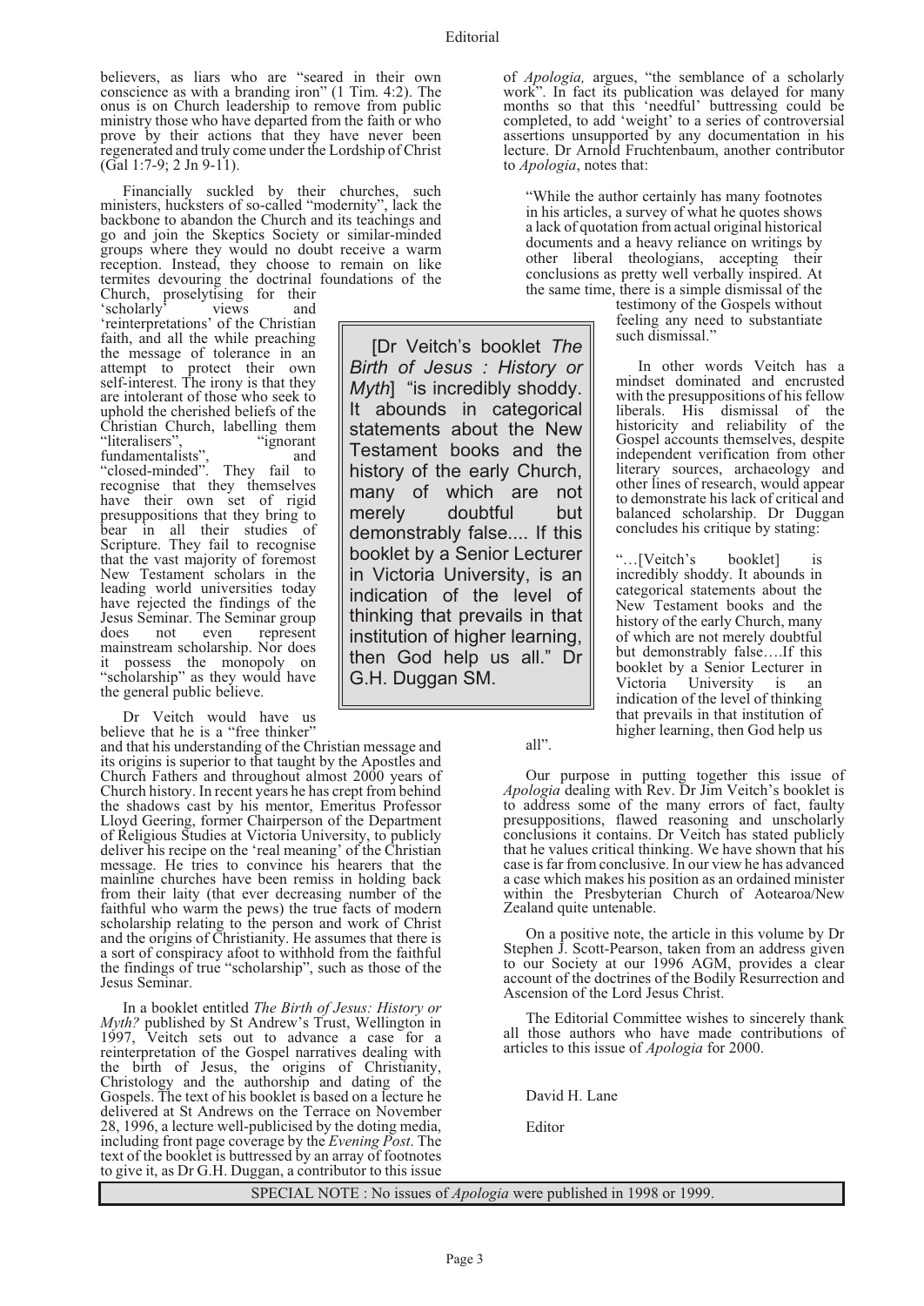believers, as liars who are "seared in their own conscience as with a branding iron" (1 Tim. 4:2). The onus is on Church leadership to remove from public ministry those who have departed from the faith or who prove by their actions that they have never been regenerated and truly come under the Lordship of Christ (Gal 1:7-9; 2 Jn 9-11).

Financially suckled by their churches, such ministers, hucksters of so-called "modernity", lack the backbone to abandon the Church and its teachings and go and join the Skeptics Society or similar-minded groups where they would no doubt receive a warm reception. Instead, they choose to remain on like termites devouring the doctrinal foundations of the Church, proselytising for their 'scholarly' views and 'reinterpretations' of the Christian faith, and all the while preaching the message of tolerance in an attempt to protect their own self-interest. The irony is that they are intolerant of those who seek to uphold the cherished beliefs of the Christian Church, labelling them "literalisers", "ignorant fundamentalists", and "closed-minded". They fail to recognise that they themselves have their own set of rigid presuppositions that they bring to bear in all their studies of Scripture. They fail to recognise that the vast majority of foremost New Testament scholars in the leading world universities today have rejected the findings of the Jesus Seminar. The Seminar group does not even represent mainstream scholarship. Nor does it possess the monopoly on "scholarship" as they would have the general public believe.

> [Dr Veitch's booklet *The Birth of Jesus : History or Myth*] "is incredibly shoddy. It abounds in categorical statements about the New Testament books and the history of the early Church, many of which are not merely doubtful but demonstrably false.... If this booklet by a Senior Lecturer in Victoria University, is an indication of the level of thinking that prevails in that institution of higher learning, then God help us all." Dr G.H. Duggan SM.

Dr Veitch would have us believe that he is a "free thinker" and that his understanding of the Christian message and its origins is superior to that taught by the Apostles and Church Fathers and throughout almost 2000 years of Church history. In recent years he has crept from behind the shadows cast by his mentor, Emeritus Professor Lloyd Geering, former Chairperson of the Department of Religious Studies at Victoria University, to publicly deliver his recipe on the 'real meaning' of the Christian message. He tries to convince his hearers that the mainline churches have been remiss in holding back from their laity (that ever decreasing number of the faithful who warm the pews) the true facts of modern scholarship relating to the person and work of Christ and the origins of Christianity. He assumes that there is a sort of conspiracy afoot to withhold from the faithful the findings of true "scholarship", such as those of the Jesus Seminar.

In a booklet entitled *The Birth of Jesus: History or Myth?* published by St Andrew's Trust, Wellington in 1997, Veitch sets out to advance a case for a reinterpretation of the Gospel narratives dealing with the birth of Jesus, the origins of Christianity, Christology and the authorship and dating of the Gospels. The text of his booklet is based on a lecture he delivered at St Andrews on the Terrace on November 28, 1996, a lecture well-publicised by the doting media, including front page coverage by the *Evening Post*. The text of the booklet is buttressed by an array of footnotes to give it, as Dr G.H. Duggan, a contributor to this issue of *Apologia,* argues, "the semblance of a scholarly work". In fact its publication was delayed for many months so that this 'needful' buttressing could be completed, to add 'weight' to a series of controversial assertions unsupported by any documentation in his lecture. Dr Arnold Fruchtenbaum, another contributor to *Apologia*, notes that:

> "While the author certainly has many footnotes in his articles, a survey of what he quotes shows a lack of quotation from actual original historical documents and a heavy reliance on writings by other liberal theologians, accepting their conclusions as pretty well verbally inspired. At the same time, there is a simple dismissal of the testimony of the Gospels without feeling any need to substantiate such dismissal."

In other words Veitch has a mindset dominated and encrusted with the presuppositions of his fellow liberals. His dismissal of the historicity and reliability of the Gospel accounts themselves, despite independent verification from other literary sources, archaeology and other lines of research, would appear to demonstrate his lack of critical and balanced scholarship. Dr Duggan concludes his critique by stating:

> "…[Veitch's booklet] is incredibly shoddy. It abounds in categorical statements about the New Testament books and the history of the early Church, many of which are not merely doubtful but demonstrably false….If this booklet by a Senior Lecturer in Victoria University is an indication of the level of thinking that prevails in that institution of higher learning, then God help us all".

Our purpose in putting together this issue of *Apologia* dealing with Rev. Dr Jim Veitch's booklet is to address some of the many errors of fact, faulty presuppositions, flawed reasoning and unscholarly conclusions it contains. Dr Veitch has stated publicly that he values critical thinking. We have shown that his case is far from conclusive. In our view he has advanced a case which makes his position as an ordained minister within the Presbyterian Church of Aotearoa/New Zealand quite untenable.

On a positive note, the article in this volume by Dr Stephen J. Scott-Pearson, taken from an address given to our Society at our 1996 AGM, provides a clear account of the doctrines of the Bodily Resurrection and Ascension of the Lord Jesus Christ.

The Editorial Committee wishes to sincerely thank all those authors who have made contributions of articles to this issue of *Apologia* for 2000.

David H. Lane

Editor

SPECIAL NOTE : No issues of *Apologia* were published in 1998 or 1999.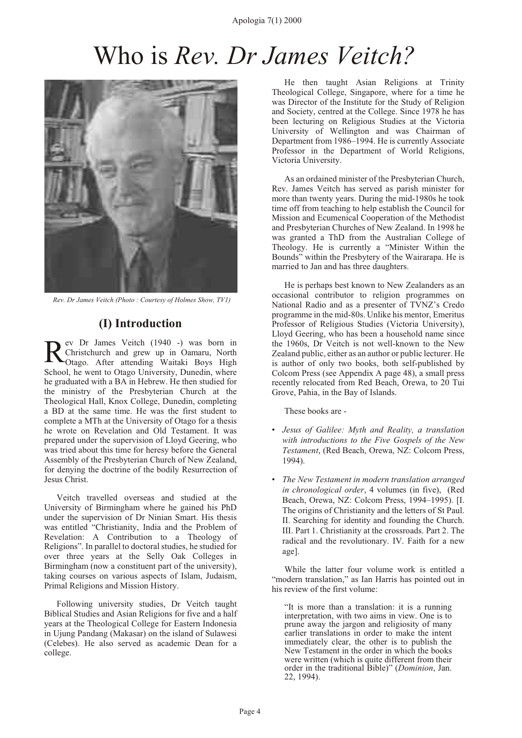# Who is *Rev. Dr James Veitch?*

*Rev. Dr James Veitch (Photo : Courtesy of Holmes Show, TV1)*

## (I) Introduction

Rev Dr James Veitch (1940 -) was born in Christchurch and grew up in Oamaru, North Otago. After attending Waitaki Boys High School, he went to Otago University, Dunedin, where he graduated with a BA in Hebrew. He then studied for the ministry of the Presbyterian Church at the Theological Hall, Knox College, Dunedin, completing a BD at the same time. He was the first student to complete a MTh at the University of Otago for a thesis he wrote on Revelation and Old Testament. It was prepared under the supervision of Lloyd Geering, who was tried about this time for heresy before the General Assembly of the Presbyterian Church of New Zealand, for denying the doctrine of the bodily Resurrection of Jesus Christ.

Veitch travelled overseas and studied at the University of Birmingham where he gained his PhD under the supervision of Dr Ninian Smart. His thesis was entitled "Christianity, India and the Problem of Revelation: A Contribution to a Theology of Religions". In parallel to doctoral studies, he studied for over three years at the Selly Oak Colleges in Birmingham (now a constituent part of the university), taking courses on various aspects of Islam, Judaism, Primal Religions and Mission History.

Following university studies, Dr Veitch taught Biblical Studies and Asian Religions for five and a half years at the Theological College for Eastern Indonesia in Ujung Pandang (Makasar) on the island of Sulawesi (Celebes). He also served as academic Dean for a college.

He then taught Asian Religions at Trinity Theological College, Singapore, where for a time he was Director of the Institute for the Study of Religion and Society, centred at the College. Since 1978 he has been lecturing on Religious Studies at the Victoria University of Wellington and was Chairman of Department from 1986–1994. He is currently Associate Professor in the Department of World Religions, Victoria University.

As an ordained minister of the Presbyterian Church, Rev. James Veitch has served as parish minister for more than twenty years. During the mid-1980s he took time off from teaching to help establish the Council for Mission and Ecumenical Cooperation of the Methodist and Presbyterian Churches of New Zealand. In 1998 he was granted a ThD from the Australian College of Theology. He is currently a "Minister Within the Bounds" within the Presbytery of the Wairarapa. He is married to Jan and has three daughters.

He is perhaps best known to New Zealanders as an occasional contributor to religion programmes on National Radio and as a presenter of TVNZ's Credo programme in the mid-80s. Unlike his mentor, Emeritus Professor of Religious Studies (Victoria University), Lloyd Geering, who has been a household name since the 1960s, Dr Veitch is not well-known to the New Zealand public, either as an author or public lecturer. He is author of only two books, both self-published by Colcom Press (see Appendix A page 48), a small press recently relocated from Red Beach, Orewa, to 20 Tui Grove, Pahia, in the Bay of Islands.

These books are -

- *Jesus of Galilee: Myth and Reality, a translation with introductions to the Five Gospels of the New Testament*, (Red Beach, Orewa, NZ: Colcom Press, 1994).
- *The New Testament in modern translation arranged in chronological order*, 4 volumes (in five), (Red Beach, Orewa, NZ: Colcom Press, 1994–1995). [I. The origins of Christianity and the letters of St Paul. II. Searching for identity and founding the Church. III. Part 1. Christianity at the crossroads. Part 2. The radical and the revolutionary. IV. Faith for a new age].

While the latter four volume work is entitled a "modern translation," as Ian Harris has pointed out in his review of the first volume:

> "It is more than a translation: it is a running interpretation, with two aims in view. One is to prune away the jargon and religiosity of many earlier translations in order to make the intent immediately clear, the other is to publish the New Testament in the order in which the books were written (which is quite different from their order in the traditional Bible)" (*Dominion*, Jan. 22, 1994).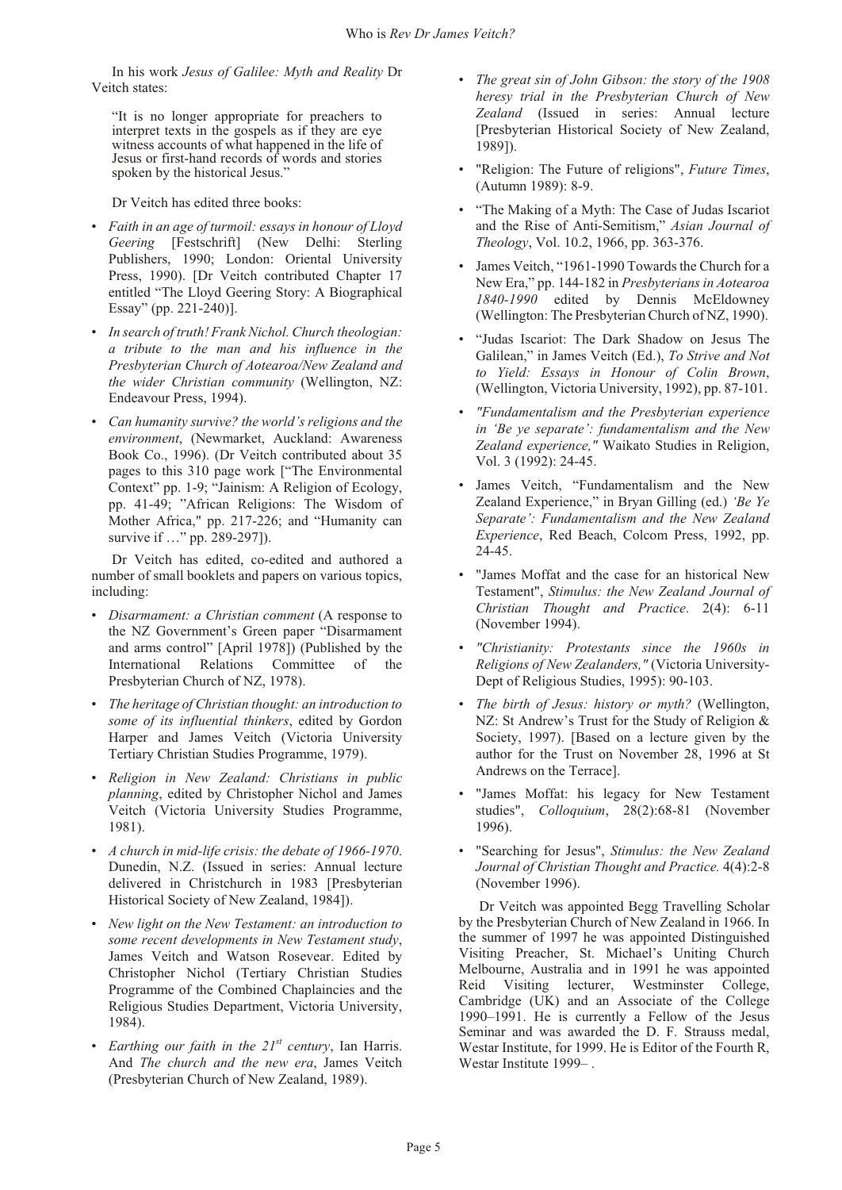In his work *Jesus of Galilee: Myth and Reality* Dr Veitch states:

> "It is no longer appropriate for preachers to interpret texts in the gospels as if they are eye witness accounts of what happened in the life of Jesus or first-hand records of words and stories spoken by the historical Jesus."

Dr Veitch has edited three books:

- *Faith in an age of turmoil: essays in honour of Lloyd Geering* [Festschrift] (New Delhi: Sterling Publishers, 1990; London: Oriental University Press, 1990). [Dr Veitch contributed Chapter 17 entitled "The Lloyd Geering Story: A Biographical Essay" (pp. 221-240)].
- *In search of truth! Frank Nichol. Church theologian: a tribute to the man and his influence in the Presbyterian Church of Aotearoa/New Zealand and the wider Christian community* (Wellington, NZ: Endeavour Press, 1994).
- *Can humanity survive? the world's religions and the environment*, (Newmarket, Auckland: Awareness Book Co., 1996). (Dr Veitch contributed about 35 pages to this 310 page work ["The Environmental Context" pp. 1-9; "Jainism: A Religion of Ecology, pp. 41-49; "African Religions: The Wisdom of Mother Africa," pp. 217-226; and "Humanity can survive if …" pp. 289-297]).

Dr Veitch has edited, co-edited and authored a number of small booklets and papers on various topics, including:

- *Disarmament: a Christian comment* (A response to the NZ Government's Green paper "Disarmament and arms control" [April 1978]) (Published by the International Relations Committee of the Presbyterian Church of NZ, 1978).
- *The heritage of Christian thought: an introduction to some of its influential thinkers*, edited by Gordon Harper and James Veitch (Victoria University Tertiary Christian Studies Programme, 1979).
- *Religion in New Zealand: Christians in public planning*, edited by Christopher Nichol and James Veitch (Victoria University Studies Programme, 1981).
- *A church in mid-life crisis: the debate of 1966-1970*. Dunedin, N.Z. (Issued in series: Annual lecture delivered in Christchurch in 1983 [Presbyterian Historical Society of New Zealand, 1984]).
- *New light on the New Testament: an introduction to some recent developments in New Testament study*, James Veitch and Watson Rosevear. Edited by Christopher Nichol (Tertiary Christian Studies Programme of the Combined Chaplaincies and the Religious Studies Department, Victoria University, 1984).
- *Earthing our faith in the 21st century*, Ian Harris. And *The church and the new era*, James Veitch (Presbyterian Church of New Zealand, 1989).
- *The great sin of John Gibson: the story of the 1908 heresy trial in the Presbyterian Church of New Zealand* (Issued in series: Annual lecture [Presbyterian Historical Society of New Zealand, 1989]).
- "Religion: The Future of religions", *Future Times*, (Autumn 1989): 8-9.
- "The Making of a Myth: The Case of Judas Iscariot and the Rise of Anti-Semitism," *Asian Journal of Theology*, Vol. 10.2, 1966, pp. 363-376.
- James Veitch, "1961-1990 Towards the Church for a New Era," pp. 144-182 in *Presbyterians in Aotearoa 1840-1990* edited by Dennis McEldowney (Wellington: The Presbyterian Church of NZ, 1990).
- "Judas Iscariot: The Dark Shadow on Jesus The Galilean," in James Veitch (Ed.), *To Strive and Not to Yield: Essays in Honour of Colin Brown*, (Wellington, Victoria University, 1992), pp. 87-101.
- *"Fundamentalism and the Presbyterian experience in 'Be ye separate': fundamentalism and the New Zealand experience,"* Waikato Studies in Religion, Vol. 3 (1992): 24-45.
- James Veitch, "Fundamentalism and the New Zealand Experience," in Bryan Gilling (ed.) *'Be Ye Separate': Fundamentalism and the New Zealand Experience*, Red Beach, Colcom Press, 1992, pp. 24-45.
- "James Moffat and the case for an historical New Testament", *Stimulus: the New Zealand Journal of Christian Thought and Practice*. 2(4): 6-11 (November 1994).
- *"Christianity: Protestants since the 1960s in Religions of New Zealanders,"* (Victoria University-Dept of Religious Studies, 1995): 90-103.
- *The birth of Jesus: history or myth?* (Wellington, NZ: St Andrew's Trust for the Study of Religion & Society, 1997). [Based on a lecture given by the author for the Trust on November 28, 1996 at St Andrews on the Terrace].
- "James Moffat: his legacy for New Testament studies", *Colloquium*, 28(2):68-81 (November 1996).
- "Searching for Jesus", *Stimulus: the New Zealand Journal of Christian Thought and Practice.* 4(4):2-8 (November 1996).

Dr Veitch was appointed Begg Travelling Scholar by the Presbyterian Church of New Zealand in 1966. In the summer of 1997 he was appointed Distinguished Visiting Preacher, St. Michael's Uniting Church Melbourne, Australia and in 1991 he was appointed Reid Visiting lecturer, Westminster College, Cambridge (UK) and an Associate of the College 1990–1991. He is currently a Fellow of the Jesus Seminar and was awarded the D. F. Strauss medal, Westar Institute, for 1999. He is Editor of the Fourth R, Westar Institute 1999– .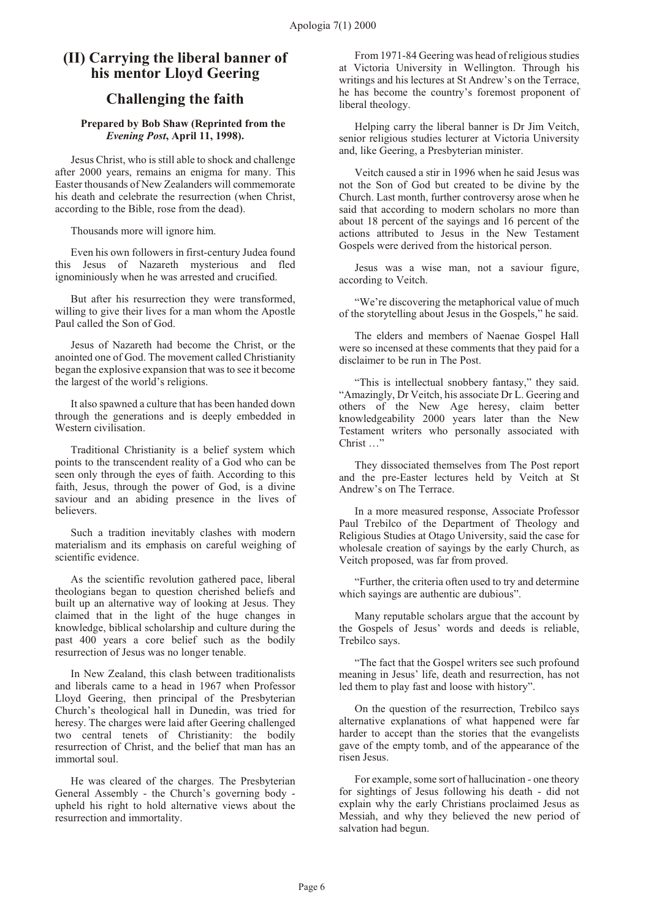## (II) Carrying the liberal banner of his mentor Lloyd Geering

## Challenging the faith

**Prepared by Bob Shaw (Reprinted from the *Evening Post*, April 11, 1998).**

Jesus Christ, who is still able to shock and challenge after 2000 years, remains an enigma for many. This Easter thousands of New Zealanders will commemorate his death and celebrate the resurrection (when Christ, according to the Bible, rose from the dead).

Thousands more will ignore him.

Even his own followers in first-century Judea found this Jesus of Nazareth mysterious and fled ignominiously when he was arrested and crucified.

But after his resurrection they were transformed, willing to give their lives for a man whom the Apostle Paul called the Son of God.

Jesus of Nazareth had become the Christ, or the anointed one of God. The movement called Christianity began the explosive expansion that was to see it become the largest of the world's religions.

It also spawned a culture that has been handed down through the generations and is deeply embedded in Western civilisation.

Traditional Christianity is a belief system which points to the transcendent reality of a God who can be seen only through the eyes of faith. According to this faith, Jesus, through the power of God, is a divine saviour and an abiding presence in the lives of believers.

Such a tradition inevitably clashes with modern materialism and its emphasis on careful weighing of scientific evidence.

As the scientific revolution gathered pace, liberal theologians began to question cherished beliefs and built up an alternative way of looking at Jesus. They claimed that in the light of the huge changes in knowledge, biblical scholarship and culture during the past 400 years a core belief such as the bodily resurrection of Jesus was no longer tenable.

In New Zealand, this clash between traditionalists and liberals came to a head in 1967 when Professor Lloyd Geering, then principal of the Presbyterian Church's theological hall in Dunedin, was tried for heresy. The charges were laid after Geering challenged two central tenets of Christianity: the bodily resurrection of Christ, and the belief that man has an immortal soul.

He was cleared of the charges. The Presbyterian General Assembly - the Church's governing body - upheld his right to hold alternative views about the resurrection and immortality.

From 1971-84 Geering was head of religious studies at Victoria University in Wellington. Through his writings and his lectures at St Andrew's on the Terrace, he has become the country's foremost proponent of liberal theology.

Helping carry the liberal banner is Dr Jim Veitch, senior religious studies lecturer at Victoria University and, like Geering, a Presbyterian minister.

Veitch caused a stir in 1996 when he said Jesus was not the Son of God but created to be divine by the Church. Last month, further controversy arose when he said that according to modern scholars no more than about 18 percent of the sayings and 16 percent of the actions attributed to Jesus in the New Testament Gospels were derived from the historical person.

Jesus was a wise man, not a saviour figure, according to Veitch.

"We're discovering the metaphorical value of much of the storytelling about Jesus in the Gospels," he said.

The elders and members of Naenae Gospel Hall were so incensed at these comments that they paid for a disclaimer to be run in The Post.

"This is intellectual snobbery fantasy," they said. "Amazingly, Dr Veitch, his associate Dr L. Geering and others of the New Age heresy, claim better knowledgeability 2000 years later than the New Testament writers who personally associated with Christ …"

They dissociated themselves from The Post report and the pre-Easter lectures held by Veitch at St Andrew's on The Terrace.

In a more measured response, Associate Professor Paul Trebilco of the Department of Theology and Religious Studies at Otago University, said the case for wholesale creation of sayings by the early Church, as Veitch proposed, was far from proved.

"Further, the criteria often used to try and determine which sayings are authentic are dubious".

Many reputable scholars argue that the account by the Gospels of Jesus' words and deeds is reliable, Trebilco says.

"The fact that the Gospel writers see such profound meaning in Jesus' life, death and resurrection, has not led them to play fast and loose with history".

On the question of the resurrection, Trebilco says alternative explanations of what happened were far harder to accept than the stories that the evangelists gave of the empty tomb, and of the appearance of the risen Jesus.

For example, some sort of hallucination - one theory for sightings of Jesus following his death - did not explain why the early Christians proclaimed Jesus as Messiah, and why they believed the new period of salvation had begun.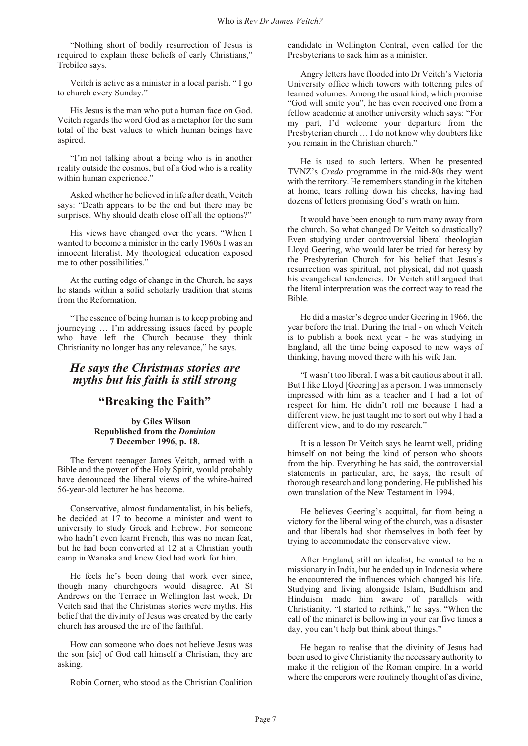"Nothing short of bodily resurrection of Jesus is required to explain these beliefs of early Christians," Trebilco says.

Veitch is active as a minister in a local parish. " I go to church every Sunday."

His Jesus is the man who put a human face on God. Veitch regards the word God as a metaphor for the sum total of the best values to which human beings have aspired.

"I'm not talking about a being who is in another reality outside the cosmos, but of a God who is a reality within human experience."

Asked whether he believed in life after death, Veitch says: "Death appears to be the end but there may be surprises. Why should death close off all the options?"

His views have changed over the years. "When I wanted to become a minister in the early 1960s I was an innocent literalist. My theological education exposed me to other possibilities."

At the cutting edge of change in the Church, he says he stands within a solid scholarly tradition that stems from the Reformation.

"The essence of being human is to keep probing and journeying … I'm addressing issues faced by people who have left the Church because they think Christianity no longer has any relevance," he says.

## *He says the Christmas stories are myths but his faith is still strong*

## "Breaking the Faith"

**by Giles Wilson**
**Republished from the *Dominion***
**7 December 1996, p. 18.**

The fervent teenager James Veitch, armed with a Bible and the power of the Holy Spirit, would probably have denounced the liberal views of the white-haired 56-year-old lecturer he has become.

Conservative, almost fundamentalist, in his beliefs, he decided at 17 to become a minister and went to university to study Greek and Hebrew. For someone who hadn't even learnt French, this was no mean feat, but he had been converted at 12 at a Christian youth camp in Wanaka and knew God had work for him.

He feels he's been doing that work ever since, though many churchgoers would disagree. At St Andrews on the Terrace in Wellington last week, Dr Veitch said that the Christmas stories were myths. His belief that the divinity of Jesus was created by the early church has aroused the ire of the faithful.

How can someone who does not believe Jesus was the son [sic] of God call himself a Christian, they are asking.

Robin Corner, who stood as the Christian Coalition candidate in Wellington Central, even called for the Presbyterians to sack him as a minister.

Angry letters have flooded into Dr Veitch's Victoria University office which towers with tottering piles of learned volumes. Among the usual kind, which promise "God will smite you", he has even received one from a fellow academic at another university which says: "For my part, I'd welcome your departure from the Presbyterian church … I do not know why doubters like you remain in the Christian church."

He is used to such letters. When he presented TVNZ's *Credo* programme in the mid-80s they went with the territory. He remembers standing in the kitchen at home, tears rolling down his cheeks, having had dozens of letters promising God's wrath on him.

It would have been enough to turn many away from the church. So what changed Dr Veitch so drastically? Even studying under controversial liberal theologian Lloyd Geering, who would later be tried for heresy by the Presbyterian Church for his belief that Jesus's resurrection was spiritual, not physical, did not quash his evangelical tendencies. Dr Veitch still argued that the literal interpretation was the correct way to read the Bible.

He did a master's degree under Geering in 1966, the year before the trial. During the trial - on which Veitch is to publish a book next year - he was studying in England, all the time being exposed to new ways of thinking, having moved there with his wife Jan.

"I wasn't too liberal. I was a bit cautious about it all. But I like Lloyd [Geering] as a person. I was immensely impressed with him as a teacher and I had a lot of respect for him. He didn't roll me because I had a different view, he just taught me to sort out why I had a different view, and to do my research."

It is a lesson Dr Veitch says he learnt well, priding himself on not being the kind of person who shoots from the hip. Everything he has said, the controversial statements in particular, are, he says, the result of thorough research and long pondering. He published his own translation of the New Testament in 1994.

He believes Geering's acquittal, far from being a victory for the liberal wing of the church, was a disaster and that liberals had shot themselves in both feet by trying to accommodate the conservative view.

After England, still an idealist, he wanted to be a missionary in India, but he ended up in Indonesia where he encountered the influences which changed his life. Studying and living alongside Islam, Buddhism and Hinduism made him aware of parallels with Christianity. "I started to rethink," he says. "When the call of the minaret is bellowing in your ear five times a day, you can't help but think about things."

He began to realise that the divinity of Jesus had been used to give Christianity the necessary authority to make it the religion of the Roman empire. In a world where the emperors were routinely thought of as divine,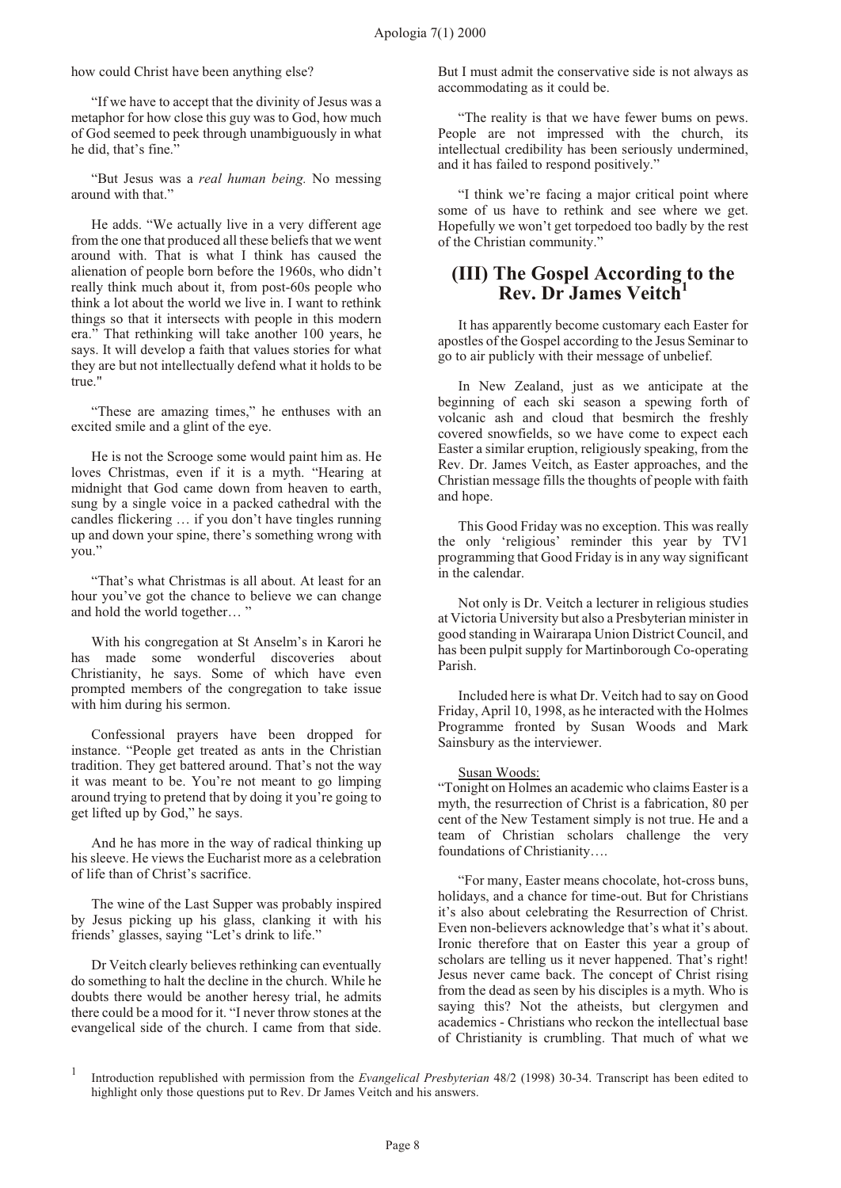how could Christ have been anything else?

"If we have to accept that the divinity of Jesus was a metaphor for how close this guy was to God, how much of God seemed to peek through unambiguously in what he did, that's fine."

"But Jesus was a *real human being.* No messing around with that."

He adds. "We actually live in a very different age from the one that produced all these beliefs that we went around with. That is what I think has caused the alienation of people born before the 1960s, who didn't really think much about it, from post-60s people who think a lot about the world we live in. I want to rethink things so that it intersects with people in this modern era." That rethinking will take another 100 years, he says. It will develop a faith that values stories for what they are but not intellectually defend what it holds to be true."

"These are amazing times," he enthuses with an excited smile and a glint of the eye.

He is not the Scrooge some would paint him as. He loves Christmas, even if it is a myth. "Hearing at midnight that God came down from heaven to earth, sung by a single voice in a packed cathedral with the candles flickering … if you don't have tingles running up and down your spine, there's something wrong with you."

"That's what Christmas is all about. At least for an hour you've got the chance to believe we can change and hold the world together… "

With his congregation at St Anselm's in Karori he has made some wonderful discoveries about Christianity, he says. Some of which have even prompted members of the congregation to take issue with him during his sermon.

Confessional prayers have been dropped for instance. "People get treated as ants in the Christian tradition. They get battered around. That's not the way it was meant to be. You're not meant to go limping around trying to pretend that by doing it you're going to get lifted up by God," he says.

And he has more in the way of radical thinking up his sleeve. He views the Eucharist more as a celebration of life than of Christ's sacrifice.

The wine of the Last Supper was probably inspired by Jesus picking up his glass, clanking it with his friends' glasses, saying "Let's drink to life."

Dr Veitch clearly believes rethinking can eventually do something to halt the decline in the church. While he doubts there would be another heresy trial, he admits there could be a mood for it. "I never throw stones at the evangelical side of the church. I came from that side. But I must admit the conservative side is not always as accommodating as it could be.

"The reality is that we have fewer bums on pews. People are not impressed with the church, its intellectual credibility has been seriously undermined, and it has failed to respond positively."

"I think we're facing a major critical point where some of us have to rethink and see where we get. Hopefully we won't get torpedoed too badly by the rest of the Christian community."

## (III) The Gospel According to the Rev. Dr James Veitch[1]

It has apparently become customary each Easter for apostles of the Gospel according to the Jesus Seminar to go to air publicly with their message of unbelief.

In New Zealand, just as we anticipate at the beginning of each ski season a spewing forth of volcanic ash and cloud that besmirch the freshly covered snowfields, so we have come to expect each Easter a similar eruption, religiously speaking, from the Rev. Dr. James Veitch, as Easter approaches, and the Christian message fills the thoughts of people with faith and hope.

This Good Friday was no exception. This was really the only 'religious' reminder this year by TV1 programming that Good Friday is in any way significant in the calendar.

Not only is Dr. Veitch a lecturer in religious studies at Victoria University but also a Presbyterian minister in good standing in Wairarapa Union District Council, and has been pulpit supply for Martinborough Co-operating Parish.

Included here is what Dr. Veitch had to say on Good Friday, April 10, 1998, as he interacted with the Holmes Programme fronted by Susan Woods and Mark Sainsbury as the interviewer.

<u>Susan Woods:</u>
"Tonight on Holmes an academic who claims Easter is a myth, the resurrection of Christ is a fabrication, 80 per cent of the New Testament simply is not true. He and a team of Christian scholars challenge the very foundations of Christianity….

"For many, Easter means chocolate, hot-cross buns, holidays, and a chance for time-out. But for Christians it's also about celebrating the Resurrection of Christ. Even non-believers acknowledge that's what it's about. Ironic therefore that on Easter this year a group of scholars are telling us it never happened. That's right! Jesus never came back. The concept of Christ rising from the dead as seen by his disciples is a myth. Who is saying this? Not the atheists, but clergymen and academics - Christians who reckon the intellectual base of Christianity is crumbling. That much of what we

[1] Introduction republished with permission from the *Evangelical Presbyterian* 48/2 (1998) 30-34. Transcript has been edited to highlight only those questions put to Rev. Dr James Veitch and his answers.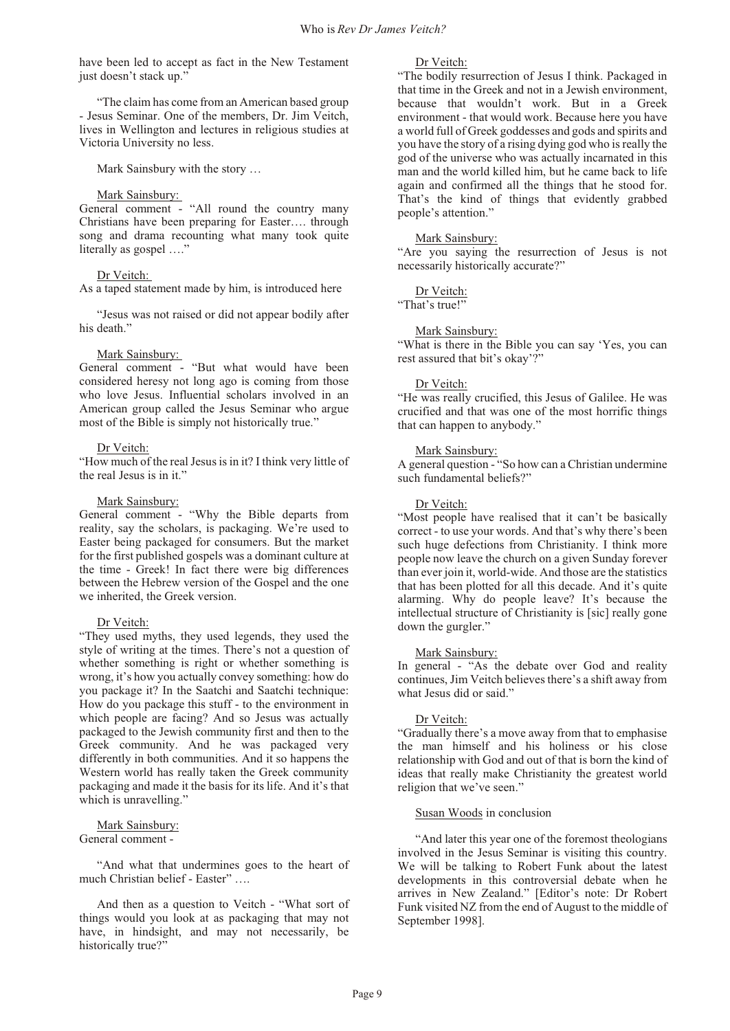have been led to accept as fact in the New Testament just doesn't stack up."

"The claim has come from an American based group - Jesus Seminar. One of the members, Dr. Jim Veitch, lives in Wellington and lectures in religious studies at Victoria University no less.

Mark Sainsbury with the story …

Mark Sainsbury:
General comment - "All round the country many Christians have been preparing for Easter…. through song and drama recounting what many took quite literally as gospel …."

Dr Veitch:
As a taped statement made by him, is introduced here

"Jesus was not raised or did not appear bodily after his death."

Mark Sainsbury:
General comment - "But what would have been considered heresy not long ago is coming from those who love Jesus. Influential scholars involved in an American group called the Jesus Seminar who argue most of the Bible is simply not historically true."

Dr Veitch:
"How much of the real Jesus is in it? I think very little of the real Jesus is in it."

Mark Sainsbury:
General comment - "Why the Bible departs from reality, say the scholars, is packaging. We're used to Easter being packaged for consumers. But the market for the first published gospels was a dominant culture at the time - Greek! In fact there were big differences between the Hebrew version of the Gospel and the one we inherited, the Greek version.

Dr Veitch:
"They used myths, they used legends, they used the style of writing at the times. There's not a question of whether something is right or whether something is wrong, it's how you actually convey something: how do you package it? In the Saatchi and Saatchi technique: How do you package this stuff - to the environment in which people are facing? And so Jesus was actually packaged to the Jewish community first and then to the Greek community. And he was packaged very differently in both communities. And it so happens the Western world has really taken the Greek community packaging and made it the basis for its life. And it's that which is unravelling."

Mark Sainsbury:
General comment -

"And what that undermines goes to the heart of much Christian belief - Easter" ….

And then as a question to Veitch - "What sort of things would you look at as packaging that may not have, in hindsight, and may not necessarily, be historically true?"

Dr Veitch:
"The bodily resurrection of Jesus I think. Packaged in that time in the Greek and not in a Jewish environment, because that wouldn't work. But in a Greek environment - that would work. Because here you have a world full of Greek goddesses and gods and spirits and you have the story of a rising dying god who is really the god of the universe who was actually incarnated in this man and the world killed him, but he came back to life again and confirmed all the things that he stood for. That's the kind of things that evidently grabbed people's attention."

Mark Sainsbury:
"Are you saying the resurrection of Jesus is not necessarily historically accurate?"

Dr Veitch:
"That's true!"

Mark Sainsbury:
"What is there in the Bible you can say 'Yes, you can rest assured that bit's okay'?"

Dr Veitch:
"He was really crucified, this Jesus of Galilee. He was crucified and that was one of the most horrific things that can happen to anybody."

Mark Sainsbury:
A general question - "So how can a Christian undermine such fundamental beliefs?"

Dr Veitch:
"Most people have realised that it can't be basically correct - to use your words. And that's why there's been such huge defections from Christianity. I think more people now leave the church on a given Sunday forever than ever join it, world-wide. And those are the statistics that has been plotted for all this decade. And it's quite alarming. Why do people leave? It's because the intellectual structure of Christianity is [sic] really gone down the gurgler."

Mark Sainsbury:
In general - "As the debate over God and reality continues, Jim Veitch believes there's a shift away from what Jesus did or said."

Dr Veitch:
"Gradually there's a move away from that to emphasise the man himself and his holiness or his close relationship with God and out of that is born the kind of ideas that really make Christianity the greatest world religion that we've seen."

Susan Woods in conclusion

"And later this year one of the foremost theologians involved in the Jesus Seminar is visiting this country. We will be talking to Robert Funk about the latest developments in this controversial debate when he arrives in New Zealand." [Editor's note: Dr Robert Funk visited NZ from the end of August to the middle of September 1998].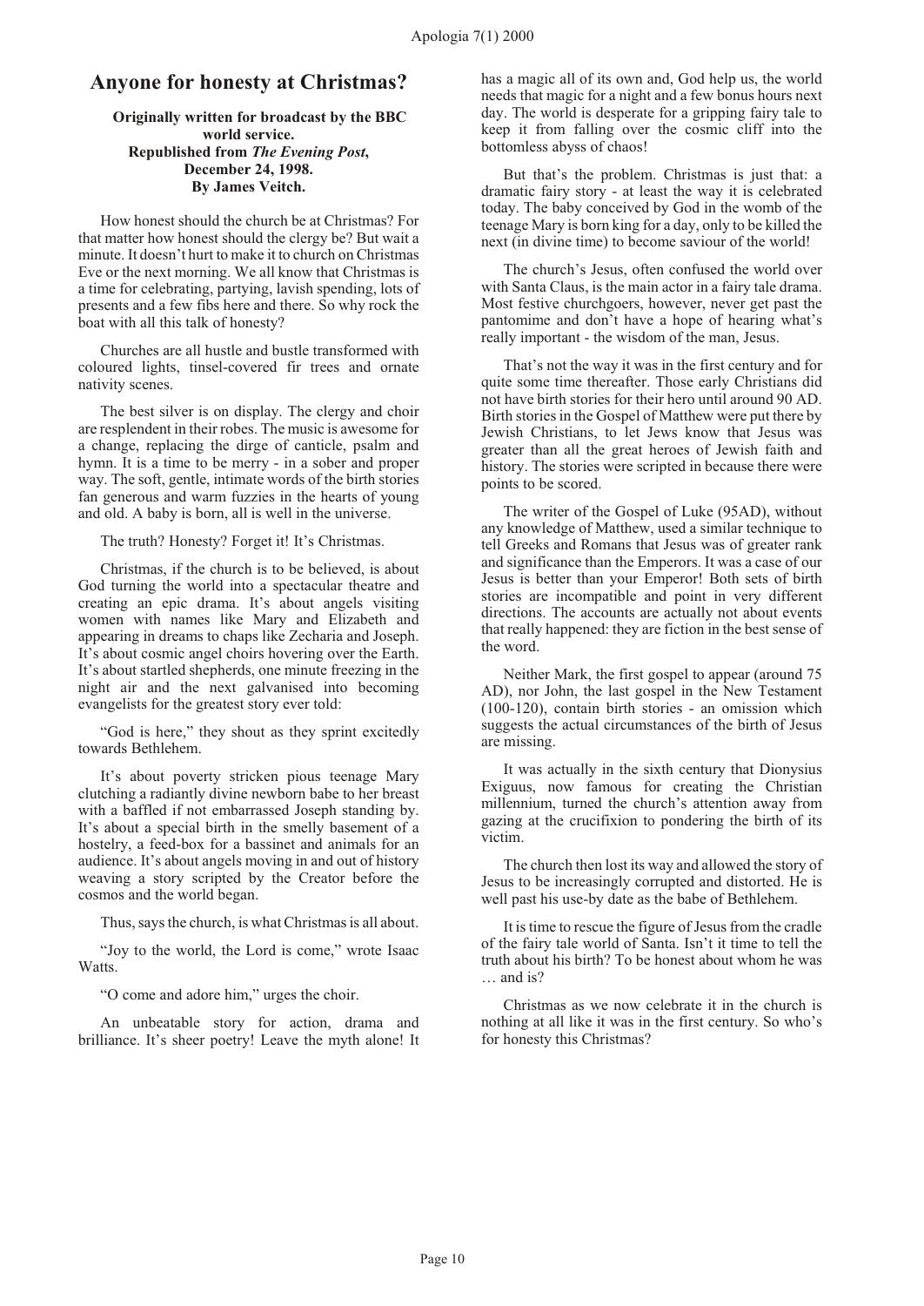# Anyone for honesty at Christmas?

**Originally written for broadcast by the BBC world service.**
**Republished from *The Evening Post*, December 24, 1998.**
**By James Veitch.**

How honest should the church be at Christmas? For that matter how honest should the clergy be? But wait a minute. It doesn't hurt to make it to church on Christmas Eve or the next morning. We all know that Christmas is a time for celebrating, partying, lavish spending, lots of presents and a few fibs here and there. So why rock the boat with all this talk of honesty?

Churches are all hustle and bustle transformed with coloured lights, tinsel-covered fir trees and ornate nativity scenes.

The best silver is on display. The clergy and choir are resplendent in their robes. The music is awesome for a change, replacing the dirge of canticle, psalm and hymn. It is a time to be merry - in a sober and proper way. The soft, gentle, intimate words of the birth stories fan generous and warm fuzzies in the hearts of young and old. A baby is born, all is well in the universe.

The truth? Honesty? Forget it! It's Christmas.

Christmas, if the church is to be believed, is about God turning the world into a spectacular theatre and creating an epic drama. It's about angels visiting women with names like Mary and Elizabeth and appearing in dreams to chaps like Zecharia and Joseph. It's about cosmic angel choirs hovering over the Earth. It's about startled shepherds, one minute freezing in the night air and the next galvanised into becoming evangelists for the greatest story ever told:

"God is here," they shout as they sprint excitedly towards Bethlehem.

It's about poverty stricken pious teenage Mary clutching a radiantly divine newborn babe to her breast with a baffled if not embarrassed Joseph standing by. It's about a special birth in the smelly basement of a hostelry, a feed-box for a bassinet and animals for an audience. It's about angels moving in and out of history weaving a story scripted by the Creator before the cosmos and the world began.

Thus, says the church, is what Christmas is all about.

"Joy to the world, the Lord is come," wrote Isaac Watts.

"O come and adore him," urges the choir.

An unbeatable story for action, drama and brilliance. It's sheer poetry! Leave the myth alone! It has a magic all of its own and, God help us, the world needs that magic for a night and a few bonus hours next day. The world is desperate for a gripping fairy tale to keep it from falling over the cosmic cliff into the bottomless abyss of chaos!

But that's the problem. Christmas is just that: a dramatic fairy story - at least the way it is celebrated today. The baby conceived by God in the womb of the teenage Mary is born king for a day, only to be killed the next (in divine time) to become saviour of the world!

The church's Jesus, often confused the world over with Santa Claus, is the main actor in a fairy tale drama. Most festive churchgoers, however, never get past the pantomime and don't have a hope of hearing what's really important - the wisdom of the man, Jesus.

That's not the way it was in the first century and for quite some time thereafter. Those early Christians did not have birth stories for their hero until around 90 AD. Birth stories in the Gospel of Matthew were put there by Jewish Christians, to let Jews know that Jesus was greater than all the great heroes of Jewish faith and history. The stories were scripted in because there were points to be scored.

The writer of the Gospel of Luke (95AD), without any knowledge of Matthew, used a similar technique to tell Greeks and Romans that Jesus was of greater rank and significance than the Emperors. It was a case of our Jesus is better than your Emperor! Both sets of birth stories are incompatible and point in very different directions. The accounts are actually not about events that really happened: they are fiction in the best sense of the word.

Neither Mark, the first gospel to appear (around 75 AD), nor John, the last gospel in the New Testament (100-120), contain birth stories - an omission which suggests the actual circumstances of the birth of Jesus are missing.

It was actually in the sixth century that Dionysius Exiguus, now famous for creating the Christian millennium, turned the church's attention away from gazing at the crucifixion to pondering the birth of its victim.

The church then lost its way and allowed the story of Jesus to be increasingly corrupted and distorted. He is well past his use-by date as the babe of Bethlehem.

It is time to rescue the figure of Jesus from the cradle of the fairy tale world of Santa. Isn't it time to tell the truth about his birth? To be honest about whom he was … and is?

Christmas as we now celebrate it in the church is nothing at all like it was in the first century. So who's for honesty this Christmas?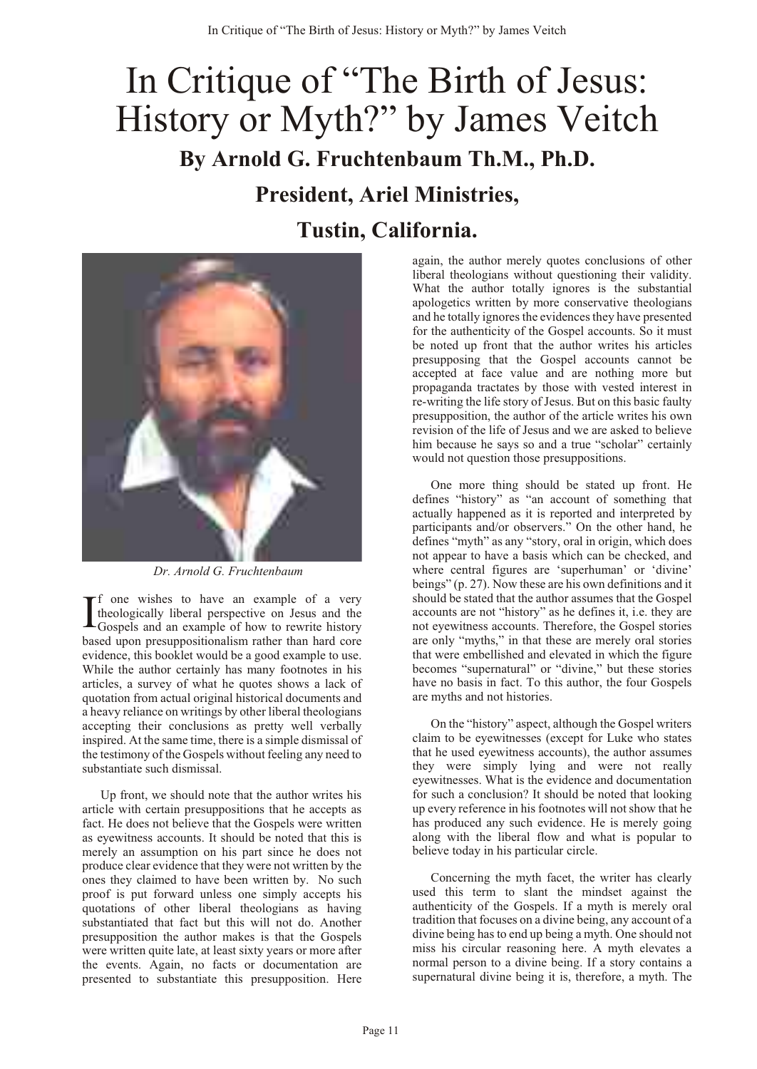# In Critique of "The Birth of Jesus: History or Myth?" by James Veitch

## By Arnold G. Fruchtenbaum Th.M., Ph.D.

## President, Ariel Ministries,

## Tustin, California.

*Dr. Arnold G. Fruchtenbaum*

If one wishes to have an example of a very theologically liberal perspective on Jesus and the Gospels and an example of how to rewrite history based upon presuppositionalism rather than hard core evidence, this booklet would be a good example to use. While the author certainly has many footnotes in his articles, a survey of what he quotes shows a lack of quotation from actual original historical documents and a heavy reliance on writings by other liberal theologians accepting their conclusions as pretty well verbally inspired. At the same time, there is a simple dismissal of the testimony of the Gospels without feeling any need to substantiate such dismissal.

Up front, we should note that the author writes his article with certain presuppositions that he accepts as fact. He does not believe that the Gospels were written as eyewitness accounts. It should be noted that this is merely an assumption on his part since he does not produce clear evidence that they were not written by the ones they claimed to have been written by. No such proof is put forward unless one simply accepts his quotations of other liberal theologians as having substantiated that fact but this will not do. Another presupposition the author makes is that the Gospels were written quite late, at least sixty years or more after the events. Again, no facts or documentation are presented to substantiate this presupposition. Here again, the author merely quotes conclusions of other liberal theologians without questioning their validity. What the author totally ignores is the substantial apologetics written by more conservative theologians and he totally ignores the evidences they have presented for the authenticity of the Gospel accounts. So it must be noted up front that the author writes his articles presupposing that the Gospel accounts cannot be accepted at face value and are nothing more but propaganda tractates by those with vested interest in re-writing the life story of Jesus. But on this basic faulty presupposition, the author of the article writes his own revision of the life of Jesus and we are asked to believe him because he says so and a true "scholar" certainly would not question those presuppositions.

One more thing should be stated up front. He defines "history" as "an account of something that actually happened as it is reported and interpreted by participants and/or observers." On the other hand, he defines "myth" as any "story, oral in origin, which does not appear to have a basis which can be checked, and where central figures are 'superhuman' or 'divine' beings" (p. 27). Now these are his own definitions and it should be stated that the author assumes that the Gospel accounts are not "history" as he defines it, i.e. they are not eyewitness accounts. Therefore, the Gospel stories are only "myths," in that these are merely oral stories that were embellished and elevated in which the figure becomes "supernatural" or "divine," but these stories have no basis in fact. To this author, the four Gospels are myths and not histories.

On the "history" aspect, although the Gospel writers claim to be eyewitnesses (except for Luke who states that he used eyewitness accounts), the author assumes they were simply lying and were not really eyewitnesses. What is the evidence and documentation for such a conclusion? It should be noted that looking up every reference in his footnotes will not show that he has produced any such evidence. He is merely going along with the liberal flow and what is popular to believe today in his particular circle.

Concerning the myth facet, the writer has clearly used this term to slant the mindset against the authenticity of the Gospels. If a myth is merely oral tradition that focuses on a divine being, any account of a divine being has to end up being a myth. One should not miss his circular reasoning here. A myth elevates a normal person to a divine being. If a story contains a supernatural divine being it is, therefore, a myth. The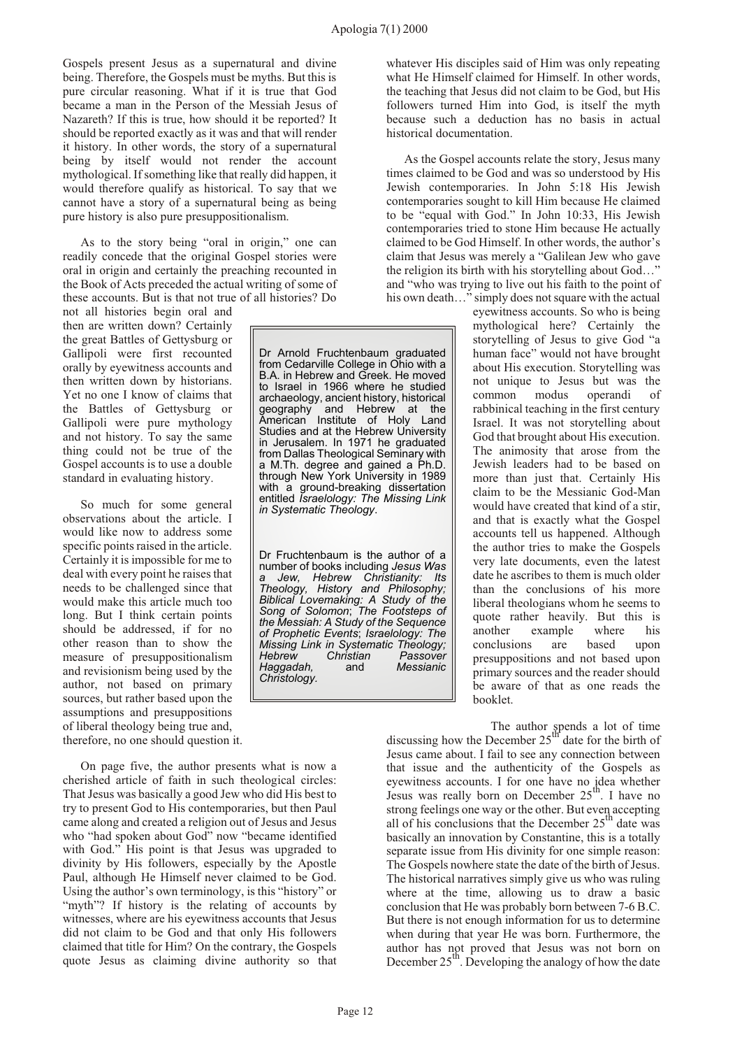Gospels present Jesus as a supernatural and divine being. Therefore, the Gospels must be myths. But this is pure circular reasoning. What if it is true that God became a man in the Person of the Messiah Jesus of Nazareth? If this is true, how should it be reported? It should be reported exactly as it was and that will render it history. In other words, the story of a supernatural being by itself would not render the account mythological. If something like that really did happen, it would therefore qualify as historical. To say that we cannot have a story of a supernatural being as being pure history is also pure presuppositionalism.

As to the story being "oral in origin," one can readily concede that the original Gospel stories were oral in origin and certainly the preaching recounted in the Book of Acts preceded the actual writing of some of these accounts. But is that not true of all histories? Do not all histories begin oral and then are written down? Certainly the great Battles of Gettysburg or Gallipoli were first recounted orally by eyewitness accounts and then written down by historians. Yet no one I know of claims that the Battles of Gettysburg or Gallipoli were pure mythology and not history. To say the same thing could not be true of the Gospel accounts is to use a double standard in evaluating history.

So much for some general observations about the article. I would like now to address some specific points raised in the article. Certainly it is impossible for me to deal with every point he raises that needs to be challenged since that would make this article much too long. But I think certain points should be addressed, if for no other reason than to show the measure of presuppositionalism and revisionism being used by the author, not based on primary sources, but rather based upon the assumptions and presuppositions of liberal theology being true and, therefore, no one should question it.

On page five, the author presents what is now a cherished article of faith in such theological circles: That Jesus was basically a good Jew who did His best to try to present God to His contemporaries, but then Paul came along and created a religion out of Jesus and Jesus who "had spoken about God" now "became identified with God." His point is that Jesus was upgraded to divinity by His followers, especially by the Apostle Paul, although He Himself never claimed to be God. Using the author's own terminology, is this "history" or "myth"? If history is the relating of accounts by witnesses, where are his eyewitness accounts that Jesus did not claim to be God and that only His followers claimed that title for Him? On the contrary, the Gospels quote Jesus as claiming divine authority so that whatever His disciples said of Him was only repeating what He Himself claimed for Himself. In other words, the teaching that Jesus did not claim to be God, but His followers turned Him into God, is itself the myth because such a deduction has no basis in actual historical documentation.

As the Gospel accounts relate the story, Jesus many times claimed to be God and was so understood by His Jewish contemporaries. In John 5:18 His Jewish contemporaries sought to kill Him because He claimed to be "equal with God." In John 10:33, His Jewish contemporaries tried to stone Him because He actually claimed to be God Himself. In other words, the author's claim that Jesus was merely a "Galilean Jew who gave the religion its birth with his storytelling about God…" and "who was trying to live out his faith to the point of his own death…" simply does not square with the actual eyewitness accounts. So who is being mythological here? Certainly the storytelling of Jesus to give God "a human face" would not have brought about His execution. Storytelling was not unique to Jesus but was the common modus operandi of rabbinical teaching in the first century Israel. It was not storytelling about God that brought about His execution. The animosity that arose from the Jewish leaders had to be based on more than just that. Certainly His claim to be the Messianic God-Man would have created that kind of a stir, and that is exactly what the Gospel accounts tell us happened. Although the author tries to make the Gospels very late documents, even the latest date he ascribes to them is much older than the conclusions of his more liberal theologians whom he seems to quote rather heavily. But this is another example where his conclusions are based upon presuppositions and not based upon primary sources and the reader should be aware of that as one reads the booklet.

> Dr Arnold Fruchtenbaum graduated from Cedarville College in Ohio with a B.A. in Hebrew and Greek. He moved to Israel in 1966 where he studied archaeology, ancient history, historical geography and Hebrew at the American Institute of Holy Land Studies and at the Hebrew University in Jerusalem. In 1971 he graduated from Dallas Theological Seminary with a M.Th. degree and gained a Ph.D. through New York University in 1989 with a ground-breaking dissertation entitled *Israelology: The Missing Link in Systematic Theology*.
>
> Dr Fruchtenbaum is the author of a number of books including *Jesus Was a Jew, Hebrew Christianity: Its Theology, History and Philosophy; Biblical Lovemaking: A Study of the Song of Solomon*; *The Footsteps of the Messiah: A Study of the Sequence of Prophetic Events*; *Israelology: The Missing Link in Systematic Theology; Hebrew Christian Passover Haggadah,* and *Messianic Christology.*

The author spends a lot of time discussing how the December 25th date for the birth of Jesus came about. I fail to see any connection between that issue and the authenticity of the Gospels as eyewitness accounts. I for one have no idea whether Jesus was really born on December 25th. I have no strong feelings one way or the other. But even accepting all of his conclusions that the December 25th date was basically an innovation by Constantine, this is a totally separate issue from His divinity for one simple reason: The Gospels nowhere state the date of the birth of Jesus. The historical narratives simply give us who was ruling where at the time, allowing us to draw a basic conclusion that He was probably born between 7-6 B.C. But there is not enough information for us to determine when during that year He was born. Furthermore, the author has not proved that Jesus was not born on December 25th. Developing the analogy of how the date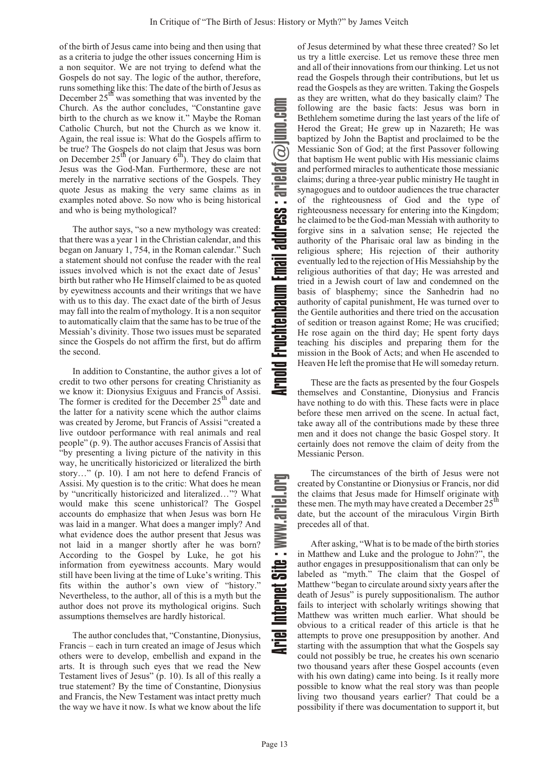of the birth of Jesus came into being and then using that as a criteria to judge the other issues concerning Him is a non sequitor. We are not trying to defend what the Gospels do not say. The logic of the author, therefore, runs something like this: The date of the birth of Jesus as December 25th was something that was invented by the Church. As the author concludes, "Constantine gave birth to the church as we know it." Maybe the Roman Catholic Church, but not the Church as we know it. Again, the real issue is: What do the Gospels affirm to be true? The Gospels do not claim that Jesus was born on December 25th (or January 6th). They do claim that Jesus was the God-Man. Furthermore, these are not merely in the narrative sections of the Gospels. They quote Jesus as making the very same claims as in examples noted above. So now who is being historical and who is being mythological?

The author says, "so a new mythology was created: that there was a year 1 in the Christian calendar, and this began on January 1, 754, in the Roman calendar." Such a statement should not confuse the reader with the real issues involved which is not the exact date of Jesus' birth but rather who He Himself claimed to be as quoted by eyewitness accounts and their writings that we have with us to this day. The exact date of the birth of Jesus may fall into the realm of mythology. It is a non sequitor to automatically claim that the same has to be true of the Messiah's divinity. Those two issues must be separated since the Gospels do not affirm the first, but do affirm the second.

In addition to Constantine, the author gives a lot of credit to two other persons for creating Christianity as we know it: Dionysius Exiguus and Francis of Assisi. The former is credited for the December 25th date and the latter for a nativity scene which the author claims was created by Jerome, but Francis of Assisi "created a live outdoor performance with real animals and real people" (p. 9). The author accuses Francis of Assisi that "by presenting a living picture of the nativity in this way, he uncritically historicized or literalized the birth story…" (p. 10). I am not here to defend Francis of Assisi. My question is to the critic: What does he mean by "uncritically historicized and literalized…"? What would make this scene unhistorical? The Gospel accounts do emphasize that when Jesus was born He was laid in a manger. What does a manger imply? And what evidence does the author present that Jesus was not laid in a manger shortly after he was born? According to the Gospel by Luke, he got his information from eyewitness accounts. Mary would still have been living at the time of Luke's writing. This fits within the author's own view of "history." Nevertheless, to the author, all of this is a myth but the author does not prove its mythological origins. Such assumptions themselves are hardly historical.

The author concludes that, "Constantine, Dionysius, Francis – each in turn created an image of Jesus which others were to develop, embellish and expand in the arts. It is through such eyes that we read the New Testament lives of Jesus" (p. 10). Is all of this really a true statement? By the time of Constantine, Dionysius and Francis, the New Testament was intact pretty much the way we have it now. Is what we know about the life of Jesus determined by what these three created? So let us try a little exercise. Let us remove these three men and all of their innovations from our thinking. Let us not read the Gospels through their contributions, but let us read the Gospels as they are written. Taking the Gospels as they are written, what do they basically claim? The following are the basic facts: Jesus was born in Bethlehem sometime during the last years of the life of Herod the Great; He grew up in Nazareth; He was baptized by John the Baptist and proclaimed to be the Messianic Son of God; at the first Passover following that baptism He went public with His messianic claims and performed miracles to authenticate those messianic claims; during a three-year public ministry He taught in synagogues and to outdoor audiences the true character of the righteousness of God and the type of righteousness necessary for entering into the Kingdom; he claimed to be the God-man Messiah with authority to forgive sins in a salvation sense; He rejected the authority of the Pharisaic oral law as binding in the religious sphere; His rejection of their authority eventually led to the rejection of His Messiahship by the religious authorities of that day; He was arrested and tried in a Jewish court of law and condemned on the basis of blasphemy; since the Sanhedrin had no authority of capital punishment, He was turned over to the Gentile authorities and there tried on the accusation of sedition or treason against Rome; He was crucified; He rose again on the third day; He spent forty days teaching his disciples and preparing them for the mission in the Book of Acts; and when He ascended to Heaven He left the promise that He will someday return.

These are the facts as presented by the four Gospels themselves and Constantine, Dionysius and Francis have nothing to do with this. These facts were in place before these men arrived on the scene. In actual fact, take away all of the contributions made by these three men and it does not change the basic Gospel story. It certainly does not remove the claim of deity from the Messianic Person.

The circumstances of the birth of Jesus were not created by Constantine or Dionysius or Francis, nor did the claims that Jesus made for Himself originate with these men. The myth may have created a December 25th date, but the account of the miraculous Virgin Birth precedes all of that.

After asking, "What is to be made of the birth stories in Matthew and Luke and the prologue to John?", the author engages in presuppositionalism that can only be labeled as "myth." The claim that the Gospel of Matthew "began to circulate around sixty years after the death of Jesus" is purely suppositionalism. The author fails to interject with scholarly writings showing that Matthew was written much earlier. What should be obvious to a critical reader of this article is that he attempts to prove one presupposition by another. And starting with the assumption that what the Gospels say could not possibly be true, he creates his own scenario two thousand years after these Gospel accounts (even with his own dating) came into being. Is it really more possible to know what the real story was than people living two thousand years earlier? That could be a possibility if there was documentation to support it, but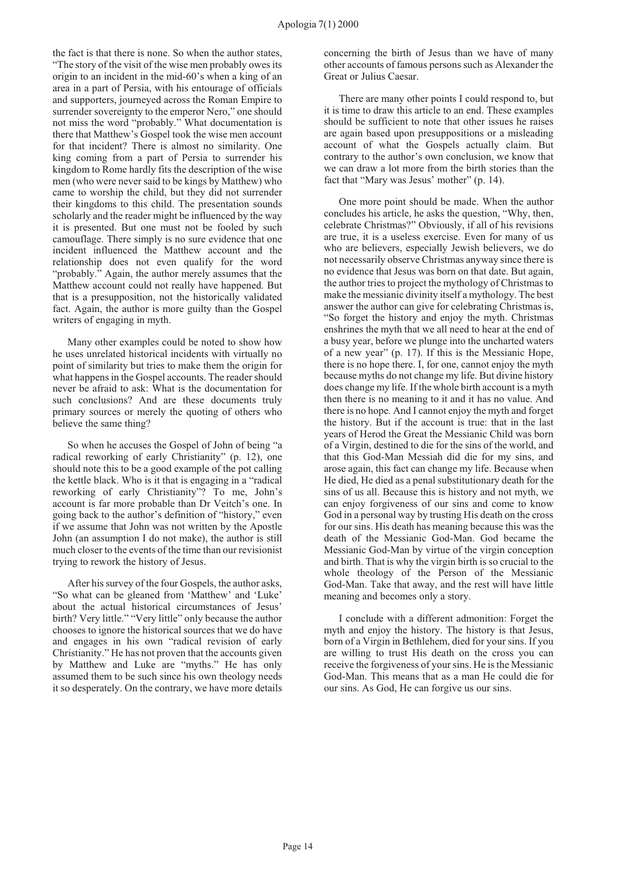the fact is that there is none. So when the author states, "The story of the visit of the wise men probably owes its origin to an incident in the mid-60's when a king of an area in a part of Persia, with his entourage of officials and supporters, journeyed across the Roman Empire to surrender sovereignty to the emperor Nero," one should not miss the word "probably." What documentation is there that Matthew's Gospel took the wise men account for that incident? There is almost no similarity. One king coming from a part of Persia to surrender his kingdom to Rome hardly fits the description of the wise men (who were never said to be kings by Matthew) who came to worship the child, but they did not surrender their kingdoms to this child. The presentation sounds scholarly and the reader might be influenced by the way it is presented. But one must not be fooled by such camouflage. There simply is no sure evidence that one incident influenced the Matthew account and the relationship does not even qualify for the word "probably." Again, the author merely assumes that the Matthew account could not really have happened. But that is a presupposition, not the historically validated fact. Again, the author is more guilty than the Gospel writers of engaging in myth.

Many other examples could be noted to show how he uses unrelated historical incidents with virtually no point of similarity but tries to make them the origin for what happens in the Gospel accounts. The reader should never be afraid to ask: What is the documentation for such conclusions? And are these documents truly primary sources or merely the quoting of others who believe the same thing?

So when he accuses the Gospel of John of being "a radical reworking of early Christianity" (p. 12), one should note this to be a good example of the pot calling the kettle black. Who is it that is engaging in a "radical reworking of early Christianity"? To me, John's account is far more probable than Dr Veitch's one. In going back to the author's definition of "history," even if we assume that John was not written by the Apostle John (an assumption I do not make), the author is still much closer to the events of the time than our revisionist trying to rework the history of Jesus.

After his survey of the four Gospels, the author asks, "So what can be gleaned from 'Matthew' and 'Luke' about the actual historical circumstances of Jesus' birth? Very little." "Very little" only because the author chooses to ignore the historical sources that we do have and engages in his own "radical revision of early Christianity." He has not proven that the accounts given by Matthew and Luke are "myths." He has only assumed them to be such since his own theology needs it so desperately. On the contrary, we have more details concerning the birth of Jesus than we have of many other accounts of famous persons such as Alexander the Great or Julius Caesar.

There are many other points I could respond to, but it is time to draw this article to an end. These examples should be sufficient to note that other issues he raises are again based upon presuppositions or a misleading account of what the Gospels actually claim. But contrary to the author's own conclusion, we know that we can draw a lot more from the birth stories than the fact that "Mary was Jesus' mother" (p. 14).

One more point should be made. When the author concludes his article, he asks the question, "Why, then, celebrate Christmas?" Obviously, if all of his revisions are true, it is a useless exercise. Even for many of us who are believers, especially Jewish believers, we do not necessarily observe Christmas anyway since there is no evidence that Jesus was born on that date. But again, the author tries to project the mythology of Christmas to make the messianic divinity itself a mythology. The best answer the author can give for celebrating Christmas is, "So forget the history and enjoy the myth. Christmas enshrines the myth that we all need to hear at the end of a busy year, before we plunge into the uncharted waters of a new year" (p. 17). If this is the Messianic Hope, there is no hope there. I, for one, cannot enjoy the myth because myths do not change my life. But divine history does change my life. If the whole birth account is a myth then there is no meaning to it and it has no value. And there is no hope. And I cannot enjoy the myth and forget the history. But if the account is true: that in the last years of Herod the Great the Messianic Child was born of a Virgin, destined to die for the sins of the world, and that this God-Man Messiah did die for my sins, and arose again, this fact can change my life. Because when He died, He died as a penal substitutionary death for the sins of us all. Because this is history and not myth, we can enjoy forgiveness of our sins and come to know God in a personal way by trusting His death on the cross for our sins. His death has meaning because this was the death of the Messianic God-Man. God became the Messianic God-Man by virtue of the virgin conception and birth. That is why the virgin birth is so crucial to the whole theology of the Person of the Messianic God-Man. Take that away, and the rest will have little meaning and becomes only a story.

I conclude with a different admonition: Forget the myth and enjoy the history. The history is that Jesus, born of a Virgin in Bethlehem, died for your sins. If you are willing to trust His death on the cross you can receive the forgiveness of your sins. He is the Messianic God-Man. This means that as a man He could die for our sins. As God, He can forgive us our sins.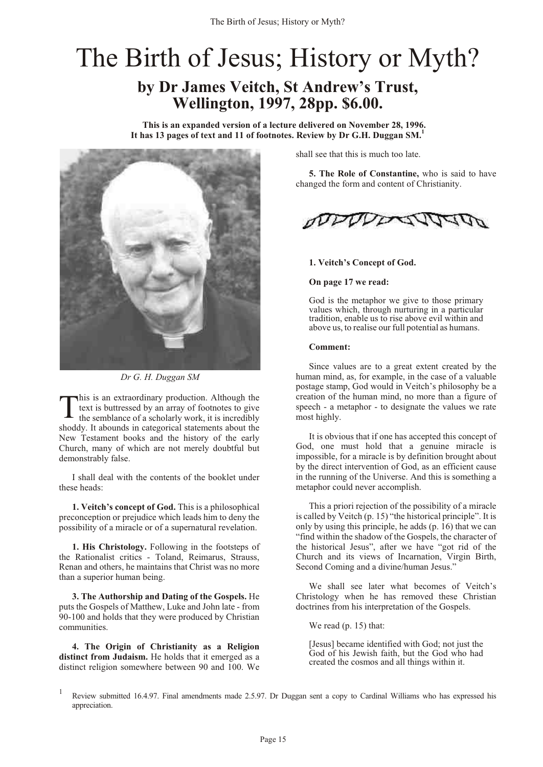# The Birth of Jesus; History or Myth?

## by Dr James Veitch, St Andrew's Trust, Wellington, 1997, 28pp. $6.00.

**This is an expanded version of a lecture delivered on November 28, 1996. It has 13 pages of text and 11 of footnotes. Review by Dr G.H. Duggan SM.**[1]

*Dr G. H. Duggan SM*

This is an extraordinary production. Although the text is buttressed by an array of footnotes to give the semblance of a scholarly work, it is incredibly shoddy. It abounds in categorical statements about the New Testament books and the history of the early Church, many of which are not merely doubtful but demonstrably false.

I shall deal with the contents of the booklet under these heads:

**1. Veitch's concept of God.** This is a philosophical preconception or prejudice which leads him to deny the possibility of a miracle or of a supernatural revelation.

**1. His Christology.** Following in the footsteps of the Rationalist critics - Toland, Reimarus, Strauss, Renan and others, he maintains that Christ was no more than a superior human being.

**3. The Authorship and Dating of the Gospels.** He puts the Gospels of Matthew, Luke and John late - from 90-100 and holds that they were produced by Christian communities.

**4. The Origin of Christianity as a Religion distinct from Judaism.** He holds that it emerged as a distinct religion somewhere between 90 and 100. We shall see that this is much too late.

**5. The Role of Constantine,** who is said to have changed the form and content of Christianity.

**1. Veitch's Concept of God.**

**On page 17 we read:**

> God is the metaphor we give to those primary values which, through nurturing in a particular tradition, enable us to rise above evil within and above us, to realise our full potential as humans.

**Comment:**

Since values are to a great extent created by the human mind, as, for example, in the case of a valuable postage stamp, God would in Veitch's philosophy be a creation of the human mind, no more than a figure of speech - a metaphor - to designate the values we rate most highly.

It is obvious that if one has accepted this concept of God, one must hold that a genuine miracle is impossible, for a miracle is by definition brought about by the direct intervention of God, as an efficient cause in the running of the Universe. And this is something a metaphor could never accomplish.

This a priori rejection of the possibility of a miracle is called by Veitch (p. 15) "the historical principle". It is only by using this principle, he adds (p. 16) that we can "find within the shadow of the Gospels, the character of the historical Jesus", after we have "got rid of the Church and its views of Incarnation, Virgin Birth, Second Coming and a divine/human Jesus."

We shall see later what becomes of Veitch's Christology when he has removed these Christian doctrines from his interpretation of the Gospels.

We read (p. 15) that:

> [Jesus] became identified with God; not just the God of his Jewish faith, but the God who had created the cosmos and all things within it.

[1] Review submitted 16.4.97. Final amendments made 2.5.97. Dr Duggan sent a copy to Cardinal Williams who has expressed his appreciation.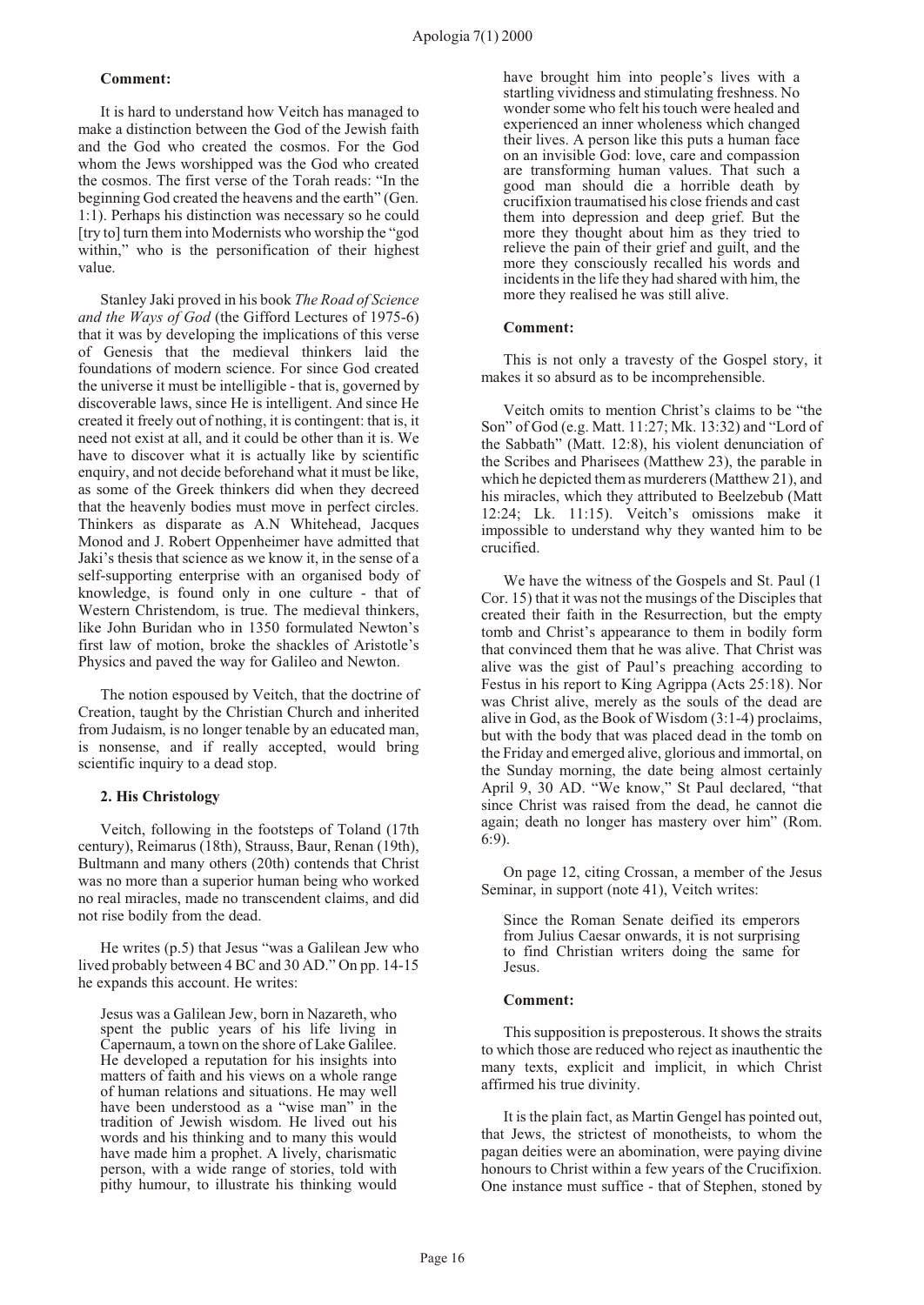**Comment:**

It is hard to understand how Veitch has managed to make a distinction between the God of the Jewish faith and the God who created the cosmos. For the God whom the Jews worshipped was the God who created the cosmos. The first verse of the Torah reads: "In the beginning God created the heavens and the earth" (Gen. 1:1). Perhaps his distinction was necessary so he could [try to] turn them into Modernists who worship the "god within," who is the personification of their highest value.

Stanley Jaki proved in his book *The Road of Science and the Ways of God* (the Gifford Lectures of 1975-6) that it was by developing the implications of this verse of Genesis that the medieval thinkers laid the foundations of modern science. For since God created the universe it must be intelligible - that is, governed by discoverable laws, since He is intelligent. And since He created it freely out of nothing, it is contingent: that is, it need not exist at all, and it could be other than it is. We have to discover what it is actually like by scientific enquiry, and not decide beforehand what it must be like, as some of the Greek thinkers did when they decreed that the heavenly bodies must move in perfect circles. Thinkers as disparate as A.N Whitehead, Jacques Monod and J. Robert Oppenheimer have admitted that Jaki's thesis that science as we know it, in the sense of a self-supporting enterprise with an organised body of knowledge, is found only in one culture - that of Western Christendom, is true. The medieval thinkers, like John Buridan who in 1350 formulated Newton's first law of motion, broke the shackles of Aristotle's Physics and paved the way for Galileo and Newton.

The notion espoused by Veitch, that the doctrine of Creation, taught by the Christian Church and inherited from Judaism, is no longer tenable by an educated man, is nonsense, and if really accepted, would bring scientific inquiry to a dead stop.

**2. His Christology**

Veitch, following in the footsteps of Toland (17th century), Reimarus (18th), Strauss, Baur, Renan (19th), Bultmann and many others (20th) contends that Christ was no more than a superior human being who worked no real miracles, made no transcendent claims, and did not rise bodily from the dead.

He writes (p.5) that Jesus "was a Galilean Jew who lived probably between 4 BC and 30 AD." On pp. 14-15 he expands this account. He writes:

> Jesus was a Galilean Jew, born in Nazareth, who spent the public years of his life living in Capernaum, a town on the shore of Lake Galilee. He developed a reputation for his insights into matters of faith and his views on a whole range of human relations and situations. He may well have been understood as a "wise man" in the tradition of Jewish wisdom. He lived out his words and his thinking and to many this would have made him a prophet. A lively, charismatic person, with a wide range of stories, told with pithy humour, to illustrate his thinking would have brought him into people's lives with a startling vividness and stimulating freshness. No wonder some who felt his touch were healed and experienced an inner wholeness which changed their lives. A person like this puts a human face on an invisible God: love, care and compassion are transforming human values. That such a good man should die a horrible death by crucifixion traumatised his close friends and cast them into depression and deep grief. But the more they thought about him as they tried to relieve the pain of their grief and guilt, and the more they consciously recalled his words and incidents in the life they had shared with him, the more they realised he was still alive.

**Comment:**

This is not only a travesty of the Gospel story, it makes it so absurd as to be incomprehensible.

Veitch omits to mention Christ's claims to be "the Son" of God (e.g. Matt. 11:27; Mk. 13:32) and "Lord of the Sabbath" (Matt. 12:8), his violent denunciation of the Scribes and Pharisees (Matthew 23), the parable in which he depicted them as murderers (Matthew 21), and his miracles, which they attributed to Beelzebub (Matt 12:24; Lk. 11:15). Veitch's omissions make it impossible to understand why they wanted him to be crucified.

We have the witness of the Gospels and St. Paul (1 Cor. 15) that it was not the musings of the Disciples that created their faith in the Resurrection, but the empty tomb and Christ's appearance to them in bodily form that convinced them that he was alive. That Christ was alive was the gist of Paul's preaching according to Festus in his report to King Agrippa (Acts 25:18). Nor was Christ alive, merely as the souls of the dead are alive in God, as the Book of Wisdom (3:1-4) proclaims, but with the body that was placed dead in the tomb on the Friday and emerged alive, glorious and immortal, on the Sunday morning, the date being almost certainly April 9, 30 AD. "We know," St Paul declared, "that since Christ was raised from the dead, he cannot die again; death no longer has mastery over him" (Rom. 6:9).

On page 12, citing Crossan, a member of the Jesus Seminar, in support (note 41), Veitch writes:

> Since the Roman Senate deified its emperors from Julius Caesar onwards, it is not surprising to find Christian writers doing the same for Jesus.

**Comment:**

This supposition is preposterous. It shows the straits to which those are reduced who reject as inauthentic the many texts, explicit and implicit, in which Christ affirmed his true divinity.

It is the plain fact, as Martin Gengel has pointed out, that Jews, the strictest of monotheists, to whom the pagan deities were an abomination, were paying divine honours to Christ within a few years of the Crucifixion. One instance must suffice - that of Stephen, stoned by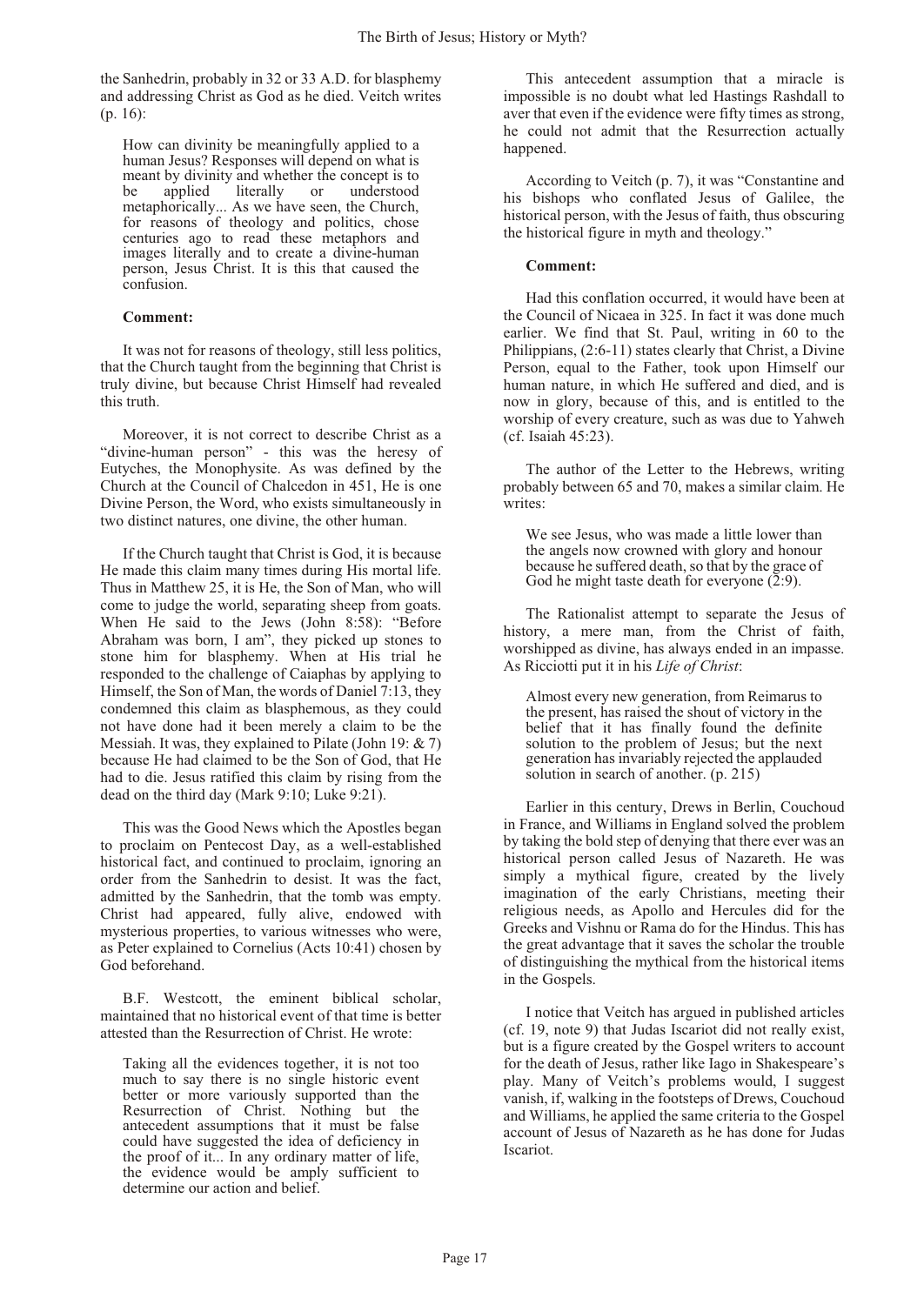the Sanhedrin, probably in 32 or 33 A.D. for blasphemy and addressing Christ as God as he died. Veitch writes (p. 16):

> How can divinity be meaningfully applied to a human Jesus? Responses will depend on what is meant by divinity and whether the concept is to be applied literally or understood metaphorically... As we have seen, the Church, for reasons of theology and politics, chose centuries ago to read these metaphors and images literally and to create a divine-human person, Jesus Christ. It is this that caused the confusion.

**Comment:**

It was not for reasons of theology, still less politics, that the Church taught from the beginning that Christ is truly divine, but because Christ Himself had revealed this truth.

Moreover, it is not correct to describe Christ as a "divine-human person" - this was the heresy of Eutyches, the Monophysite. As was defined by the Church at the Council of Chalcedon in 451, He is one Divine Person, the Word, who exists simultaneously in two distinct natures, one divine, the other human.

If the Church taught that Christ is God, it is because He made this claim many times during His mortal life. Thus in Matthew 25, it is He, the Son of Man, who will come to judge the world, separating sheep from goats. When He said to the Jews (John 8:58): "Before Abraham was born, I am", they picked up stones to stone him for blasphemy. When at His trial he responded to the challenge of Caiaphas by applying to Himself, the Son of Man, the words of Daniel 7:13, they condemned this claim as blasphemous, as they could not have done had it been merely a claim to be the Messiah. It was, they explained to Pilate (John 19: & 7) because He had claimed to be the Son of God, that He had to die. Jesus ratified this claim by rising from the dead on the third day (Mark 9:10; Luke 9:21).

This was the Good News which the Apostles began to proclaim on Pentecost Day, as a well-established historical fact, and continued to proclaim, ignoring an order from the Sanhedrin to desist. It was the fact, admitted by the Sanhedrin, that the tomb was empty. Christ had appeared, fully alive, endowed with mysterious properties, to various witnesses who were, as Peter explained to Cornelius (Acts 10:41) chosen by God beforehand.

B.F. Westcott, the eminent biblical scholar, maintained that no historical event of that time is better attested than the Resurrection of Christ. He wrote:

> Taking all the evidences together, it is not too much to say there is no single historic event better or more variously supported than the Resurrection of Christ. Nothing but the antecedent assumptions that it must be false could have suggested the idea of deficiency in the proof of it... In any ordinary matter of life, the evidence would be amply sufficient to determine our action and belief.

This antecedent assumption that a miracle is impossible is no doubt what led Hastings Rashdall to aver that even if the evidence were fifty times as strong, he could not admit that the Resurrection actually happened.

According to Veitch (p. 7), it was "Constantine and his bishops who conflated Jesus of Galilee, the historical person, with the Jesus of faith, thus obscuring the historical figure in myth and theology."

**Comment:**

Had this conflation occurred, it would have been at the Council of Nicaea in 325. In fact it was done much earlier. We find that St. Paul, writing in 60 to the Philippians, (2:6-11) states clearly that Christ, a Divine Person, equal to the Father, took upon Himself our human nature, in which He suffered and died, and is now in glory, because of this, and is entitled to the worship of every creature, such as was due to Yahweh (cf. Isaiah 45:23).

The author of the Letter to the Hebrews, writing probably between 65 and 70, makes a similar claim. He writes:

> We see Jesus, who was made a little lower than the angels now crowned with glory and honour because he suffered death, so that by the grace of God he might taste death for everyone (2:9).

The Rationalist attempt to separate the Jesus of history, a mere man, from the Christ of faith, worshipped as divine, has always ended in an impasse. As Ricciotti put it in his *Life of Christ*:

> Almost every new generation, from Reimarus to the present, has raised the shout of victory in the belief that it has finally found the definite solution to the problem of Jesus; but the next generation has invariably rejected the applauded solution in search of another. (p. 215)

Earlier in this century, Drews in Berlin, Couchoud in France, and Williams in England solved the problem by taking the bold step of denying that there ever was an historical person called Jesus of Nazareth. He was simply a mythical figure, created by the lively imagination of the early Christians, meeting their religious needs, as Apollo and Hercules did for the Greeks and Vishnu or Rama do for the Hindus. This has the great advantage that it saves the scholar the trouble of distinguishing the mythical from the historical items in the Gospels.

I notice that Veitch has argued in published articles (cf. 19, note 9) that Judas Iscariot did not really exist, but is a figure created by the Gospel writers to account for the death of Jesus, rather like Iago in Shakespeare's play. Many of Veitch's problems would, I suggest vanish, if, walking in the footsteps of Drews, Couchoud and Williams, he applied the same criteria to the Gospel account of Jesus of Nazareth as he has done for Judas Iscariot.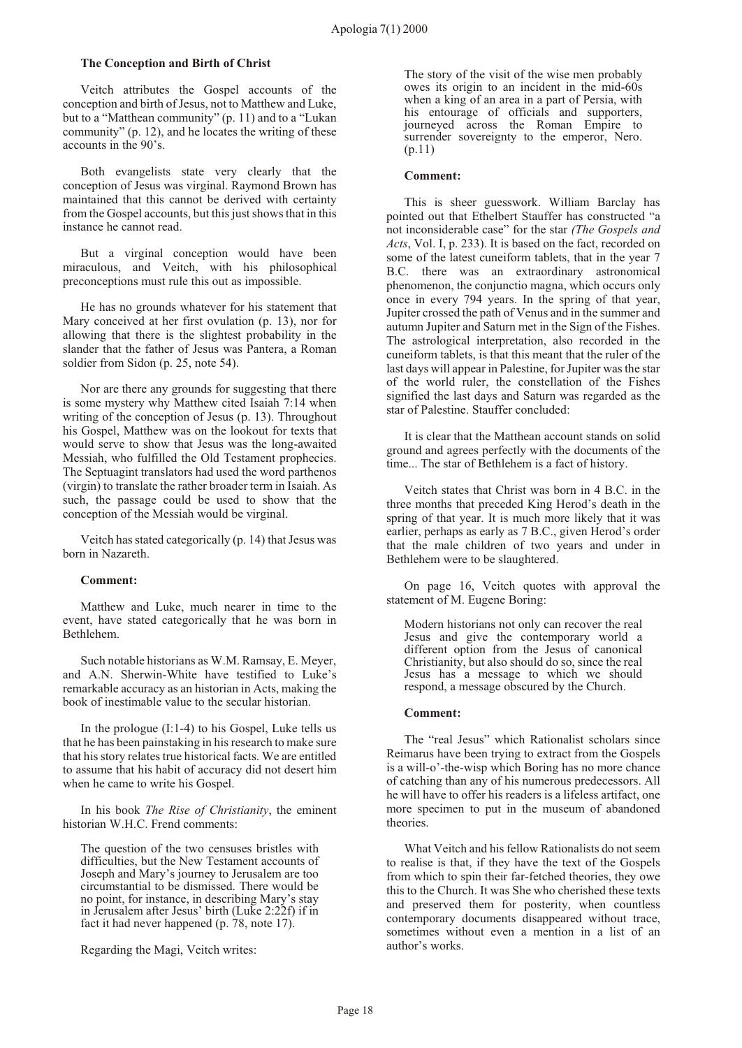### The Conception and Birth of Christ

Veitch attributes the Gospel accounts of the conception and birth of Jesus, not to Matthew and Luke, but to a "Matthean community" (p. 11) and to a "Lukan community" (p. 12), and he locates the writing of these accounts in the 90's.

Both evangelists state very clearly that the conception of Jesus was virginal. Raymond Brown has maintained that this cannot be derived with certainty from the Gospel accounts, but this just shows that in this instance he cannot read.

But a virginal conception would have been miraculous, and Veitch, with his philosophical preconceptions must rule this out as impossible.

He has no grounds whatever for his statement that Mary conceived at her first ovulation (p. 13), nor for allowing that there is the slightest probability in the slander that the father of Jesus was Pantera, a Roman soldier from Sidon (p. 25, note 54).

Nor are there any grounds for suggesting that there is some mystery why Matthew cited Isaiah 7:14 when writing of the conception of Jesus (p. 13). Throughout his Gospel, Matthew was on the lookout for texts that would serve to show that Jesus was the long-awaited Messiah, who fulfilled the Old Testament prophecies. The Septuagint translators had used the word parthenos (virgin) to translate the rather broader term in Isaiah. As such, the passage could be used to show that the conception of the Messiah would be virginal.

Veitch has stated categorically (p. 14) that Jesus was born in Nazareth.

**Comment:**

Matthew and Luke, much nearer in time to the event, have stated categorically that he was born in Bethlehem.

Such notable historians as W.M. Ramsay, E. Meyer, and A.N. Sherwin-White have testified to Luke's remarkable accuracy as an historian in Acts, making the book of inestimable value to the secular historian.

In the prologue (I:1-4) to his Gospel, Luke tells us that he has been painstaking in his research to make sure that his story relates true historical facts. We are entitled to assume that his habit of accuracy did not desert him when he came to write his Gospel.

In his book *The Rise of Christianity*, the eminent historian W.H.C. Frend comments:

> The question of the two censuses bristles with difficulties, but the New Testament accounts of Joseph and Mary's journey to Jerusalem are too circumstantial to be dismissed. There would be no point, for instance, in describing Mary's stay in Jerusalem after Jesus' birth (Luke 2:22f) if in fact it had never happened (p. 78, note 17).

Regarding the Magi, Veitch writes:

> The story of the visit of the wise men probably owes its origin to an incident in the mid-60s when a king of an area in a part of Persia, with his entourage of officials and supporters, journeyed across the Roman Empire to surrender sovereignty to the emperor, Nero. (p.11)

**Comment:**

This is sheer guesswork. William Barclay has pointed out that Ethelbert Stauffer has constructed "a not inconsiderable case" for the star *(The Gospels and Acts*, Vol. I, p. 233). It is based on the fact, recorded on some of the latest cuneiform tablets, that in the year 7 B.C. there was an extraordinary astronomical phenomenon, the conjunctio magna, which occurs only once in every 794 years. In the spring of that year, Jupiter crossed the path of Venus and in the summer and autumn Jupiter and Saturn met in the Sign of the Fishes. The astrological interpretation, also recorded in the cuneiform tablets, is that this meant that the ruler of the last days will appear in Palestine, for Jupiter was the star of the world ruler, the constellation of the Fishes signified the last days and Saturn was regarded as the star of Palestine. Stauffer concluded:

> It is clear that the Matthean account stands on solid ground and agrees perfectly with the documents of the time... The star of Bethlehem is a fact of history.

Veitch states that Christ was born in 4 B.C. in the three months that preceded King Herod's death in the spring of that year. It is much more likely that it was earlier, perhaps as early as 7 B.C., given Herod's order that the male children of two years and under in Bethlehem were to be slaughtered.

On page 16, Veitch quotes with approval the statement of M. Eugene Boring:

> Modern historians not only can recover the real Jesus and give the contemporary world a different option from the Jesus of canonical Christianity, but also should do so, since the real Jesus has a message to which we should respond, a message obscured by the Church.

**Comment:**

The "real Jesus" which Rationalist scholars since Reimarus have been trying to extract from the Gospels is a will-o'-the-wisp which Boring has no more chance of catching than any of his numerous predecessors. All he will have to offer his readers is a lifeless artifact, one more specimen to put in the museum of abandoned theories.

What Veitch and his fellow Rationalists do not seem to realise is that, if they have the text of the Gospels from which to spin their far-fetched theories, they owe this to the Church. It was She who cherished these texts and preserved them for posterity, when countless contemporary documents disappeared without trace, sometimes without even a mention in a list of an author's works.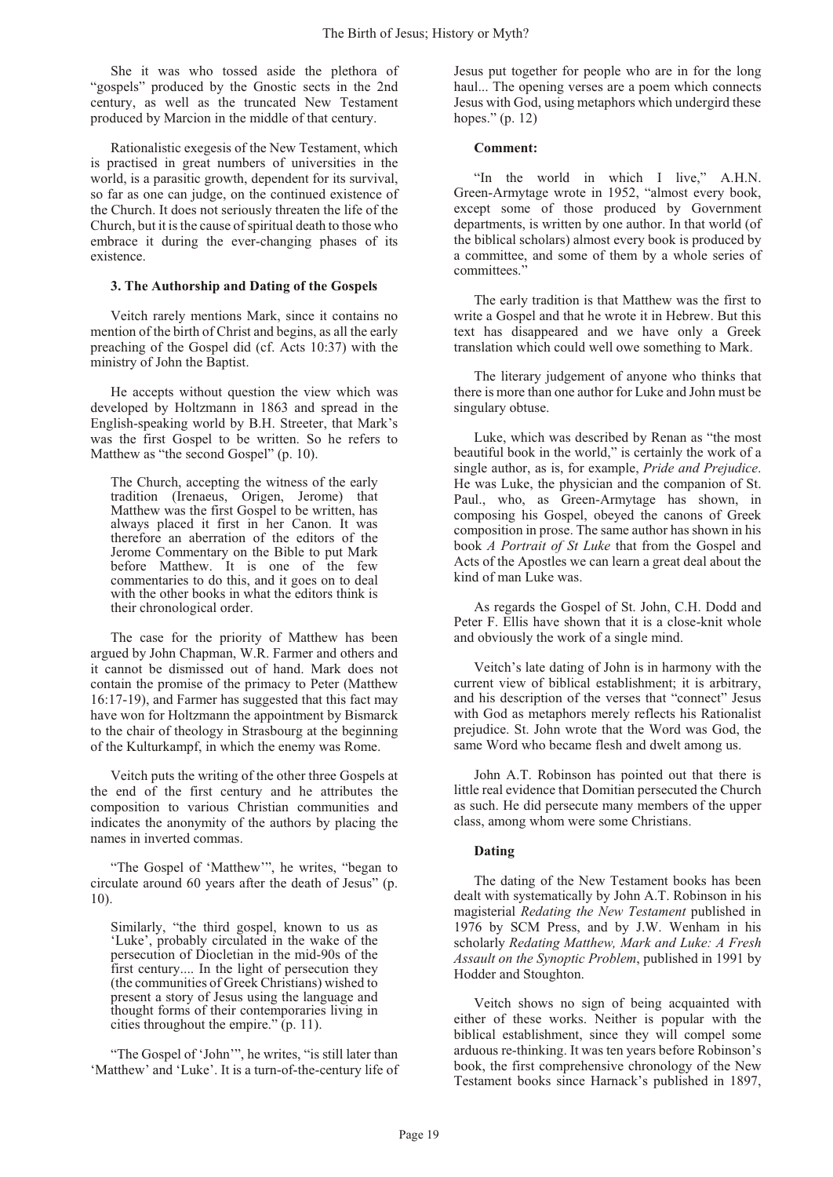She it was who tossed aside the plethora of "gospels" produced by the Gnostic sects in the 2nd century, as well as the truncated New Testament produced by Marcion in the middle of that century.

Rationalistic exegesis of the New Testament, which is practised in great numbers of universities in the world, is a parasitic growth, dependent for its survival, so far as one can judge, on the continued existence of the Church. It does not seriously threaten the life of the Church, but it is the cause of spiritual death to those who embrace it during the ever-changing phases of its existence.

### 3. The Authorship and Dating of the Gospels

Veitch rarely mentions Mark, since it contains no mention of the birth of Christ and begins, as all the early preaching of the Gospel did (cf. Acts 10:37) with the ministry of John the Baptist.

He accepts without question the view which was developed by Holtzmann in 1863 and spread in the English-speaking world by B.H. Streeter, that Mark's was the first Gospel to be written. So he refers to Matthew as "the second Gospel" (p. 10).

> The Church, accepting the witness of the early tradition (Irenaeus, Origen, Jerome) that Matthew was the first Gospel to be written, has always placed it first in her Canon. It was therefore an aberration of the editors of the Jerome Commentary on the Bible to put Mark before Matthew. It is one of the few commentaries to do this, and it goes on to deal with the other books in what the editors think is their chronological order.

The case for the priority of Matthew has been argued by John Chapman, W.R. Farmer and others and it cannot be dismissed out of hand. Mark does not contain the promise of the primacy to Peter (Matthew 16:17-19), and Farmer has suggested that this fact may have won for Holtzmann the appointment by Bismarck to the chair of theology in Strasbourg at the beginning of the Kulturkampf, in which the enemy was Rome.

Veitch puts the writing of the other three Gospels at the end of the first century and he attributes the composition to various Christian communities and indicates the anonymity of the authors by placing the names in inverted commas.

"The Gospel of 'Matthew'", he writes, "began to circulate around 60 years after the death of Jesus" (p. 10).

> Similarly, "the third gospel, known to us as 'Luke', probably circulated in the wake of the persecution of Diocletian in the mid-90s of the first century.... In the light of persecution they (the communities of Greek Christians) wished to present a story of Jesus using the language and thought forms of their contemporaries living in cities throughout the empire." (p. 11).

"The Gospel of 'John'", he writes, "is still later than 'Matthew' and 'Luke'. It is a turn-of-the-century life of Jesus put together for people who are in for the long haul... The opening verses are a poem which connects Jesus with God, using metaphors which undergird these hopes." (p. 12)

**Comment:**

"In the world in which I live," A.H.N. Green-Armytage wrote in 1952, "almost every book, except some of those produced by Government departments, is written by one author. In that world (of the biblical scholars) almost every book is produced by a committee, and some of them by a whole series of committees."

The early tradition is that Matthew was the first to write a Gospel and that he wrote it in Hebrew. But this text has disappeared and we have only a Greek translation which could well owe something to Mark.

The literary judgement of anyone who thinks that there is more than one author for Luke and John must be singulary obtuse.

Luke, which was described by Renan as "the most beautiful book in the world," is certainly the work of a single author, as is, for example, *Pride and Prejudice*. He was Luke, the physician and the companion of St. Paul., who, as Green-Armytage has shown, in composing his Gospel, obeyed the canons of Greek composition in prose. The same author has shown in his book *A Portrait of St Luke* that from the Gospel and Acts of the Apostles we can learn a great deal about the kind of man Luke was.

As regards the Gospel of St. John, C.H. Dodd and Peter F. Ellis have shown that it is a close-knit whole and obviously the work of a single mind.

Veitch's late dating of John is in harmony with the current view of biblical establishment; it is arbitrary, and his description of the verses that "connect" Jesus with God as metaphors merely reflects his Rationalist prejudice. St. John wrote that the Word was God, the same Word who became flesh and dwelt among us.

John A.T. Robinson has pointed out that there is little real evidence that Domitian persecuted the Church as such. He did persecute many members of the upper class, among whom were some Christians.

**Dating**

The dating of the New Testament books has been dealt with systematically by John A.T. Robinson in his magisterial *Redating the New Testament* published in 1976 by SCM Press, and by J.W. Wenham in his scholarly *Redating Matthew, Mark and Luke: A Fresh Assault on the Synoptic Problem*, published in 1991 by Hodder and Stoughton.

Veitch shows no sign of being acquainted with either of these works. Neither is popular with the biblical establishment, since they will compel some arduous re-thinking. It was ten years before Robinson's book, the first comprehensive chronology of the New Testament books since Harnack's published in 1897,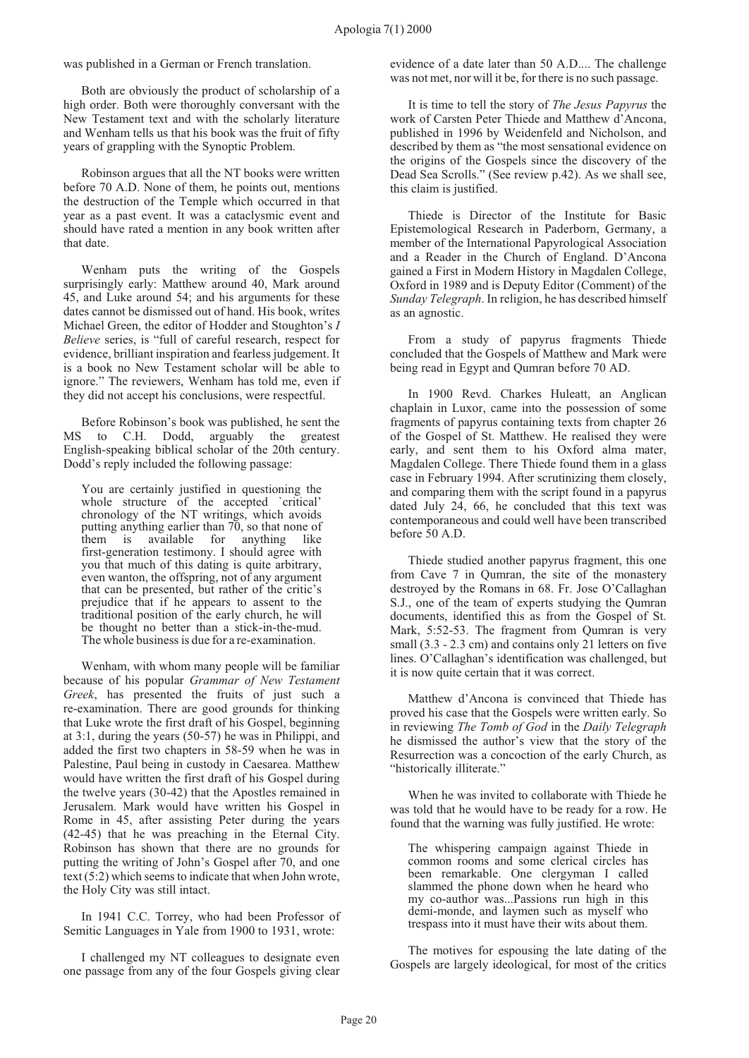was published in a German or French translation.

Both are obviously the product of scholarship of a high order. Both were thoroughly conversant with the New Testament text and with the scholarly literature and Wenham tells us that his book was the fruit of fifty years of grappling with the Synoptic Problem.

Robinson argues that all the NT books were written before 70 A.D. None of them, he points out, mentions the destruction of the Temple which occurred in that year as a past event. It was a cataclysmic event and should have rated a mention in any book written after that date.

Wenham puts the writing of the Gospels surprisingly early: Matthew around 40, Mark around 45, and Luke around 54; and his arguments for these dates cannot be dismissed out of hand. His book, writes Michael Green, the editor of Hodder and Stoughton's *I Believe* series, is "full of careful research, respect for evidence, brilliant inspiration and fearless judgement. It is a book no New Testament scholar will be able to ignore." The reviewers, Wenham has told me, even if they did not accept his conclusions, were respectful.

Before Robinson's book was published, he sent the MS to C.H. Dodd, arguably the greatest English-speaking biblical scholar of the 20th century. Dodd's reply included the following passage:

> You are certainly justified in questioning the whole structure of the accepted `critical' chronology of the NT writings, which avoids putting anything earlier than 70, so that none of them is available for anything like first-generation testimony. I should agree with you that much of this dating is quite arbitrary, even wanton, the offspring, not of any argument that can be presented, but rather of the critic's prejudice that if he appears to assent to the traditional position of the early church, he will be thought no better than a stick-in-the-mud. The whole business is due for a re-examination.

Wenham, with whom many people will be familiar because of his popular *Grammar of New Testament Greek*, has presented the fruits of just such a re-examination. There are good grounds for thinking that Luke wrote the first draft of his Gospel, beginning at 3:1, during the years (50-57) he was in Philippi, and added the first two chapters in 58-59 when he was in Palestine, Paul being in custody in Caesarea. Matthew would have written the first draft of his Gospel during the twelve years (30-42) that the Apostles remained in Jerusalem. Mark would have written his Gospel in Rome in 45, after assisting Peter during the years (42-45) that he was preaching in the Eternal City. Robinson has shown that there are no grounds for putting the writing of John's Gospel after 70, and one text (5:2) which seems to indicate that when John wrote, the Holy City was still intact.

In 1941 C.C. Torrey, who had been Professor of Semitic Languages in Yale from 1900 to 1931, wrote:

I challenged my NT colleagues to designate even one passage from any of the four Gospels giving clear evidence of a date later than 50 A.D.... The challenge was not met, nor will it be, for there is no such passage.

It is time to tell the story of *The Jesus Papyrus* the work of Carsten Peter Thiede and Matthew d'Ancona, published in 1996 by Weidenfeld and Nicholson, and described by them as "the most sensational evidence on the origins of the Gospels since the discovery of the Dead Sea Scrolls." (See review p.42). As we shall see, this claim is justified.

Thiede is Director of the Institute for Basic Epistemological Research in Paderborn, Germany, a member of the International Papyrological Association and a Reader in the Church of England. D'Ancona gained a First in Modern History in Magdalen College, Oxford in 1989 and is Deputy Editor (Comment) of the *Sunday Telegraph*. In religion, he has described himself as an agnostic.

From a study of papyrus fragments Thiede concluded that the Gospels of Matthew and Mark were being read in Egypt and Qumran before 70 AD.

In 1900 Revd. Charkes Huleatt, an Anglican chaplain in Luxor, came into the possession of some fragments of papyrus containing texts from chapter 26 of the Gospel of St. Matthew. He realised they were early, and sent them to his Oxford alma mater, Magdalen College. There Thiede found them in a glass case in February 1994. After scrutinizing them closely, and comparing them with the script found in a papyrus dated July 24, 66, he concluded that this text was contemporaneous and could well have been transcribed before 50 A.D.

Thiede studied another papyrus fragment, this one from Cave 7 in Qumran, the site of the monastery destroyed by the Romans in 68. Fr. Jose O'Callaghan S.J., one of the team of experts studying the Qumran documents, identified this as from the Gospel of St. Mark, 5:52-53. The fragment from Qumran is very small (3.3 - 2.3 cm) and contains only 21 letters on five lines. O'Callaghan's identification was challenged, but it is now quite certain that it was correct.

Matthew d'Ancona is convinced that Thiede has proved his case that the Gospels were written early. So in reviewing *The Tomb of God* in the *Daily Telegraph* he dismissed the author's view that the story of the Resurrection was a concoction of the early Church, as "historically illiterate."

When he was invited to collaborate with Thiede he was told that he would have to be ready for a row. He found that the warning was fully justified. He wrote:

> The whispering campaign against Thiede in common rooms and some clerical circles has been remarkable. One clergyman I called slammed the phone down when he heard who my co-author was...Passions run high in this demi-monde, and laymen such as myself who trespass into it must have their wits about them.

The motives for espousing the late dating of the Gospels are largely ideological, for most of the critics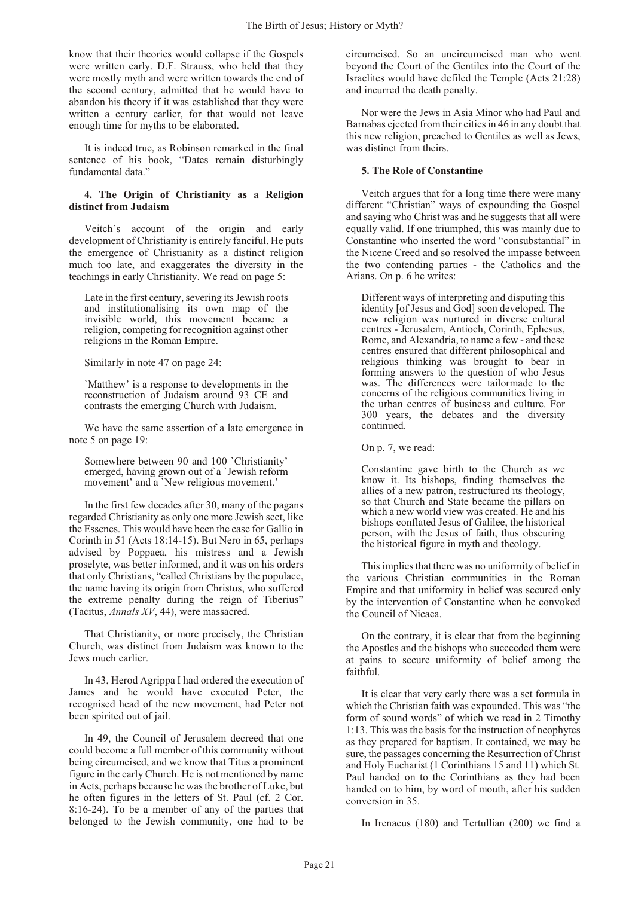know that their theories would collapse if the Gospels were written early. D.F. Strauss, who held that they were mostly myth and were written towards the end of the second century, admitted that he would have to abandon his theory if it was established that they were written a century earlier, for that would not leave enough time for myths to be elaborated.

It is indeed true, as Robinson remarked in the final sentence of his book, "Dates remain disturbingly fundamental data."

#### 4. The Origin of Christianity as a Religion distinct from Judaism

Veitch's account of the origin and early development of Christianity is entirely fanciful. He puts the emergence of Christianity as a distinct religion much too late, and exaggerates the diversity in the teachings in early Christianity. We read on page 5:

> Late in the first century, severing its Jewish roots and institutionalising its own map of the invisible world, this movement became a religion, competing for recognition against other religions in the Roman Empire.

Similarly in note 47 on page 24:

> `Matthew' is a response to developments in the reconstruction of Judaism around 93 CE and contrasts the emerging Church with Judaism.

We have the same assertion of a late emergence in note 5 on page 19:

> Somewhere between 90 and 100 `Christianity' emerged, having grown out of a `Jewish reform movement' and a `New religious movement.'

In the first few decades after 30, many of the pagans regarded Christianity as only one more Jewish sect, like the Essenes. This would have been the case for Gallio in Corinth in 51 (Acts 18:14-15). But Nero in 65, perhaps advised by Poppaea, his mistress and a Jewish proselyte, was better informed, and it was on his orders that only Christians, "called Christians by the populace, the name having its origin from Christus, who suffered the extreme penalty during the reign of Tiberius" (Tacitus, *Annals XV*, 44), were massacred.

That Christianity, or more precisely, the Christian Church, was distinct from Judaism was known to the Jews much earlier.

In 43, Herod Agrippa I had ordered the execution of James and he would have executed Peter, the recognised head of the new movement, had Peter not been spirited out of jail.

In 49, the Council of Jerusalem decreed that one could become a full member of this community without being circumcised, and we know that Titus a prominent figure in the early Church. He is not mentioned by name in Acts, perhaps because he was the brother of Luke, but he often figures in the letters of St. Paul (cf. 2 Cor. 8:16-24). To be a member of any of the parties that belonged to the Jewish community, one had to be circumcised. So an uncircumcised man who went beyond the Court of the Gentiles into the Court of the Israelites would have defiled the Temple (Acts 21:28) and incurred the death penalty.

Nor were the Jews in Asia Minor who had Paul and Barnabas ejected from their cities in 46 in any doubt that this new religion, preached to Gentiles as well as Jews, was distinct from theirs.

#### 5. The Role of Constantine

Veitch argues that for a long time there were many different "Christian" ways of expounding the Gospel and saying who Christ was and he suggests that all were equally valid. If one triumphed, this was mainly due to Constantine who inserted the word "consubstantial" in the Nicene Creed and so resolved the impasse between the two contending parties - the Catholics and the Arians. On p. 6 he writes:

> Different ways of interpreting and disputing this identity [of Jesus and God] soon developed. The new religion was nurtured in diverse cultural centres - Jerusalem, Antioch, Corinth, Ephesus, Rome, and Alexandria, to name a few - and these centres ensured that different philosophical and religious thinking was brought to bear in forming answers to the question of who Jesus was. The differences were tailormade to the concerns of the religious communities living in the urban centres of business and culture. For 300 years, the debates and the diversity continued.

On p. 7, we read:

> Constantine gave birth to the Church as we know it. Its bishops, finding themselves the allies of a new patron, restructured its theology, so that Church and State became the pillars on which a new world view was created. He and his bishops conflated Jesus of Galilee, the historical person, with the Jesus of faith, thus obscuring the historical figure in myth and theology.

This implies that there was no uniformity of belief in the various Christian communities in the Roman Empire and that uniformity in belief was secured only by the intervention of Constantine when he convoked the Council of Nicaea.

On the contrary, it is clear that from the beginning the Apostles and the bishops who succeeded them were at pains to secure uniformity of belief among the faithful.

It is clear that very early there was a set formula in which the Christian faith was expounded. This was "the form of sound words" of which we read in 2 Timothy 1:13. This was the basis for the instruction of neophytes as they prepared for baptism. It contained, we may be sure, the passages concerning the Resurrection of Christ and Holy Eucharist (1 Corinthians 15 and 11) which St. Paul handed on to the Corinthians as they had been handed on to him, by word of mouth, after his sudden conversion in 35.

In Irenaeus (180) and Tertullian (200) we find a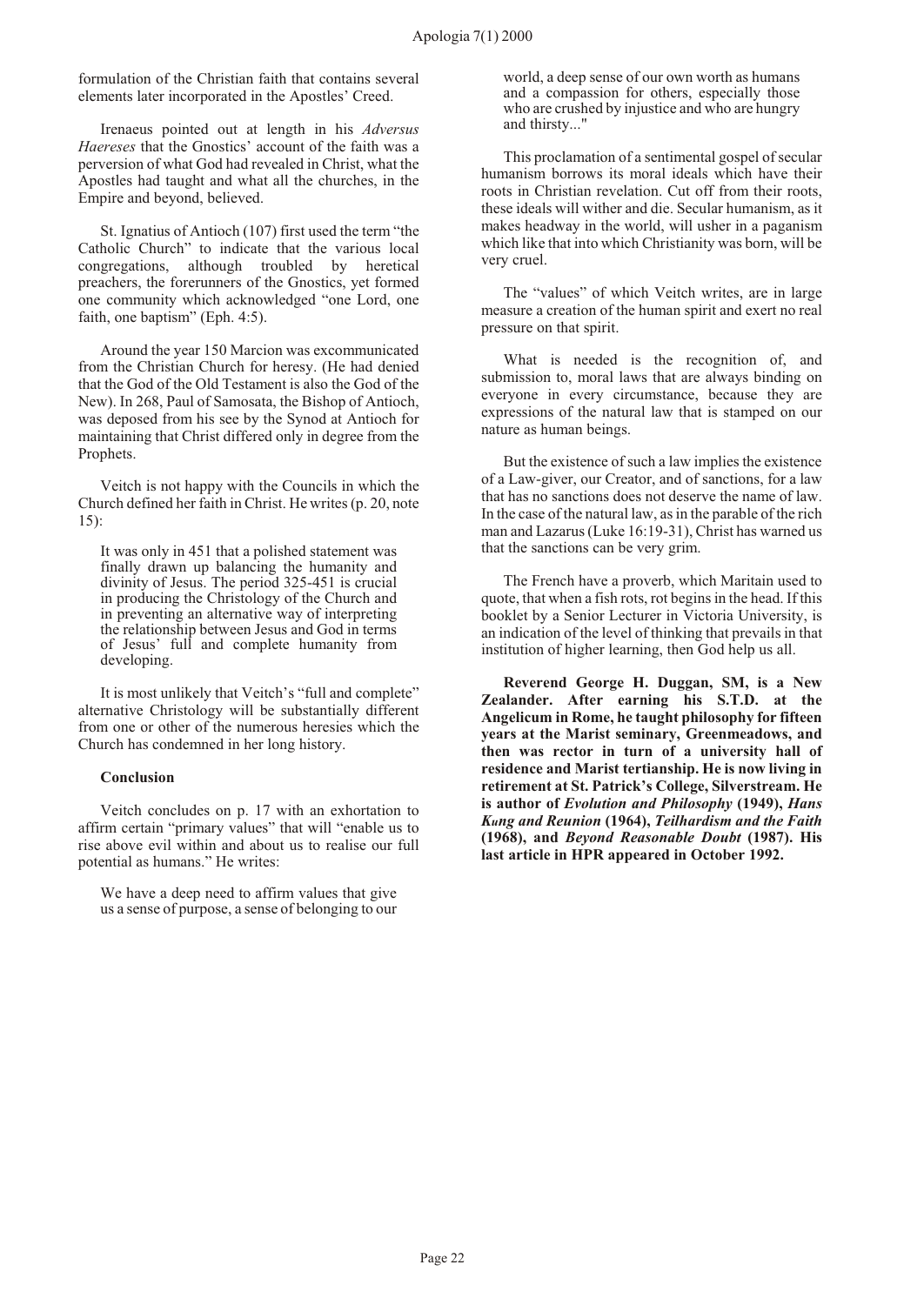formulation of the Christian faith that contains several elements later incorporated in the Apostles' Creed.

Irenaeus pointed out at length in his *Adversus Haereses* that the Gnostics' account of the faith was a perversion of what God had revealed in Christ, what the Apostles had taught and what all the churches, in the Empire and beyond, believed.

St. Ignatius of Antioch (107) first used the term "the Catholic Church" to indicate that the various local congregations, although troubled by heretical preachers, the forerunners of the Gnostics, yet formed one community which acknowledged "one Lord, one faith, one baptism" (Eph. 4:5).

Around the year 150 Marcion was excommunicated from the Christian Church for heresy. (He had denied that the God of the Old Testament is also the God of the New). In 268, Paul of Samosata, the Bishop of Antioch, was deposed from his see by the Synod at Antioch for maintaining that Christ differed only in degree from the Prophets.

Veitch is not happy with the Councils in which the Church defined her faith in Christ. He writes (p. 20, note 15):

> It was only in 451 that a polished statement was finally drawn up balancing the humanity and divinity of Jesus. The period 325-451 is crucial in producing the Christology of the Church and in preventing an alternative way of interpreting the relationship between Jesus and God in terms of Jesus' full and complete humanity from developing.

It is most unlikely that Veitch's "full and complete" alternative Christology will be substantially different from one or other of the numerous heresies which the Church has condemned in her long history.

### Conclusion

Veitch concludes on p. 17 with an exhortation to affirm certain "primary values" that will "enable us to rise above evil within and about us to realise our full potential as humans." He writes:

> We have a deep need to affirm values that give us a sense of purpose, a sense of belonging to our world, a deep sense of our own worth as humans and a compassion for others, especially those who are crushed by injustice and who are hungry and thirsty..."

This proclamation of a sentimental gospel of secular humanism borrows its moral ideals which have their roots in Christian revelation. Cut off from their roots, these ideals will wither and die. Secular humanism, as it makes headway in the world, will usher in a paganism which like that into which Christianity was born, will be very cruel.

The "values" of which Veitch writes, are in large measure a creation of the human spirit and exert no real pressure on that spirit.

What is needed is the recognition of, and submission to, moral laws that are always binding on everyone in every circumstance, because they are expressions of the natural law that is stamped on our nature as human beings.

But the existence of such a law implies the existence of a Law-giver, our Creator, and of sanctions, for a law that has no sanctions does not deserve the name of law. In the case of the natural law, as in the parable of the rich man and Lazarus (Luke 16:19-31), Christ has warned us that the sanctions can be very grim.

The French have a proverb, which Maritain used to quote, that when a fish rots, rot begins in the head. If this booklet by a Senior Lecturer in Victoria University, is an indication of the level of thinking that prevails in that institution of higher learning, then God help us all.

**Reverend George H. Duggan, SM, is a New Zealander. After earning his S.T.D. at the Angelicum in Rome, he taught philosophy for fifteen years at the Marist seminary, Greenmeadows, and then was rector in turn of a university hall of residence and Marist tertianship. He is now living in retirement at St. Patrick's College, Silverstream. He is author of *Evolution and Philosophy* (1949), *Hans Kung and Reunion* (1964), *Teilhardism and the Faith* (1968), and *Beyond Reasonable Doubt* (1987). His last article in HPR appeared in October 1992.**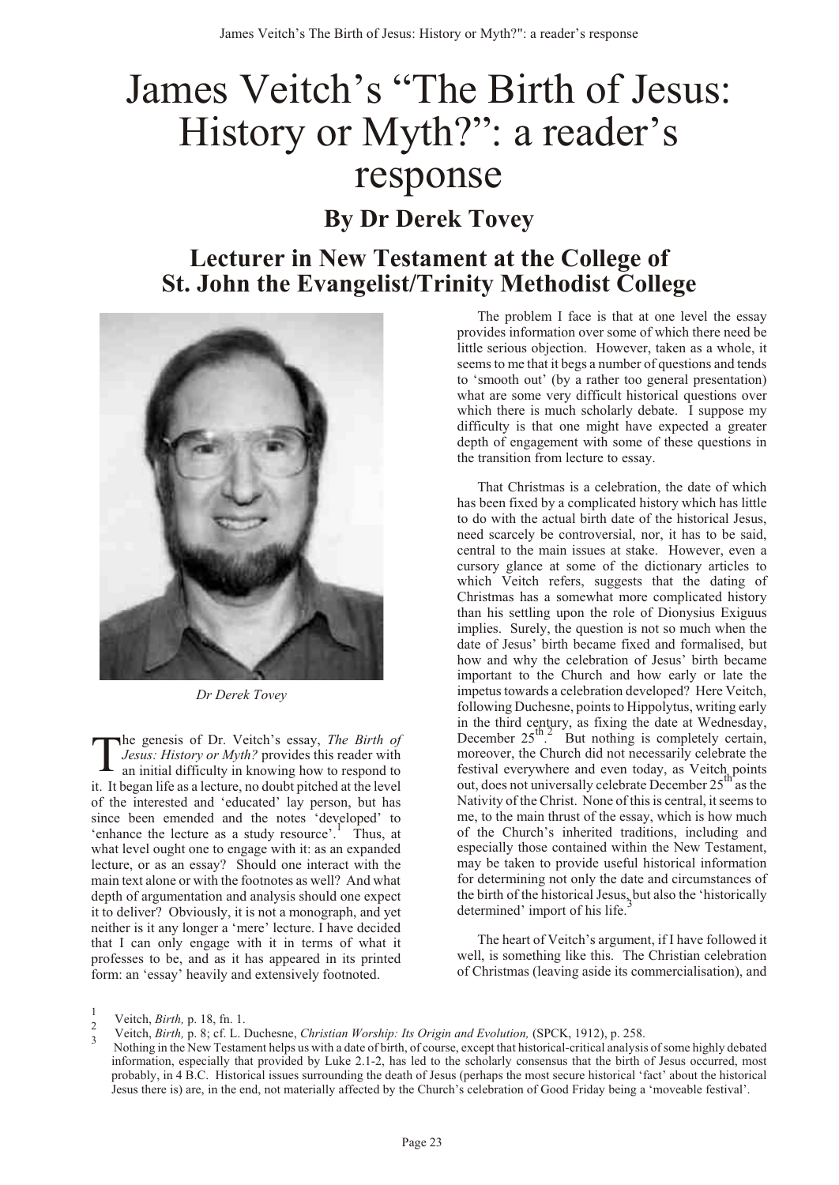# James Veitch's "The Birth of Jesus: History or Myth?": a reader's response

## By Dr Derek Tovey

## Lecturer in New Testament at the College of St. John the Evangelist/Trinity Methodist College

*Dr Derek Tovey*

The genesis of Dr. Veitch's essay, *The Birth of Jesus: History or Myth?* provides this reader with an initial difficulty in knowing how to respond to it. It began life as a lecture, no doubt pitched at the level of the interested and 'educated' lay person, but has since been emended and the notes 'developed' to 'enhance the lecture as a study resource'.[1] Thus, at what level ought one to engage with it: as an expanded lecture, or as an essay? Should one interact with the main text alone or with the footnotes as well? And what depth of argumentation and analysis should one expect it to deliver? Obviously, it is not a monograph, and yet neither is it any longer a 'mere' lecture. I have decided that I can only engage with it in terms of what it professes to be, and as it has appeared in its printed form: an 'essay' heavily and extensively footnoted.

The problem I face is that at one level the essay provides information over some of which there need be little serious objection. However, taken as a whole, it seems to me that it begs a number of questions and tends to 'smooth out' (by a rather too general presentation) what are some very difficult historical questions over which there is much scholarly debate. I suppose my difficulty is that one might have expected a greater depth of engagement with some of these questions in the transition from lecture to essay.

That Christmas is a celebration, the date of which has been fixed by a complicated history which has little to do with the actual birth date of the historical Jesus, need scarcely be controversial, nor, it has to be said, central to the main issues at stake. However, even a cursory glance at some of the dictionary articles to which Veitch refers, suggests that the dating of Christmas has a somewhat more complicated history than his settling upon the role of Dionysius Exiguus implies. Surely, the question is not so much when the date of Jesus' birth became fixed and formalised, but how and why the celebration of Jesus' birth became important to the Church and how early or late the impetus towards a celebration developed? Here Veitch, following Duchesne, points to Hippolytus, writing early in the third century, as fixing the date at Wednesday, December 25th.[2] But nothing is completely certain, moreover, the Church did not necessarily celebrate the festival everywhere and even today, as Veitch points out, does not universally celebrate December 25th as the Nativity of the Christ. None of this is central, it seems to me, to the main thrust of the essay, which is how much of the Church's inherited traditions, including and especially those contained within the New Testament, may be taken to provide useful historical information for determining not only the date and circumstances of the birth of the historical Jesus, but also the 'historically determined' import of his life.[3]

The heart of Veitch's argument, if I have followed it well, is something like this. The Christian celebration of Christmas (leaving aside its commercialisation), and

---

1 Veitch, *Birth,* p. 18, fn. 1.

2 Veitch, *Birth,* p. 8; cf. L. Duchesne, *Christian Worship: Its Origin and Evolution,* (SPCK, 1912), p. 258.

3 Nothing in the New Testament helps us with a date of birth, of course, except that historical-critical analysis of some highly debated information, especially that provided by Luke 2.1-2, has led to the scholarly consensus that the birth of Jesus occurred, most probably, in 4 B.C. Historical issues surrounding the death of Jesus (perhaps the most secure historical 'fact' about the historical Jesus there is) are, in the end, not materially affected by the Church's celebration of Good Friday being a 'moveable festival'.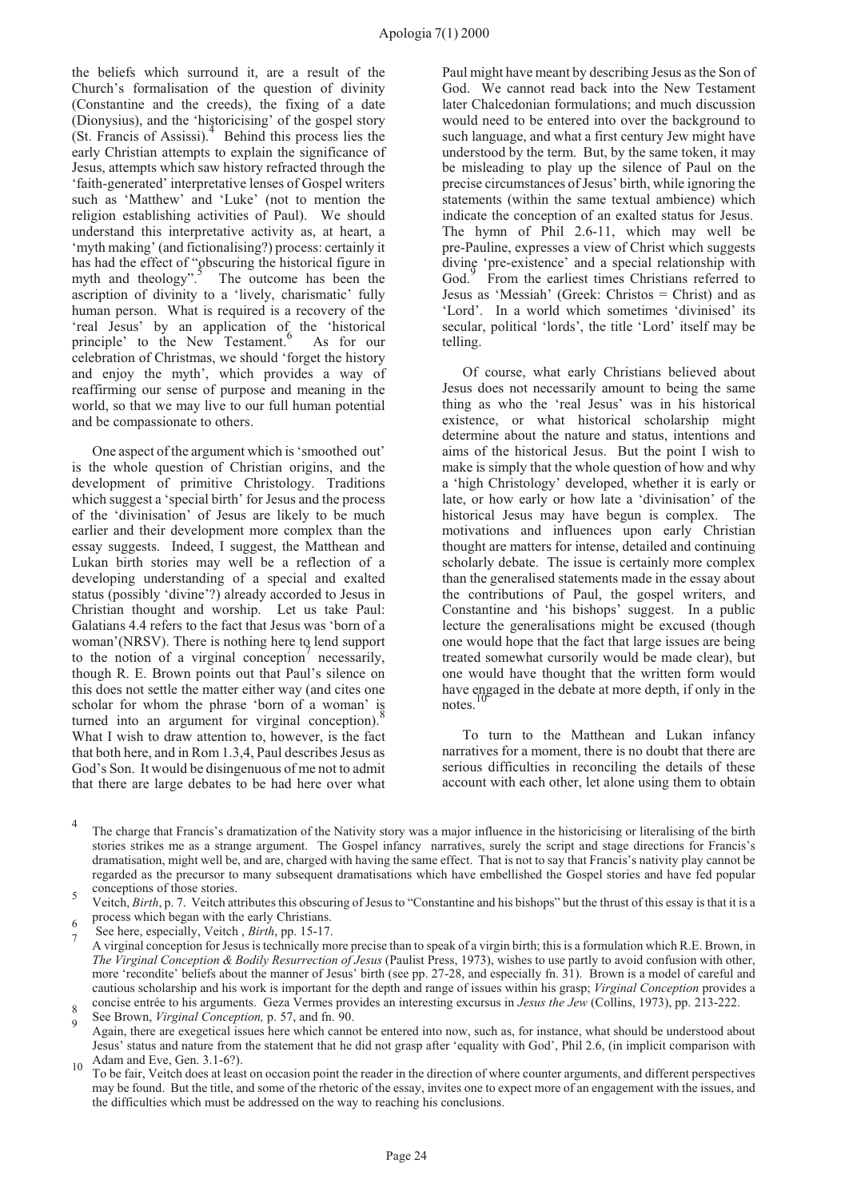the beliefs which surround it, are a result of the Church's formalisation of the question of divinity (Constantine and the creeds), the fixing of a date (Dionysius), and the 'historicising' of the gospel story (St. Francis of Assissi).[4] Behind this process lies the early Christian attempts to explain the significance of Jesus, attempts which saw history refracted through the 'faith-generated' interpretative lenses of Gospel writers such as 'Matthew' and 'Luke' (not to mention the religion establishing activities of Paul). We should understand this interpretative activity as, at heart, a 'myth making' (and fictionalising?) process: certainly it has had the effect of "obscuring the historical figure in myth and theology".[5] The outcome has been the ascription of divinity to a 'lively, charismatic' fully human person. What is required is a recovery of the 'real Jesus' by an application of the 'historical principle' to the New Testament.[6] As for our celebration of Christmas, we should 'forget the history and enjoy the myth', which provides a way of reaffirming our sense of purpose and meaning in the world, so that we may live to our full human potential and be compassionate to others.

One aspect of the argument which is 'smoothed out' is the whole question of Christian origins, and the development of primitive Christology. Traditions which suggest a 'special birth' for Jesus and the process of the 'divinisation' of Jesus are likely to be much earlier and their development more complex than the essay suggests. Indeed, I suggest, the Matthean and Lukan birth stories may well be a reflection of a developing understanding of a special and exalted status (possibly 'divine'?) already accorded to Jesus in Christian thought and worship. Let us take Paul: Galatians 4.4 refers to the fact that Jesus was 'born of a woman' (NRSV). There is nothing here to lend support to the notion of a virginal conception[7] necessarily, though R. E. Brown points out that Paul's silence on this does not settle the matter either way (and cites one scholar for whom the phrase 'born of a woman' is turned into an argument for virginal conception).[8] What I wish to draw attention to, however, is the fact that both here, and in Rom 1.3,4, Paul describes Jesus as God's Son. It would be disingenuous of me not to admit that there are large debates to be had here over what Paul might have meant by describing Jesus as the Son of God. We cannot read back into the New Testament later Chalcedonian formulations; and much discussion would need to be entered into over the background to such language, and what a first century Jew might have understood by the term. But, by the same token, it may be misleading to play up the silence of Paul on the precise circumstances of Jesus' birth, while ignoring the statements (within the same textual ambience) which indicate the conception of an exalted status for Jesus. The hymn of Phil 2.6-11, which may well be pre-Pauline, expresses a view of Christ which suggests divine 'pre-existence' and a special relationship with God.[9] From the earliest times Christians referred to Jesus as 'Messiah' (Greek: Christos = Christ) and as 'Lord'. In a world which sometimes 'divinised' its secular, political 'lords', the title 'Lord' itself may be telling.

Of course, what early Christians believed about Jesus does not necessarily amount to being the same thing as who the 'real Jesus' was in his historical existence, or what historical scholarship might determine about the nature and status, intentions and aims of the historical Jesus. But the point I wish to make is simply that the whole question of how and why a 'high Christology' developed, whether it is early or late, or how early or how late a 'divinisation' of the historical Jesus may have begun is complex. The motivations and influences upon early Christian thought are matters for intense, detailed and continuing scholarly debate. The issue is certainly more complex than the generalised statements made in the essay about the contributions of Paul, the gospel writers, and Constantine and 'his bishops' suggest. In a public lecture the generalisations might be excused (though one would hope that the fact that large issues are being treated somewhat cursorily would be made clear), but one would have thought that the written form would have engaged in the debate at more depth, if only in the notes.[10]

To turn to the Matthean and Lukan infancy narratives for a moment, there is no doubt that there are serious difficulties in reconciling the details of these account with each other, let alone using them to obtain

---

[4] The charge that Francis's dramatization of the Nativity story was a major influence in the historicising or literalising of the birth stories strikes me as a strange argument. The Gospel infancy narratives, surely the script and stage directions for Francis's dramatisation, might well be, and are, charged with having the same effect. That is not to say that Francis's nativity play cannot be regarded as the precursor to many subsequent dramatisations which have embellished the Gospel stories and have fed popular conceptions of those stories.

[5] Veitch, *Birth*, p. 7. Veitch attributes this obscuring of Jesus to "Constantine and his bishops" but the thrust of this essay is that it is a process which began with the early Christians.

[6] See here, especially, Veitch , *Birth*, pp. 15-17.

[7] A virginal conception for Jesus is technically more precise than to speak of a virgin birth; this is a formulation which R.E. Brown, in *The Virginal Conception & Bodily Resurrection of Jesus* (Paulist Press, 1973), wishes to use partly to avoid confusion with other, more 'recondite' beliefs about the manner of Jesus' birth (see pp. 27-28, and especially fn. 31). Brown is a model of careful and cautious scholarship and his work is important for the depth and range of issues within his grasp; *Virginal Conception* provides a concise entrée to his arguments. Geza Vermes provides an interesting excursus in *Jesus the Jew* (Collins, 1973), pp. 213-222.

[8] See Brown, *Virginal Conception,* p. 57, and fn. 90.

[9] Again, there are exegetical issues here which cannot be entered into now, such as, for instance, what should be understood about Jesus' status and nature from the statement that he did not grasp after 'equality with God', Phil 2.6, (in implicit comparison with Adam and Eve, Gen. 3.1-6?).

[10] To be fair, Veitch does at least on occasion point the reader in the direction of where counter arguments, and different perspectives may be found. But the title, and some of the rhetoric of the essay, invites one to expect more of an engagement with the issues, and the difficulties which must be addressed on the way to reaching his conclusions.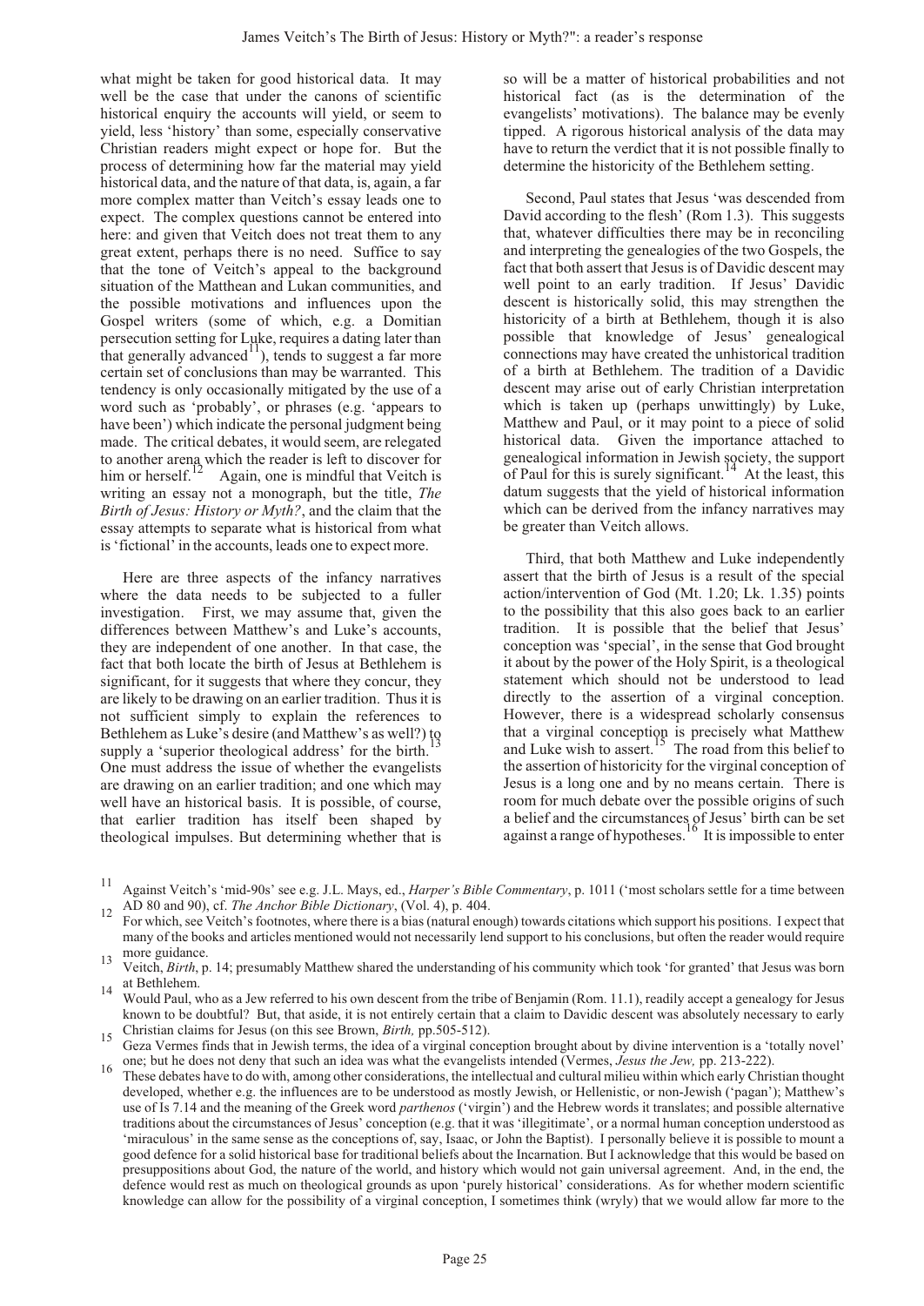what might be taken for good historical data. It may well be the case that under the canons of scientific historical enquiry the accounts will yield, or seem to yield, less 'history' than some, especially conservative Christian readers might expect or hope for. But the process of determining how far the material may yield historical data, and the nature of that data, is, again, a far more complex matter than Veitch's essay leads one to expect. The complex questions cannot be entered into here: and given that Veitch does not treat them to any great extent, perhaps there is no need. Suffice to say that the tone of Veitch's appeal to the background situation of the Matthean and Lukan communities, and the possible motivations and influences upon the Gospel writers (some of which, e.g. a Domitian persecution setting for Luke, requires a dating later than that generally advanced[11]), tends to suggest a far more certain set of conclusions than may be warranted. This tendency is only occasionally mitigated by the use of a word such as 'probably', or phrases (e.g. 'appears to have been') which indicate the personal judgment being made. The critical debates, it would seem, are relegated to another arena which the reader is left to discover for him or herself.[12] Again, one is mindful that Veitch is writing an essay not a monograph, but the title, *The Birth of Jesus: History or Myth?*, and the claim that the essay attempts to separate what is historical from what is 'fictional' in the accounts, leads one to expect more.

Here are three aspects of the infancy narratives where the data needs to be subjected to a fuller investigation. First, we may assume that, given the differences between Matthew's and Luke's accounts, they are independent of one another. In that case, the fact that both locate the birth of Jesus at Bethlehem is significant, for it suggests that where they concur, they are likely to be drawing on an earlier tradition. Thus it is not sufficient simply to explain the references to Bethlehem as Luke's desire (and Matthew's as well?) to supply a 'superior theological address' for the birth.[13] One must address the issue of whether the evangelists are drawing on an earlier tradition; and one which may well have an historical basis. It is possible, of course, that earlier tradition has itself been shaped by theological impulses. But determining whether that is so will be a matter of historical probabilities and not historical fact (as is the determination of the evangelists' motivations). The balance may be evenly tipped. A rigorous historical analysis of the data may have to return the verdict that it is not possible finally to determine the historicity of the Bethlehem setting.

Second, Paul states that Jesus 'was descended from David according to the flesh' (Rom 1.3). This suggests that, whatever difficulties there may be in reconciling and interpreting the genealogies of the two Gospels, the fact that both assert that Jesus is of Davidic descent may well point to an early tradition. If Jesus' Davidic descent is historically solid, this may strengthen the historicity of a birth at Bethlehem, though it is also possible that knowledge of Jesus' genealogical connections may have created the unhistorical tradition of a birth at Bethlehem. The tradition of a Davidic descent may arise out of early Christian interpretation which is taken up (perhaps unwittingly) by Luke, Matthew and Paul, or it may point to a piece of solid historical data. Given the importance attached to genealogical information in Jewish society, the support of Paul for this is surely significant.[14] At the least, this datum suggests that the yield of historical information which can be derived from the infancy narratives may be greater than Veitch allows.

Third, that both Matthew and Luke independently assert that the birth of Jesus is a result of the special action/intervention of God (Mt. 1.20; Lk. 1.35) points to the possibility that this also goes back to an earlier tradition. It is possible that the belief that Jesus' conception was 'special', in the sense that God brought it about by the power of the Holy Spirit, is a theological statement which should not be understood to lead directly to the assertion of a virginal conception. However, there is a widespread scholarly consensus that a virginal conception is precisely what Matthew and Luke wish to assert.[15] The road from this belief to the assertion of historicity for the virginal conception of Jesus is a long one and by no means certain. There is room for much debate over the possible origins of such a belief and the circumstances of Jesus' birth can be set against a range of hypotheses.[16] It is impossible to enter

---

[11] Against Veitch's 'mid-90s' see e.g. J.L. Mays, ed., *Harper's Bible Commentary*, p. 1011 ('most scholars settle for a time between AD 80 and 90), cf. *The Anchor Bible Dictionary*, (Vol. 4), p. 404.

[12] For which, see Veitch's footnotes, where there is a bias (natural enough) towards citations which support his positions. I expect that many of the books and articles mentioned would not necessarily lend support to his conclusions, but often the reader would require more guidance.

[13] Veitch, *Birth*, p. 14; presumably Matthew shared the understanding of his community which took 'for granted' that Jesus was born at Bethlehem.

[14] Would Paul, who as a Jew referred to his own descent from the tribe of Benjamin (Rom. 11.1), readily accept a genealogy for Jesus known to be doubtful? But, that aside, it is not entirely certain that a claim to Davidic descent was absolutely necessary to early Christian claims for Jesus (on this see Brown, *Birth,* pp.505-512).

[15] Geza Vermes finds that in Jewish terms, the idea of a virginal conception brought about by divine intervention is a 'totally novel' one; but he does not deny that such an idea was what the evangelists intended (Vermes, *Jesus the Jew,* pp. 213-222).

[16] These debates have to do with, among other considerations, the intellectual and cultural milieu within which early Christian thought developed, whether e.g. the influences are to be understood as mostly Jewish, or Hellenistic, or non-Jewish ('pagan'); Matthew's use of Is 7.14 and the meaning of the Greek word *parthenos* ('virgin') and the Hebrew words it translates; and possible alternative traditions about the circumstances of Jesus' conception (e.g. that it was 'illegitimate', or a normal human conception understood as 'miraculous' in the same sense as the conceptions of, say, Isaac, or John the Baptist). I personally believe it is possible to mount a good defence for a solid historical base for traditional beliefs about the Incarnation. But I acknowledge that this would be based on presuppositions about God, the nature of the world, and history which would not gain universal agreement. And, in the end, the defence would rest as much on theological grounds as upon 'purely historical' considerations. As for whether modern scientific knowledge can allow for the possibility of a virginal conception, I sometimes think (wryly) that we would allow far more to the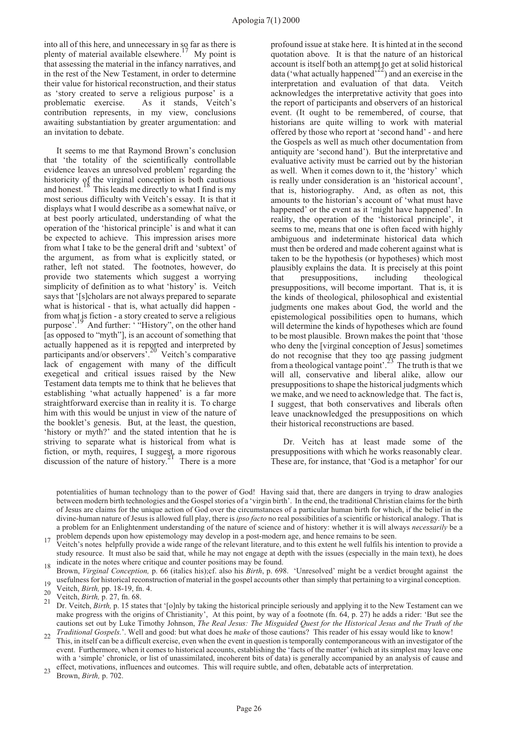into all of this here, and unnecessary in so far as there is plenty of material available elsewhere.[17] My point is that assessing the material in the infancy narratives, and in the rest of the New Testament, in order to determine their value for historical reconstruction, and their status as 'story created to serve a religious purpose' is a problematic exercise. As it stands, Veitch's contribution represents, in my view, conclusions awaiting substantiation by greater argumentation: and an invitation to debate.

It seems to me that Raymond Brown's conclusion that 'the totality of the scientifically controllable evidence leaves an unresolved problem' regarding the historicity of the virginal conception is both cautious and honest.[18] This leads me directly to what I find is my most serious difficulty with Veitch's essay. It is that it displays what I would describe as a somewhat naïve, or at best poorly articulated, understanding of what the operation of the 'historical principle' is and what it can be expected to achieve. This impression arises more from what I take to be the general drift and 'subtext' of the argument, as from what is explicitly stated, or rather, left not stated. The footnotes, however, do provide two statements which suggest a worrying simplicity of definition as to what 'history' is. Veitch says that '[s]cholars are not always prepared to separate what is historical - that is, what actually did happen - from what is fiction - a story created to serve a religious purpose'.[19] And further: ' "History", on the other hand [as opposed to "myth"], is an account of something that actually happened as it is reported and interpreted by participants and/or observers'.[20] Veitch's comparative lack of engagement with many of the difficult exegetical and critical issues raised by the New Testament data tempts me to think that he believes that establishing 'what actually happened' is a far more straightforward exercise than in reality it is. To charge him with this would be unjust in view of the nature of the booklet's genesis. But, at the least, the question, 'history or myth?' and the stated intention that he is striving to separate what is historical from what is fiction, or myth, requires, I suggest, a more rigorous discussion of the nature of history.[21] There is a more profound issue at stake here. It is hinted at in the second quotation above. It is that the nature of an historical account is itself both an attempt to get at solid historical data ('what actually happened'[22]) and an exercise in the interpretation and evaluation of that data. Veitch acknowledges the interpretative activity that goes into the report of participants and observers of an historical event. (It ought to be remembered, of course, that historians are quite willing to work with material offered by those who report at 'second hand' - and here the Gospels as well as much other documentation from antiquity are 'second hand'). But the interpretative and evaluative activity must be carried out by the historian as well. When it comes down to it, the 'history' which is really under consideration is an 'historical account', that is, historiography. And, as often as not, this amounts to the historian's account of 'what must have happened' or the event as it 'might have happened'. In reality, the operation of the 'historical principle', it seems to me, means that one is often faced with highly ambiguous and indeterminate historical data which must then be ordered and made coherent against what is taken to be the hypothesis (or hypotheses) which most plausibly explains the data. It is precisely at this point that presuppositions, including theological presuppositions, will become important. That is, it is the kinds of theological, philosophical and existential judgments one makes about God, the world and the epistemological possibilities open to humans, which will determine the kinds of hypotheses which are found to be most plausible. Brown makes the point that 'those who deny the [virginal conception of Jesus] sometimes do not recognise that they too are passing judgment from a theological vantage point'.[23] The truth is that we will all, conservative and liberal alike, allow our presuppositions to shape the historical judgments which we make, and we need to acknowledge that. The fact is, I suggest, that both conservatives and liberals often leave unacknowledged the presuppositions on which their historical reconstructions are based.

Dr. Veitch has at least made some of the presuppositions with which he works reasonably clear. These are, for instance, that 'God is a metaphor' for our

potentialities of human technology than to the power of God! Having said that, there are dangers in trying to draw analogies between modern birth technologies and the Gospel stories of a 'virgin birth'. In the end, the traditional Christian claims for the birth of Jesus are claims for the unique action of God over the circumstances of a particular human birth for which, if the belief in the divine-human nature of Jesus is allowed full play, there is *ipso facto* no real possibilities of a scientific or historical analogy. That is a problem for an Enlightenment understanding of the nature of science and of history: whether it is will always *necessarily* be a problem depends upon how epistemology may develop in a post-modern age, and hence remains to be seen.

[17] Veitch's notes helpfully provide a wide range of the relevant literature, and to this extent he well fulfils his intention to provide a study resource. It must also be said that, while he may not engage at depth with the issues (especially in the main text), he does indicate in the notes where critique and counter positions may be found.

[18] Brown, *Virginal Conception,* p. 66 (italics his);cf. also his *Birth*, p. 698. 'Unresolved' might be a verdict brought against the usefulness for historical reconstruction of material in the gospel accounts other than simply that pertaining to a virginal conception.

[19] Veitch, *Birth,* pp. 18-19, fn. 4.

[20] Veitch, *Birth,* p. 27, fn. 68.

[21] Dr. Veitch, *Birth,* p. 15 states that '[o]nly by taking the historical principle seriously and applying it to the New Testament can we make progress with the origins of Christianity', At this point, by way of a footnote (fn. 64, p. 27) he adds a rider: 'But see the cautions set out by Luke Timothy Johnson, *The Real Jesus: The Misguided Quest for the Historical Jesus and the Truth of the Traditional Gospels.*'. Well and good: but what does he *make* of those cautions? This reader of his essay would like to know!

[22] This, in itself can be a difficult exercise, even when the event in question is temporally contemporaneous with an investigator of the event. Furthermore, when it comes to historical accounts, establishing the 'facts of the matter' (which at its simplest may leave one with a 'simple' chronicle, or list of unassimilated, incoherent bits of data) is generally accompanied by an analysis of cause and effect, motivations, influences and outcomes. This will require subtle, and often, debatable acts of interpretation.

[23] Brown, *Birth,* p. 702.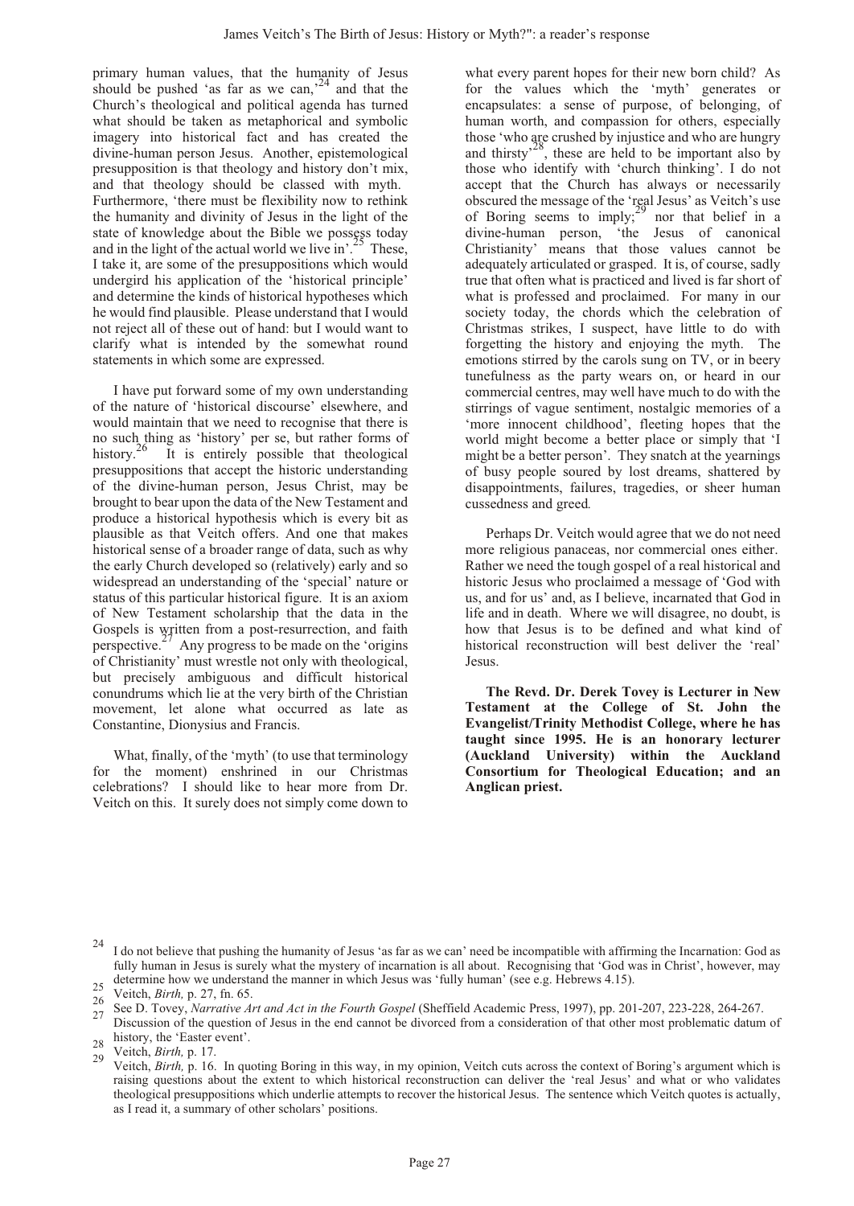primary human values, that the humanity of Jesus should be pushed 'as far as we can,'[24] and that the Church's theological and political agenda has turned what should be taken as metaphorical and symbolic imagery into historical fact and has created the divine-human person Jesus. Another, epistemological presupposition is that theology and history don't mix, and that theology should be classed with myth. Furthermore, 'there must be flexibility now to rethink the humanity and divinity of Jesus in the light of the state of knowledge about the Bible we possess today and in the light of the actual world we live in'.[25] These, I take it, are some of the presuppositions which would undergird his application of the 'historical principle' and determine the kinds of historical hypotheses which he would find plausible. Please understand that I would not reject all of these out of hand: but I would want to clarify what is intended by the somewhat round statements in which some are expressed.

I have put forward some of my own understanding of the nature of 'historical discourse' elsewhere, and would maintain that we need to recognise that there is no such thing as 'history' per se, but rather forms of history.[26] It is entirely possible that theological presuppositions that accept the historic understanding of the divine-human person, Jesus Christ, may be brought to bear upon the data of the New Testament and produce a historical hypothesis which is every bit as plausible as that Veitch offers. And one that makes historical sense of a broader range of data, such as why the early Church developed so (relatively) early and so widespread an understanding of the 'special' nature or status of this particular historical figure. It is an axiom of New Testament scholarship that the data in the Gospels is written from a post-resurrection, and faith perspective.[27] Any progress to be made on the 'origins of Christianity' must wrestle not only with theological, but precisely ambiguous and difficult historical conundrums which lie at the very birth of the Christian movement, let alone what occurred as late as Constantine, Dionysius and Francis.

What, finally, of the 'myth' (to use that terminology for the moment) enshrined in our Christmas celebrations? I should like to hear more from Dr. Veitch on this. It surely does not simply come down to what every parent hopes for their new born child? As for the values which the 'myth' generates or encapsulates: a sense of purpose, of belonging, of human worth, and compassion for others, especially those 'who are crushed by injustice and who are hungry and thirsty'[28], these are held to be important also by those who identify with 'church thinking'. I do not accept that the Church has always or necessarily obscured the message of the 'real Jesus' as Veitch's use of Boring seems to imply;[29] nor that belief in a divine-human person, 'the Jesus of canonical Christianity' means that those values cannot be adequately articulated or grasped. It is, of course, sadly true that often what is practiced and lived is far short of what is professed and proclaimed. For many in our society today, the chords which the celebration of Christmas strikes, I suspect, have little to do with forgetting the history and enjoying the myth. The emotions stirred by the carols sung on TV, or in beery tunefulness as the party wears on, or heard in our commercial centres, may well have much to do with the stirrings of vague sentiment, nostalgic memories of a 'more innocent childhood', fleeting hopes that the world might become a better place or simply that 'I might be a better person'. They snatch at the yearnings of busy people soured by lost dreams, shattered by disappointments, failures, tragedies, or sheer human cussedness and greed.

Perhaps Dr. Veitch would agree that we do not need more religious panaceas, nor commercial ones either. Rather we need the tough gospel of a real historical and historic Jesus who proclaimed a message of 'God with us, and for us' and, as I believe, incarnated that God in life and in death. Where we will disagree, no doubt, is how that Jesus is to be defined and what kind of historical reconstruction will best deliver the 'real' Jesus.

**The Revd. Dr. Derek Tovey is Lecturer in New Testament at the College of St. John the Evangelist/Trinity Methodist College, where he has taught since 1995. He is an honorary lecturer (Auckland University) within the Auckland Consortium for Theological Education; and an Anglican priest.**

---

[24] I do not believe that pushing the humanity of Jesus 'as far as we can' need be incompatible with affirming the Incarnation: God as fully human in Jesus is surely what the mystery of incarnation is all about. Recognising that 'God was in Christ', however, may determine how we understand the manner in which Jesus was 'fully human' (see e.g. Hebrews 4.15).

[25] Veitch, *Birth,* p. 27, fn. 65.

[26] See D. Tovey, *Narrative Art and Act in the Fourth Gospel* (Sheffield Academic Press, 1997), pp. 201-207, 223-228, 264-267.

[27] Discussion of the question of Jesus in the end cannot be divorced from a consideration of that other most problematic datum of history, the 'Easter event'.

[28] Veitch, *Birth,* p. 17.

[29] Veitch, *Birth,* p. 16. In quoting Boring in this way, in my opinion, Veitch cuts across the context of Boring's argument which is raising questions about the extent to which historical reconstruction can deliver the 'real Jesus' and what or who validates theological presuppositions which underlie attempts to recover the historical Jesus. The sentence which Veitch quotes is actually, as I read it, a summary of other scholars' positions.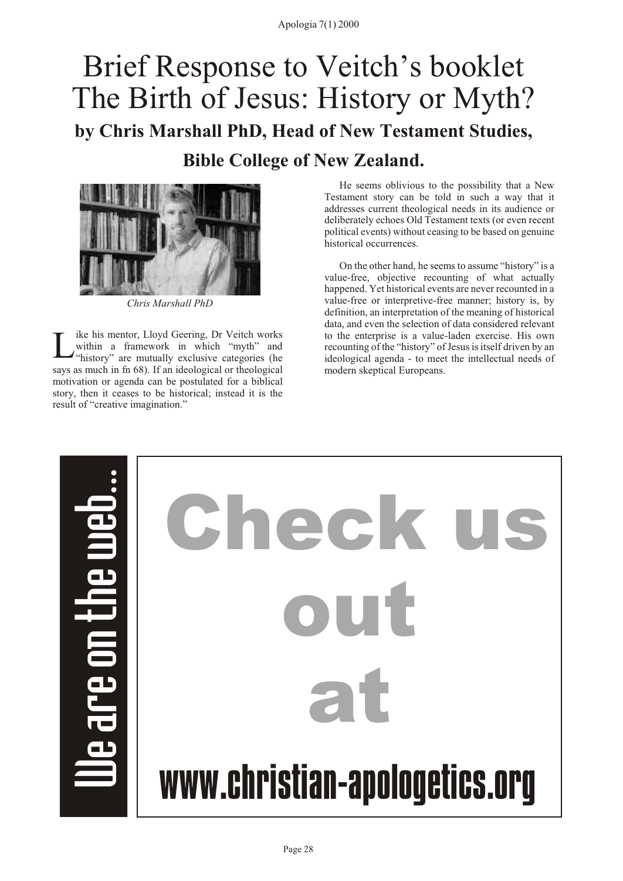# Brief Response to Veitch's booklet The Birth of Jesus: History or Myth?

## by Chris Marshall PhD, Head of New Testament Studies, Bible College of New Zealand.

*Chris Marshall PhD*

Like his mentor, Lloyd Geering, Dr Veitch works within a framework in which "myth" and "history" are mutually exclusive categories (he says as much in fn 68). If an ideological or theological motivation or agenda can be postulated for a biblical story, then it ceases to be historical; instead it is the result of "creative imagination."

He seems oblivious to the possibility that a New Testament story can be told in such a way that it addresses current theological needs in its audience or deliberately echoes Old Testament texts (or even recent political events) without ceasing to be based on genuine historical occurrences.

On the other hand, he seems to assume "history" is a value-free, objective recounting of what actually happened. Yet historical events are never recounted in a value-free or interpretive-free manner; history is, by definition, an interpretation of the meaning of historical data, and even the selection of data considered relevant to the enterprise is a value-laden exercise. His own recounting of the "history" of Jesus is itself driven by an ideological agenda - to meet the intellectual needs of modern skeptical Europeans.

We are on the web...

Check us out at

www.christian-apologetics.org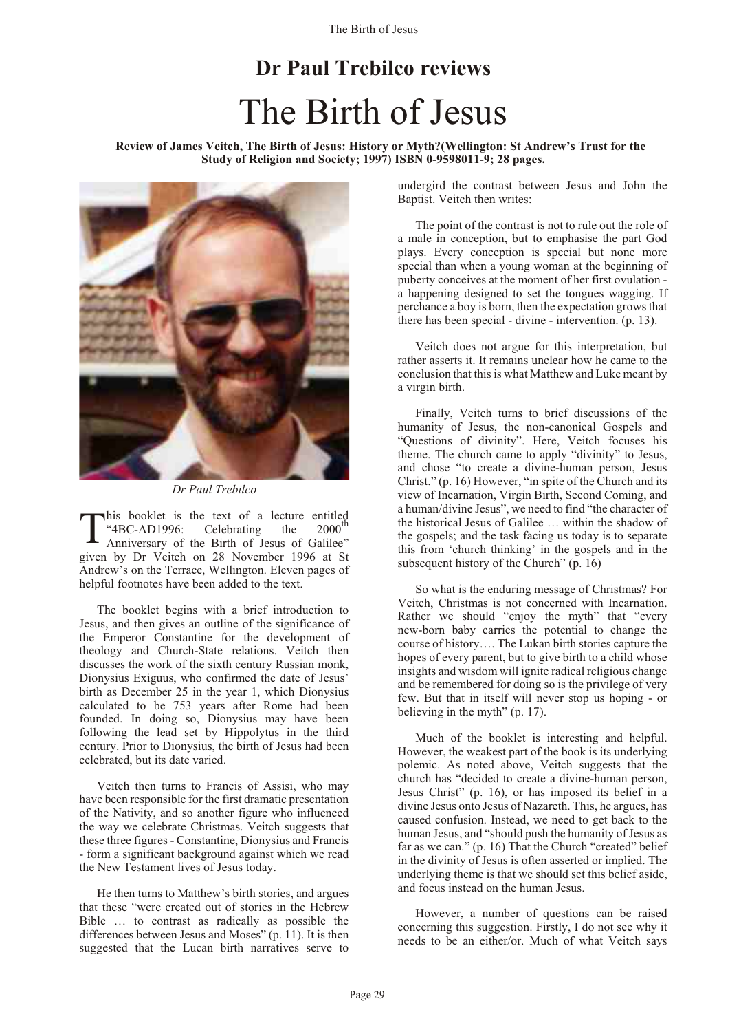# Dr Paul Trebilco reviews

# The Birth of Jesus

**Review of James Veitch, The Birth of Jesus: History or Myth?(Wellington: St Andrew's Trust for the Study of Religion and Society; 1997) ISBN 0-9598011-9; 28 pages.**

*Dr Paul Trebilco*

This booklet is the text of a lecture entitled "4BC-AD1996: Celebrating the 2000th Anniversary of the Birth of Jesus of Galilee" given by Dr Veitch on 28 November 1996 at St Andrew's on the Terrace, Wellington. Eleven pages of helpful footnotes have been added to the text.

The booklet begins with a brief introduction to Jesus, and then gives an outline of the significance of the Emperor Constantine for the development of theology and Church-State relations. Veitch then discusses the work of the sixth century Russian monk, Dionysius Exiguus, who confirmed the date of Jesus' birth as December 25 in the year 1, which Dionysius calculated to be 753 years after Rome had been founded. In doing so, Dionysius may have been following the lead set by Hippolytus in the third century. Prior to Dionysius, the birth of Jesus had been celebrated, but its date varied.

Veitch then turns to Francis of Assisi, who may have been responsible for the first dramatic presentation of the Nativity, and so another figure who influenced the way we celebrate Christmas. Veitch suggests that these three figures - Constantine, Dionysius and Francis - form a significant background against which we read the New Testament lives of Jesus today.

He then turns to Matthew's birth stories, and argues that these "were created out of stories in the Hebrew Bible … to contrast as radically as possible the differences between Jesus and Moses" (p. 11). It is then suggested that the Lucan birth narratives serve to undergird the contrast between Jesus and John the Baptist. Veitch then writes:

> The point of the contrast is not to rule out the role of a male in conception, but to emphasise the part God plays. Every conception is special but none more special than when a young woman at the beginning of puberty conceives at the moment of her first ovulation - a happening designed to set the tongues wagging. If perchance a boy is born, then the expectation grows that there has been special - divine - intervention. (p. 13).

Veitch does not argue for this interpretation, but rather asserts it. It remains unclear how he came to the conclusion that this is what Matthew and Luke meant by a virgin birth.

Finally, Veitch turns to brief discussions of the humanity of Jesus, the non-canonical Gospels and "Questions of divinity". Here, Veitch focuses his theme. The church came to apply "divinity" to Jesus, and chose "to create a divine-human person, Jesus Christ." (p. 16) However, "in spite of the Church and its view of Incarnation, Virgin Birth, Second Coming, and a human/divine Jesus", we need to find "the character of the historical Jesus of Galilee … within the shadow of the gospels; and the task facing us today is to separate this from 'church thinking' in the gospels and in the subsequent history of the Church" (p. 16)

So what is the enduring message of Christmas? For Veitch, Christmas is not concerned with Incarnation. Rather we should "enjoy the myth" that "every new-born baby carries the potential to change the course of history…. The Lukan birth stories capture the hopes of every parent, but to give birth to a child whose insights and wisdom will ignite radical religious change and be remembered for doing so is the privilege of very few. But that in itself will never stop us hoping - or believing in the myth" (p. 17).

Much of the booklet is interesting and helpful. However, the weakest part of the book is its underlying polemic. As noted above, Veitch suggests that the church has "decided to create a divine-human person, Jesus Christ" (p. 16), or has imposed its belief in a divine Jesus onto Jesus of Nazareth. This, he argues, has caused confusion. Instead, we need to get back to the human Jesus, and "should push the humanity of Jesus as far as we can." (p. 16) That the Church "created" belief in the divinity of Jesus is often asserted or implied. The underlying theme is that we should set this belief aside, and focus instead on the human Jesus.

However, a number of questions can be raised concerning this suggestion. Firstly, I do not see why it needs to be an either/or. Much of what Veitch says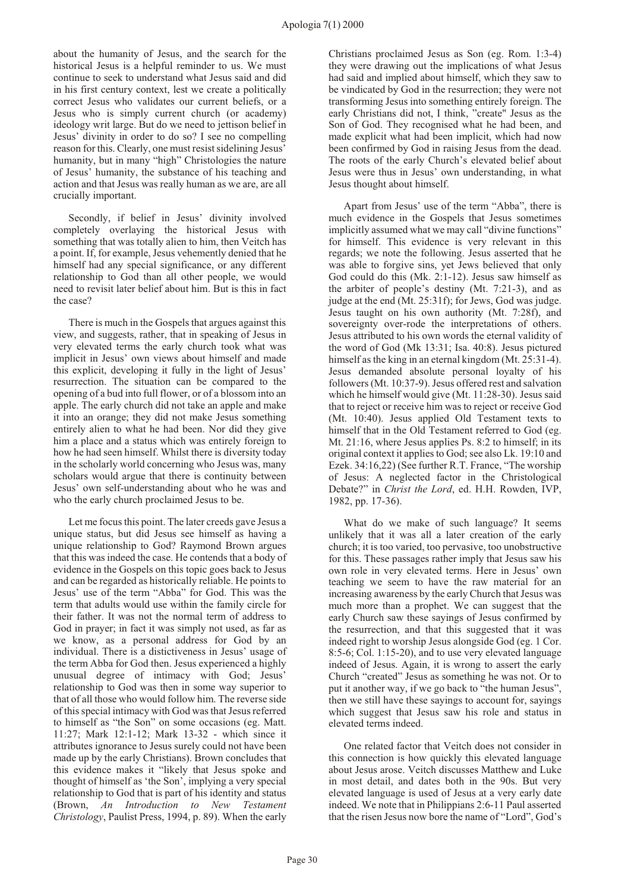about the humanity of Jesus, and the search for the historical Jesus is a helpful reminder to us. We must continue to seek to understand what Jesus said and did in his first century context, lest we create a politically correct Jesus who validates our current beliefs, or a Jesus who is simply current church (or academy) ideology writ large. But do we need to jettison belief in Jesus' divinity in order to do so? I see no compelling reason for this. Clearly, one must resist sidelining Jesus' humanity, but in many "high" Christologies the nature of Jesus' humanity, the substance of his teaching and action and that Jesus was really human as we are, are all crucially important.

Secondly, if belief in Jesus' divinity involved completely overlaying the historical Jesus with something that was totally alien to him, then Veitch has a point. If, for example, Jesus vehemently denied that he himself had any special significance, or any different relationship to God than all other people, we would need to revisit later belief about him. But is this in fact the case?

There is much in the Gospels that argues against this view, and suggests, rather, that in speaking of Jesus in very elevated terms the early church took what was implicit in Jesus' own views about himself and made this explicit, developing it fully in the light of Jesus' resurrection. The situation can be compared to the opening of a bud into full flower, or of a blossom into an apple. The early church did not take an apple and make it into an orange; they did not make Jesus something entirely alien to what he had been. Nor did they give him a place and a status which was entirely foreign to how he had seen himself. Whilst there is diversity today in the scholarly world concerning who Jesus was, many scholars would argue that there is continuity between Jesus' own self-understanding about who he was and who the early church proclaimed Jesus to be.

Let me focus this point. The later creeds gave Jesus a unique status, but did Jesus see himself as having a unique relationship to God? Raymond Brown argues that this was indeed the case. He contends that a body of evidence in the Gospels on this topic goes back to Jesus and can be regarded as historically reliable. He points to Jesus' use of the term "Abba" for God. This was the term that adults would use within the family circle for their father. It was not the normal term of address to God in prayer; in fact it was simply not used, as far as we know, as a personal address for God by an individual. There is a distictiveness in Jesus' usage of the term Abba for God then. Jesus experienced a highly unusual degree of intimacy with God; Jesus' relationship to God was then in some way superior to that of all those who would follow him. The reverse side of this special intimacy with God was that Jesus referred to himself as "the Son" on some occasions (eg. Matt. 11:27; Mark 12:1-12; Mark 13-32 - which since it attributes ignorance to Jesus surely could not have been made up by the early Christians). Brown concludes that this evidence makes it "likely that Jesus spoke and thought of himself as 'the Son', implying a very special relationship to God that is part of his identity and status (Brown, *An Introduction to New Testament Christology*, Paulist Press, 1994, p. 89). When the early Christians proclaimed Jesus as Son (eg. Rom. 1:3-4) they were drawing out the implications of what Jesus had said and implied about himself, which they saw to be vindicated by God in the resurrection; they were not transforming Jesus into something entirely foreign. The early Christians did not, I think, "create" Jesus as the Son of God. They recognised what he had been, and made explicit what had been implicit, which had now been confirmed by God in raising Jesus from the dead. The roots of the early Church's elevated belief about Jesus were thus in Jesus' own understanding, in what Jesus thought about himself.

Apart from Jesus' use of the term "Abba", there is much evidence in the Gospels that Jesus sometimes implicitly assumed what we may call "divine functions" for himself. This evidence is very relevant in this regards; we note the following. Jesus asserted that he was able to forgive sins, yet Jews believed that only God could do this (Mk. 2:1-12). Jesus saw himself as the arbiter of people's destiny (Mt. 7:21-3), and as judge at the end (Mt. 25:31f); for Jews, God was judge. Jesus taught on his own authority (Mt. 7:28f), and sovereignty over-rode the interpretations of others. Jesus attributed to his own words the eternal validity of the word of God (Mk 13:31; Isa. 40:8). Jesus pictured himself as the king in an eternal kingdom (Mt. 25:31-4). Jesus demanded absolute personal loyalty of his followers (Mt. 10:37-9). Jesus offered rest and salvation which he himself would give (Mt. 11:28-30). Jesus said that to reject or receive him was to reject or receive God (Mt. 10:40). Jesus applied Old Testament texts to himself that in the Old Testament referred to God (eg. Mt. 21:16, where Jesus applies Ps. 8:2 to himself; in its original context it applies to God; see also Lk. 19:10 and Ezek. 34:16,22) (See further R.T. France, "The worship of Jesus: A neglected factor in the Christological Debate?" in *Christ the Lord*, ed. H.H. Rowden, IVP, 1982, pp. 17-36).

What do we make of such language? It seems unlikely that it was all a later creation of the early church; it is too varied, too pervasive, too unobstructive for this. These passages rather imply that Jesus saw his own role in very elevated terms. Here in Jesus' own teaching we seem to have the raw material for an increasing awareness by the early Church that Jesus was much more than a prophet. We can suggest that the early Church saw these sayings of Jesus confirmed by the resurrection, and that this suggested that it was indeed right to worship Jesus alongside God (eg. 1 Cor. 8:5-6; Col. 1:15-20), and to use very elevated language indeed of Jesus. Again, it is wrong to assert the early Church "created" Jesus as something he was not. Or to put it another way, if we go back to "the human Jesus", then we still have these sayings to account for, sayings which suggest that Jesus saw his role and status in elevated terms indeed.

One related factor that Veitch does not consider in this connection is how quickly this elevated language about Jesus arose. Veitch discusses Matthew and Luke in most detail, and dates both in the 90s. But very elevated language is used of Jesus at a very early date indeed. We note that in Philippians 2:6-11 Paul asserted that the risen Jesus now bore the name of "Lord", God's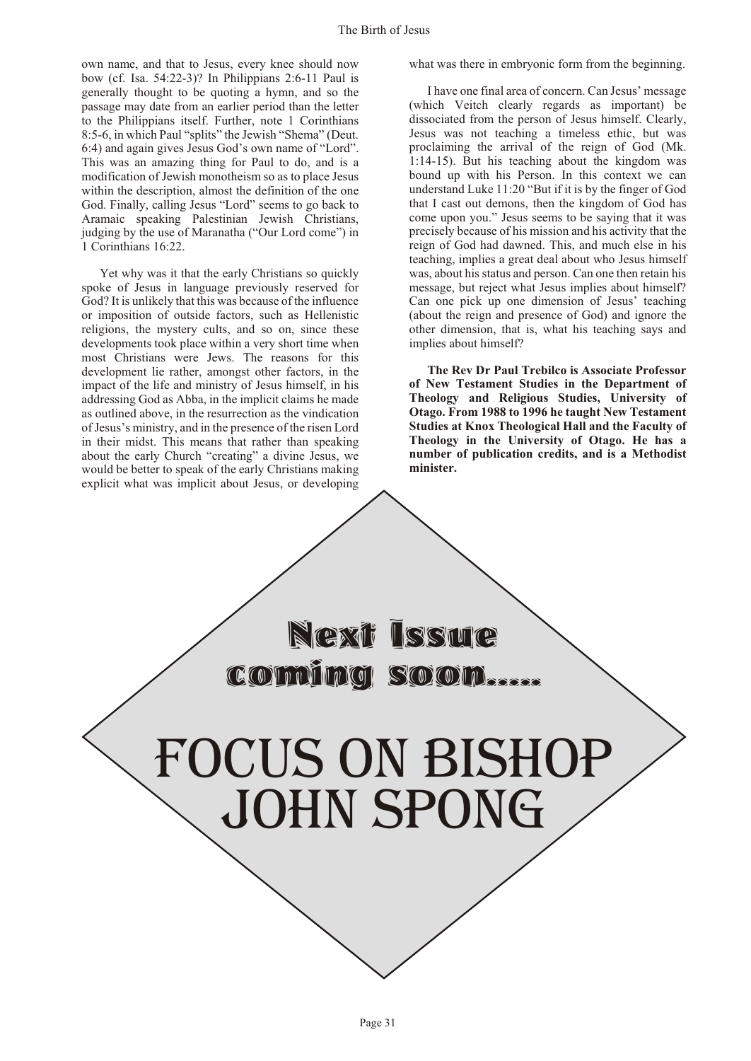own name, and that to Jesus, every knee should now bow (cf. Isa. 54:22-3)? In Philippians 2:6-11 Paul is generally thought to be quoting a hymn, and so the passage may date from an earlier period than the letter to the Philippians itself. Further, note 1 Corinthians 8:5-6, in which Paul "splits" the Jewish "Shema" (Deut. 6:4) and again gives Jesus God's own name of "Lord". This was an amazing thing for Paul to do, and is a modification of Jewish monotheism so as to place Jesus within the description, almost the definition of the one God. Finally, calling Jesus "Lord" seems to go back to Aramaic speaking Palestinian Jewish Christians, judging by the use of Maranatha ("Our Lord come") in 1 Corinthians 16:22.

Yet why was it that the early Christians so quickly spoke of Jesus in language previously reserved for God? It is unlikely that this was because of the influence or imposition of outside factors, such as Hellenistic religions, the mystery cults, and so on, since these developments took place within a very short time when most Christians were Jews. The reasons for this development lie rather, amongst other factors, in the impact of the life and ministry of Jesus himself, in his addressing God as Abba, in the implicit claims he made as outlined above, in the resurrection as the vindication of Jesus's ministry, and in the presence of the risen Lord in their midst. This means that rather than speaking about the early Church "creating" a divine Jesus, we would be better to speak of the early Christians making explicit what was implicit about Jesus, or developing what was there in embryonic form from the beginning.

I have one final area of concern. Can Jesus' message (which Veitch clearly regards as important) be dissociated from the person of Jesus himself. Clearly, Jesus was not teaching a timeless ethic, but was proclaiming the arrival of the reign of God (Mk. 1:14-15). But his teaching about the kingdom was bound up with his Person. In this context we can understand Luke 11:20 "But if it is by the finger of God that I cast out demons, then the kingdom of God has come upon you." Jesus seems to be saying that it was precisely because of his mission and his activity that the reign of God had dawned. This, and much else in his teaching, implies a great deal about who Jesus himself was, about his status and person. Can one then retain his message, but reject what Jesus implies about himself? Can one pick up one dimension of Jesus' teaching (about the reign and presence of God) and ignore the other dimension, that is, what his teaching says and implies about himself?

**The Rev Dr Paul Trebilco is Associate Professor of New Testament Studies in the Department of Theology and Religious Studies, University of Otago. From 1988 to 1996 he taught New Testament Studies at Knox Theological Hall and the Faculty of Theology in the University of Otago. He has a number of publication credits, and is a Methodist minister.**

**Next Issue coming soon.....**

# FOCUS ON BISHOP JOHN SPONG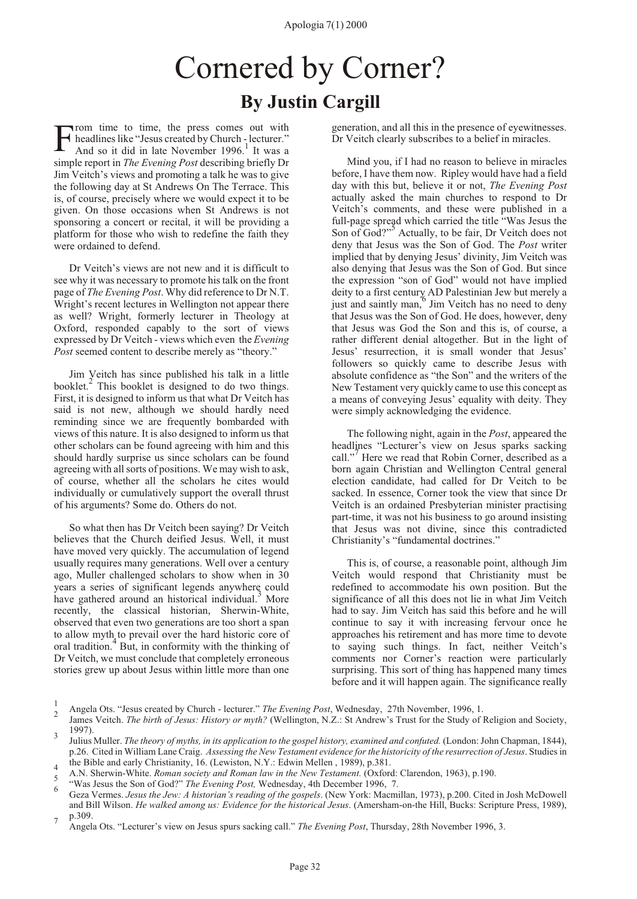# Cornered by Corner?

## By Justin Cargill

From time to time, the press comes out with headlines like "Jesus created by Church - lecturer." And so it did in late November 1996.[1] It was a simple report in *The Evening Post* describing briefly Dr Jim Veitch's views and promoting a talk he was to give the following day at St Andrews On The Terrace. This is, of course, precisely where we would expect it to be given. On those occasions when St Andrews is not sponsoring a concert or recital, it will be providing a platform for those who wish to redefine the faith they were ordained to defend.

Dr Veitch's views are not new and it is difficult to see why it was necessary to promote his talk on the front page of *The Evening Post*. Why did reference to Dr N.T. Wright's recent lectures in Wellington not appear there as well? Wright, formerly lecturer in Theology at Oxford, responded capably to the sort of views expressed by Dr Veitch - views which even the *Evening Post* seemed content to describe merely as "theory."

Jim Veitch has since published his talk in a little booklet.[2] This booklet is designed to do two things. First, it is designed to inform us that what Dr Veitch has said is not new, although we should hardly need reminding since we are frequently bombarded with views of this nature. It is also designed to inform us that other scholars can be found agreeing with him and this should hardly surprise us since scholars can be found agreeing with all sorts of positions. We may wish to ask, of course, whether all the scholars he cites would individually or cumulatively support the overall thrust of his arguments? Some do. Others do not.

So what then has Dr Veitch been saying? Dr Veitch believes that the Church deified Jesus. Well, it must have moved very quickly. The accumulation of legend usually requires many generations. Well over a century ago, Muller challenged scholars to show when in 30 years a series of significant legends anywhere could have gathered around an historical individual.[3] More recently, the classical historian, Sherwin-White, observed that even two generations are too short a span to allow myth to prevail over the hard historic core of oral tradition.[4] But, in conformity with the thinking of Dr Veitch, we must conclude that completely erroneous stories grew up about Jesus within little more than one generation, and all this in the presence of eyewitnesses. Dr Veitch clearly subscribes to a belief in miracles.

Mind you, if I had no reason to believe in miracles before, I have them now. Ripley would have had a field day with this but, believe it or not, *The Evening Post* actually asked the main churches to respond to Dr Veitch's comments, and these were published in a full-page spread which carried the title "Was Jesus the Son of God?"[5] Actually, to be fair, Dr Veitch does not deny that Jesus was the Son of God. The *Post* writer implied that by denying Jesus' divinity, Jim Veitch was also denying that Jesus was the Son of God. But since the expression "son of God" would not have implied deity to a first century AD Palestinian Jew but merely a just and saintly man,[6] Jim Veitch has no need to deny that Jesus was the Son of God. He does, however, deny that Jesus was God the Son and this is, of course, a rather different denial altogether. But in the light of Jesus' resurrection, it is small wonder that Jesus' followers so quickly came to describe Jesus with absolute confidence as "the Son" and the writers of the New Testament very quickly came to use this concept as a means of conveying Jesus' equality with deity. They were simply acknowledging the evidence.

The following night, again in the *Post*, appeared the headlines "Lecturer's view on Jesus sparks sacking call."[7] Here we read that Robin Corner, described as a born again Christian and Wellington Central general election candidate, had called for Dr Veitch to be sacked. In essence, Corner took the view that since Dr Veitch is an ordained Presbyterian minister practising part-time, it was not his business to go around insisting that Jesus was not divine, since this contradicted Christianity's "fundamental doctrines."

This is, of course, a reasonable point, although Jim Veitch would respond that Christianity must be redefined to accommodate his own position. But the significance of all this does not lie in what Jim Veitch had to say. Jim Veitch has said this before and he will continue to say it with increasing fervour once he approaches his retirement and has more time to devote to saying such things. In fact, neither Veitch's comments nor Corner's reaction were particularly surprising. This sort of thing has happened many times before and it will happen again. The significance really

---

1. Angela Ots. "Jesus created by Church - lecturer." *The Evening Post*, Wednesday, 27th November, 1996, 1.
2. James Veitch. *The birth of Jesus: History or myth?* (Wellington, N.Z.: St Andrew's Trust for the Study of Religion and Society, 1997).
3. Julius Muller. *The theory of myths, in its application to the gospel history, examined and confuted.* (London: John Chapman, 1844), p.26. Cited in William Lane Craig. *Assessing the New Testament evidence for the historicity of the resurrection of Jesus*. Studies in the Bible and early Christianity, 16. (Lewiston, N.Y.: Edwin Mellen , 1989), p.381.
4. A.N. Sherwin-White. *Roman society and Roman law in the New Testament.* (Oxford: Clarendon, 1963), p.190.
5. "Was Jesus the Son of God?" *The Evening Post,* Wednesday, 4th December 1996, 7.
6. Geza Vermes. *Jesus the Jew: A historian's reading of the gospels*. (New York: Macmillan, 1973), p.200. Cited in Josh McDowell and Bill Wilson. *He walked among us: Evidence for the historical Jesus*. (Amersham-on-the Hill, Bucks: Scripture Press, 1989), p.309.
7. Angela Ots. "Lecturer's view on Jesus spurs sacking call." *The Evening Post*, Thursday, 28th November 1996, 3.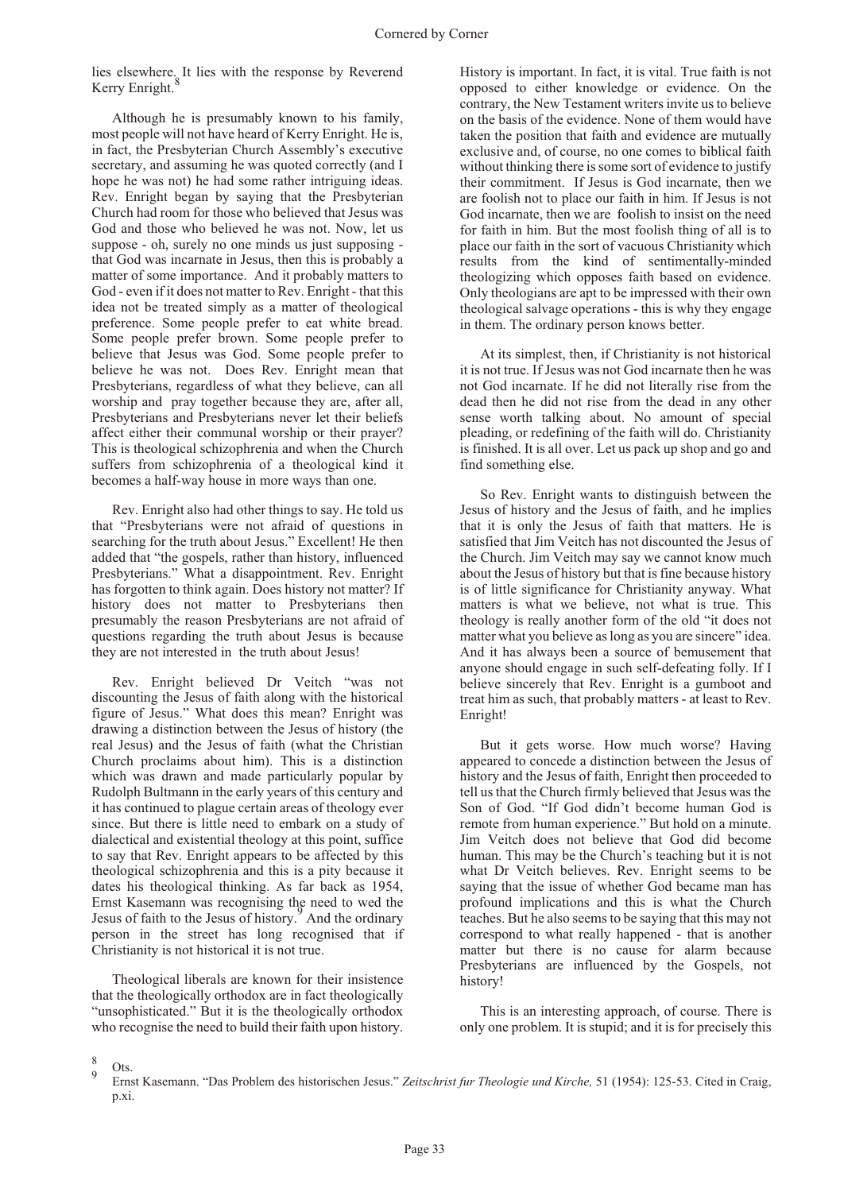lies elsewhere. It lies with the response by Reverend Kerry Enright.[8]

Although he is presumably known to his family, most people will not have heard of Kerry Enright. He is, in fact, the Presbyterian Church Assembly's executive secretary, and assuming he was quoted correctly (and I hope he was not) he had some rather intriguing ideas. Rev. Enright began by saying that the Presbyterian Church had room for those who believed that Jesus was God and those who believed he was not. Now, let us suppose - oh, surely no one minds us just supposing - that God was incarnate in Jesus, then this is probably a matter of some importance. And it probably matters to God - even if it does not matter to Rev. Enright - that this idea not be treated simply as a matter of theological preference. Some people prefer to eat white bread. Some people prefer brown. Some people prefer to believe that Jesus was God. Some people prefer to believe he was not. Does Rev. Enright mean that Presbyterians, regardless of what they believe, can all worship and pray together because they are, after all, Presbyterians and Presbyterians never let their beliefs affect either their communal worship or their prayer? This is theological schizophrenia and when the Church suffers from schizophrenia of a theological kind it becomes a half-way house in more ways than one.

Rev. Enright also had other things to say. He told us that "Presbyterians were not afraid of questions in searching for the truth about Jesus." Excellent! He then added that "the gospels, rather than history, influenced Presbyterians." What a disappointment. Rev. Enright has forgotten to think again. Does history not matter? If history does not matter to Presbyterians then presumably the reason Presbyterians are not afraid of questions regarding the truth about Jesus is because they are not interested in the truth about Jesus!

Rev. Enright believed Dr Veitch "was not discounting the Jesus of faith along with the historical figure of Jesus." What does this mean? Enright was drawing a distinction between the Jesus of history (the real Jesus) and the Jesus of faith (what the Christian Church proclaims about him). This is a distinction which was drawn and made particularly popular by Rudolph Bultmann in the early years of this century and it has continued to plague certain areas of theology ever since. But there is little need to embark on a study of dialectical and existential theology at this point, suffice to say that Rev. Enright appears to be affected by this theological schizophrenia and this is a pity because it dates his theological thinking. As far back as 1954, Ernst Kasemann was recognising the need to wed the Jesus of faith to the Jesus of history.[9] And the ordinary person in the street has long recognised that if Christianity is not historical it is not true.

Theological liberals are known for their insistence that the theologically orthodox are in fact theologically "unsophisticated." But it is the theologically orthodox who recognise the need to build their faith upon history. History is important. In fact, it is vital. True faith is not opposed to either knowledge or evidence. On the contrary, the New Testament writers invite us to believe on the basis of the evidence. None of them would have taken the position that faith and evidence are mutually exclusive and, of course, no one comes to biblical faith without thinking there is some sort of evidence to justify their commitment. If Jesus is God incarnate, then we are foolish not to place our faith in him. If Jesus is not God incarnate, then we are foolish to insist on the need for faith in him. But the most foolish thing of all is to place our faith in the sort of vacuous Christianity which results from the kind of sentimentally-minded theologizing which opposes faith based on evidence. Only theologians are apt to be impressed with their own theological salvage operations - this is why they engage in them. The ordinary person knows better.

At its simplest, then, if Christianity is not historical it is not true. If Jesus was not God incarnate then he was not God incarnate. If he did not literally rise from the dead then he did not rise from the dead in any other sense worth talking about. No amount of special pleading, or redefining of the faith will do. Christianity is finished. It is all over. Let us pack up shop and go and find something else.

So Rev. Enright wants to distinguish between the Jesus of history and the Jesus of faith, and he implies that it is only the Jesus of faith that matters. He is satisfied that Jim Veitch has not discounted the Jesus of the Church. Jim Veitch may say we cannot know much about the Jesus of history but that is fine because history is of little significance for Christianity anyway. What matters is what we believe, not what is true. This theology is really another form of the old "it does not matter what you believe as long as you are sincere" idea. And it has always been a source of bemusement that anyone should engage in such self-defeating folly. If I believe sincerely that Rev. Enright is a gumboot and treat him as such, that probably matters - at least to Rev. Enright!

But it gets worse. How much worse? Having appeared to concede a distinction between the Jesus of history and the Jesus of faith, Enright then proceeded to tell us that the Church firmly believed that Jesus was the Son of God. "If God didn't become human God is remote from human experience." But hold on a minute. Jim Veitch does not believe that God did become human. This may be the Church's teaching but it is not what Dr Veitch believes. Rev. Enright seems to be saying that the issue of whether God became man has profound implications and this is what the Church teaches. But he also seems to be saying that this may not correspond to what really happened - that is another matter but there is no cause for alarm because Presbyterians are influenced by the Gospels, not history!

This is an interesting approach, of course. There is only one problem. It is stupid; and it is for precisely this

---

[8] Ots.

[9] Ernst Kasemann. "Das Problem des historischen Jesus." *Zeitschrist fur Theologie und Kirche,* 51 (1954): 125-53. Cited in Craig, p.xi.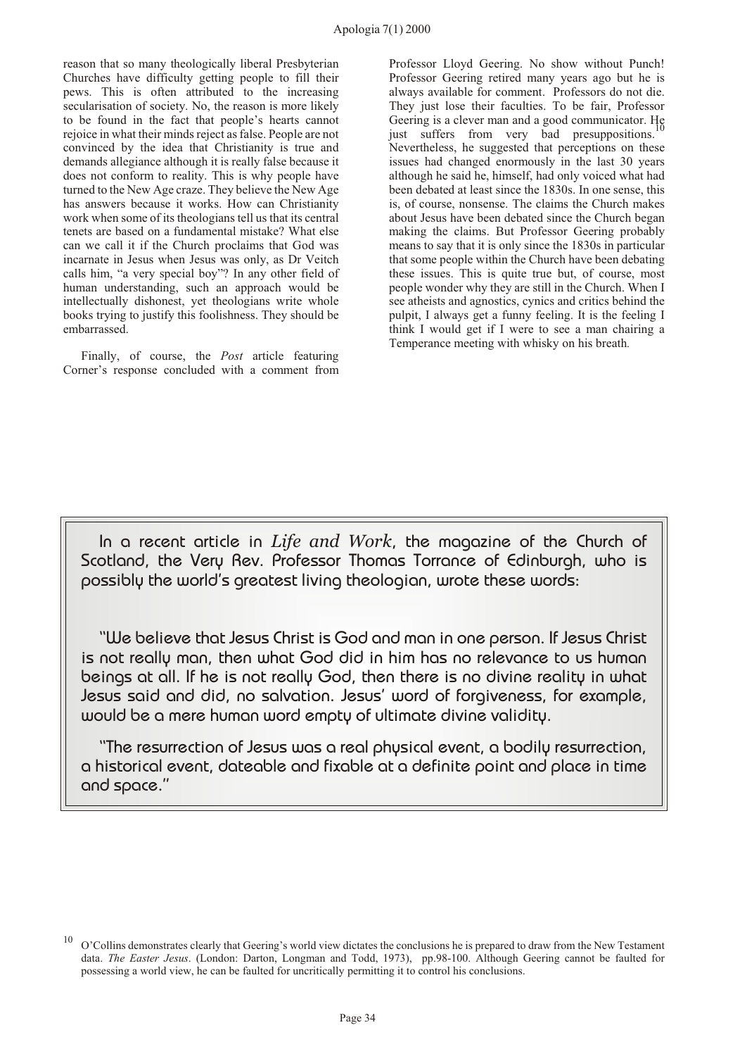reason that so many theologically liberal Presbyterian Churches have difficulty getting people to fill their pews. This is often attributed to the increasing secularisation of society. No, the reason is more likely to be found in the fact that people's hearts cannot rejoice in what their minds reject as false. People are not convinced by the idea that Christianity is true and demands allegiance although it is really false because it does not conform to reality. This is why people have turned to the New Age craze. They believe the New Age has answers because it works. How can Christianity work when some of its theologians tell us that its central tenets are based on a fundamental mistake? What else can we call it if the Church proclaims that God was incarnate in Jesus when Jesus was only, as Dr Veitch calls him, "a very special boy"? In any other field of human understanding, such an approach would be intellectually dishonest, yet theologians write whole books trying to justify this foolishness. They should be embarrassed.

Finally, of course, the *Post* article featuring Corner's response concluded with a comment from Professor Lloyd Geering. No show without Punch! Professor Geering retired many years ago but he is always available for comment. Professors do not die. They just lose their faculties. To be fair, Professor Geering is a clever man and a good communicator. He just suffers from very bad presuppositions.[10] Nevertheless, he suggested that perceptions on these issues had changed enormously in the last 30 years although he said he, himself, had only voiced what had been debated at least since the 1830s. In one sense, this is, of course, nonsense. The claims the Church makes about Jesus have been debated since the Church began making the claims. But Professor Geering probably means to say that it is only since the 1830s in particular that some people within the Church have been debating these issues. This is quite true but, of course, most people wonder why they are still in the Church. When I see atheists and agnostics, cynics and critics behind the pulpit, I always get a funny feeling. It is the feeling I think I would get if I were to see a man chairing a Temperance meeting with whisky on his breath.

> In a recent article in *Life and Work*, the magazine of the Church of Scotland, the Very Rev. Professor Thomas Torrance of Edinburgh, who is possibly the world's greatest living theologian, wrote these words:
>
> "We believe that Jesus Christ is God and man in one person. If Jesus Christ is not really man, then what God did in him has no relevance to us human beings at all. If he is not really God, then there is no divine reality in what Jesus said and did, no salvation. Jesus' word of forgiveness, for example, would be a mere human word empty of ultimate divine validity.
>
> "The resurrection of Jesus was a real physical event, a bodily resurrection, a historical event, dateable and fixable at a definite point and place in time and space."

---

[10] O'Collins demonstrates clearly that Geering's world view dictates the conclusions he is prepared to draw from the New Testament data. *The Easter Jesus*. (London: Darton, Longman and Todd, 1973), pp.98-100. Although Geering cannot be faulted for possessing a world view, he can be faulted for uncritically permitting it to control his conclusions.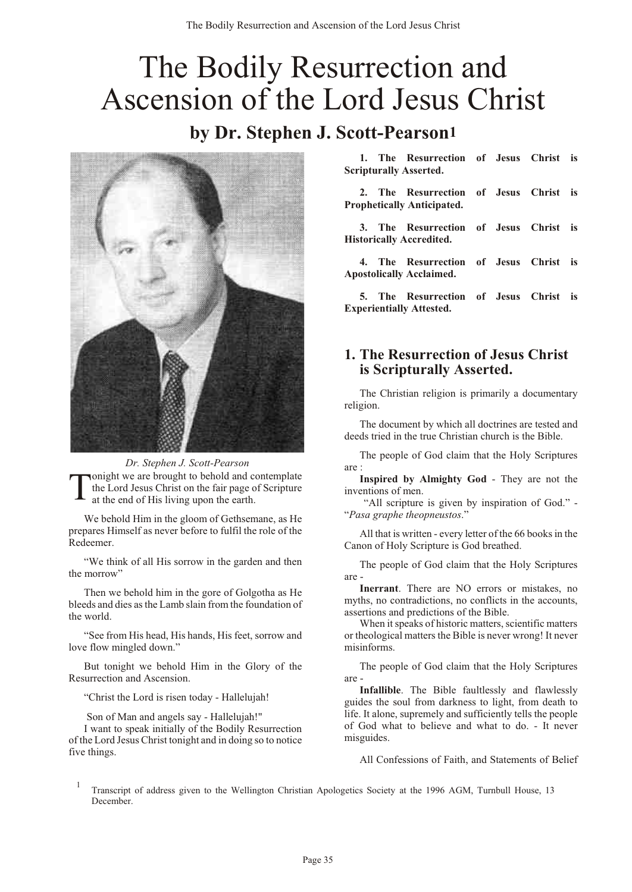# The Bodily Resurrection and Ascension of the Lord Jesus Christ

## by Dr. Stephen J. Scott-Pearson[1]

*Dr. Stephen J. Scott-Pearson*

Tonight we are brought to behold and contemplate the Lord Jesus Christ on the fair page of Scripture at the end of His living upon the earth.

We behold Him in the gloom of Gethsemane, as He prepares Himself as never before to fulfil the role of the Redeemer.

"We think of all His sorrow in the garden and then the morrow"

Then we behold him in the gore of Golgotha as He bleeds and dies as the Lamb slain from the foundation of the world.

"See from His head, His hands, His feet, sorrow and love flow mingled down."

But tonight we behold Him in the Glory of the Resurrection and Ascension.

"Christ the Lord is risen today - Hallelujah!

Son of Man and angels say - Hallelujah!"

I want to speak initially of the Bodily Resurrection of the Lord Jesus Christ tonight and in doing so to notice five things.

**1. The Resurrection of Jesus Christ is Scripturally Asserted.**

**2. The Resurrection of Jesus Christ is Prophetically Anticipated.**

**3. The Resurrection of Jesus Christ is Historically Accredited.**

**4. The Resurrection of Jesus Christ is Apostolically Acclaimed.**

**5. The Resurrection of Jesus Christ is Experientially Attested.**

## 1. The Resurrection of Jesus Christ is Scripturally Asserted.

The Christian religion is primarily a documentary religion.

The document by which all doctrines are tested and deeds tried in the true Christian church is the Bible.

The people of God claim that the Holy Scriptures are :

**Inspired by Almighty God** - They are not the inventions of men.

"All scripture is given by inspiration of God." - "*Pasa graphe theopneustos*."

All that is written - every letter of the 66 books in the Canon of Holy Scripture is God breathed.

The people of God claim that the Holy Scriptures are -

**Inerrant**. There are NO errors or mistakes, no myths, no contradictions, no conflicts in the accounts, assertions and predictions of the Bible.

When it speaks of historic matters, scientific matters or theological matters the Bible is never wrong! It never misinforms.

The people of God claim that the Holy Scriptures are -

**Infallible**. The Bible faultlessly and flawlessly guides the soul from darkness to light, from death to life. It alone, supremely and sufficiently tells the people of God what to believe and what to do. - It never misguides.

All Confessions of Faith, and Statements of Belief

[1] Transcript of address given to the Wellington Christian Apologetics Society at the 1996 AGM, Turnbull House, 13 December.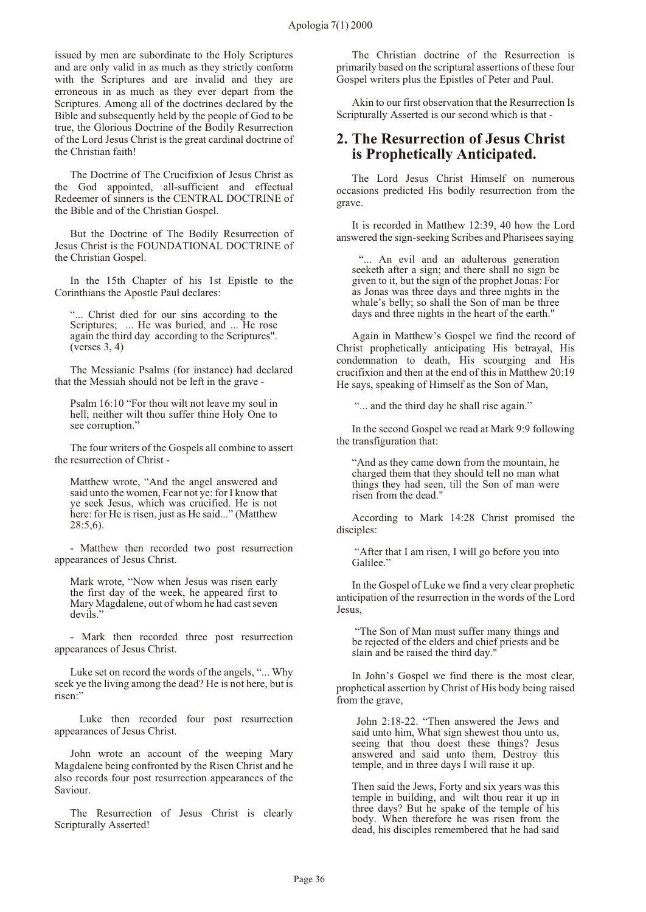issued by men are subordinate to the Holy Scriptures and are only valid in as much as they strictly conform with the Scriptures and are invalid and they are erroneous in as much as they ever depart from the Scriptures. Among all of the doctrines declared by the Bible and subsequently held by the people of God to be true, the Glorious Doctrine of the Bodily Resurrection of the Lord Jesus Christ is the great cardinal doctrine of the Christian faith!

The Doctrine of The Crucifixion of Jesus Christ as the God appointed, all-sufficient and effectual Redeemer of sinners is the CENTRAL DOCTRINE of the Bible and of the Christian Gospel.

But the Doctrine of The Bodily Resurrection of Jesus Christ is the FOUNDATIONAL DOCTRINE of the Christian Gospel.

In the 15th Chapter of his 1st Epistle to the Corinthians the Apostle Paul declares:

> "... Christ died for our sins according to the Scriptures; ... He was buried, and ... He rose again the third day according to the Scriptures". (verses 3, 4)

The Messianic Psalms (for instance) had declared that the Messiah should not be left in the grave -

> Psalm 16:10 "For thou wilt not leave my soul in hell; neither wilt thou suffer thine Holy One to see corruption."

The four writers of the Gospels all combine to assert the resurrection of Christ -

> Matthew wrote, "And the angel answered and said unto the women, Fear not ye: for I know that ye seek Jesus, which was crucified. He is not here: for He is risen, just as He said..." (Matthew 28:5,6).

- Matthew then recorded two post resurrection appearances of Jesus Christ.

> Mark wrote, "Now when Jesus was risen early the first day of the week, he appeared first to Mary Magdalene, out of whom he had cast seven devils."

- Mark then recorded three post resurrection appearances of Jesus Christ.

Luke set on record the words of the angels, "... Why seek ye the living among the dead? He is not here, but is risen:"

Luke then recorded four post resurrection appearances of Jesus Christ.

John wrote an account of the weeping Mary Magdalene being confronted by the Risen Christ and he also records four post resurrection appearances of the Saviour.

The Resurrection of Jesus Christ is clearly Scripturally Asserted!

The Christian doctrine of the Resurrection is primarily based on the scriptural assertions of these four Gospel writers plus the Epistles of Peter and Paul.

Akin to our first observation that the Resurrection Is Scripturally Asserted is our second which is that -

## 2. The Resurrection of Jesus Christ is Prophetically Anticipated.

The Lord Jesus Christ Himself on numerous occasions predicted His bodily resurrection from the grave.

It is recorded in Matthew 12:39, 40 how the Lord answered the sign-seeking Scribes and Pharisees saying

> "... An evil and an adulterous generation seeketh after a sign; and there shall no sign be given to it, but the sign of the prophet Jonas: For as Jonas was three days and three nights in the whale's belly; so shall the Son of man be three days and three nights in the heart of the earth."

Again in Matthew's Gospel we find the record of Christ prophetically anticipating His betrayal, His condemnation to death, His scourging and His crucifixion and then at the end of this in Matthew 20:19 He says, speaking of Himself as the Son of Man,

> "... and the third day he shall rise again."

In the second Gospel we read at Mark 9:9 following the transfiguration that:

> "And as they came down from the mountain, he charged them that they should tell no man what things they had seen, till the Son of man were risen from the dead."

According to Mark 14:28 Christ promised the disciples:

> "After that I am risen, I will go before you into Galilee."

In the Gospel of Luke we find a very clear prophetic anticipation of the resurrection in the words of the Lord Jesus,

> "The Son of Man must suffer many things and be rejected of the elders and chief priests and be slain and be raised the third day."

In John's Gospel we find there is the most clear, prophetical assertion by Christ of His body being raised from the grave,

> John 2:18-22. "Then answered the Jews and said unto him, What sign shewest thou unto us, seeing that thou doest these things? Jesus answered and said unto them, Destroy this temple, and in three days I will raise it up.
>
> Then said the Jews, Forty and six years was this temple in building, and wilt thou rear it up in three days? But he spake of the temple of his body. When therefore he was risen from the dead, his disciples remembered that he had said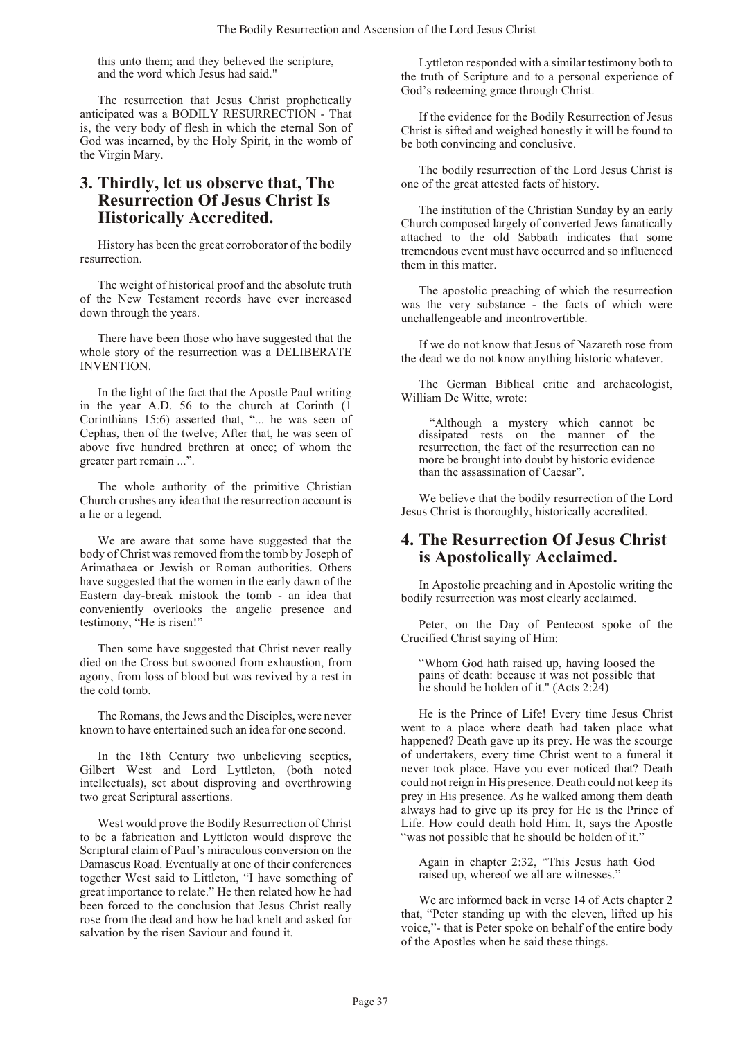this unto them; and they believed the scripture, and the word which Jesus had said."

The resurrection that Jesus Christ prophetically anticipated was a BODILY RESURRECTION - That is, the very body of flesh in which the eternal Son of God was incarned, by the Holy Spirit, in the womb of the Virgin Mary.

## 3. Thirdly, let us observe that, The Resurrection Of Jesus Christ Is Historically Accredited.

History has been the great corroborator of the bodily resurrection.

The weight of historical proof and the absolute truth of the New Testament records have ever increased down through the years.

There have been those who have suggested that the whole story of the resurrection was a DELIBERATE INVENTION.

In the light of the fact that the Apostle Paul writing in the year A.D. 56 to the church at Corinth (1 Corinthians 15:6) asserted that, "... he was seen of Cephas, then of the twelve; After that, he was seen of above five hundred brethren at once; of whom the greater part remain ...".

The whole authority of the primitive Christian Church crushes any idea that the resurrection account is a lie or a legend.

We are aware that some have suggested that the body of Christ was removed from the tomb by Joseph of Arimathaea or Jewish or Roman authorities. Others have suggested that the women in the early dawn of the Eastern day-break mistook the tomb - an idea that conveniently overlooks the angelic presence and testimony, "He is risen!"

Then some have suggested that Christ never really died on the Cross but swooned from exhaustion, from agony, from loss of blood but was revived by a rest in the cold tomb.

The Romans, the Jews and the Disciples, were never known to have entertained such an idea for one second.

In the 18th Century two unbelieving sceptics, Gilbert West and Lord Lyttleton, (both noted intellectuals), set about disproving and overthrowing two great Scriptural assertions.

West would prove the Bodily Resurrection of Christ to be a fabrication and Lyttleton would disprove the Scriptural claim of Paul's miraculous conversion on the Damascus Road. Eventually at one of their conferences together West said to Littleton, "I have something of great importance to relate." He then related how he had been forced to the conclusion that Jesus Christ really rose from the dead and how he had knelt and asked for salvation by the risen Saviour and found it.

Lyttleton responded with a similar testimony both to the truth of Scripture and to a personal experience of God's redeeming grace through Christ.

If the evidence for the Bodily Resurrection of Jesus Christ is sifted and weighed honestly it will be found to be both convincing and conclusive.

The bodily resurrection of the Lord Jesus Christ is one of the great attested facts of history.

The institution of the Christian Sunday by an early Church composed largely of converted Jews fanatically attached to the old Sabbath indicates that some tremendous event must have occurred and so influenced them in this matter.

The apostolic preaching of which the resurrection was the very substance - the facts of which were unchallengeable and incontrovertible.

If we do not know that Jesus of Nazareth rose from the dead we do not know anything historic whatever.

The German Biblical critic and archaeologist, William De Witte, wrote:

> "Although a mystery which cannot be dissipated rests on the manner of the resurrection, the fact of the resurrection can no more be brought into doubt by historic evidence than the assassination of Caesar".

We believe that the bodily resurrection of the Lord Jesus Christ is thoroughly, historically accredited.

## 4. The Resurrection Of Jesus Christ is Apostolically Acclaimed.

In Apostolic preaching and in Apostolic writing the bodily resurrection was most clearly acclaimed.

Peter, on the Day of Pentecost spoke of the Crucified Christ saying of Him:

> "Whom God hath raised up, having loosed the pains of death: because it was not possible that he should be holden of it." (Acts 2:24)

He is the Prince of Life! Every time Jesus Christ went to a place where death had taken place what happened? Death gave up its prey. He was the scourge of undertakers, every time Christ went to a funeral it never took place. Have you ever noticed that? Death could not reign in His presence. Death could not keep its prey in His presence. As he walked among them death always had to give up its prey for He is the Prince of Life. How could death hold Him. It, says the Apostle "was not possible that he should be holden of it."

> Again in chapter 2:32, "This Jesus hath God raised up, whereof we all are witnesses."

We are informed back in verse 14 of Acts chapter 2 that, "Peter standing up with the eleven, lifted up his voice,"- that is Peter spoke on behalf of the entire body of the Apostles when he said these things.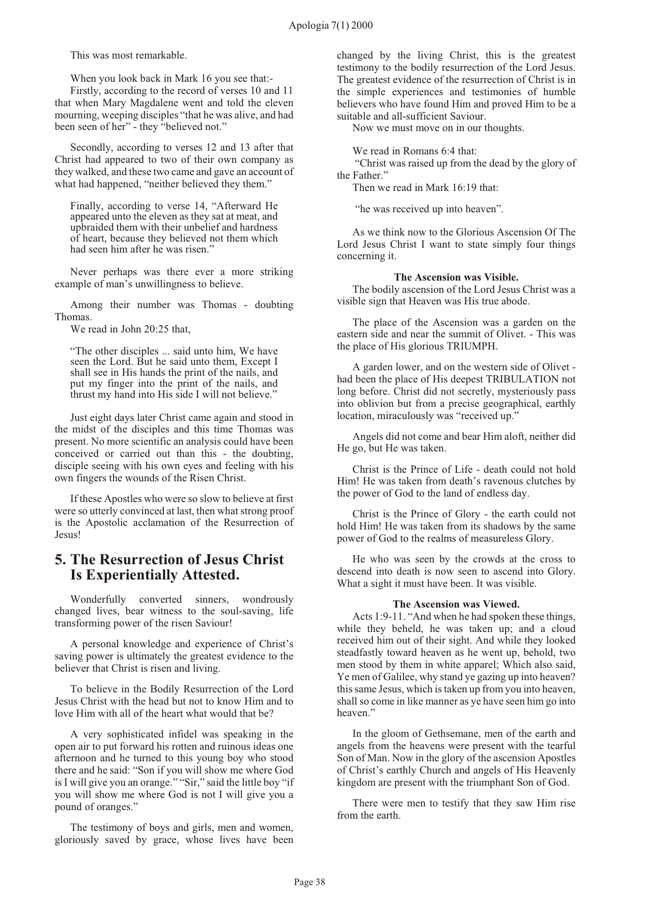This was most remarkable.

When you look back in Mark 16 you see that:-

Firstly, according to the record of verses 10 and 11 that when Mary Magdalene went and told the eleven mourning, weeping disciples "that he was alive, and had been seen of her" - they "believed not."

Secondly, according to verses 12 and 13 after that Christ had appeared to two of their own company as they walked, and these two came and gave an account of what had happened, "neither believed they them."

> Finally, according to verse 14, "Afterward He appeared unto the eleven as they sat at meat, and upbraided them with their unbelief and hardness of heart, because they believed not them which had seen him after he was risen."

Never perhaps was there ever a more striking example of man's unwillingness to believe.

Among their number was Thomas - doubting Thomas.

We read in John 20:25 that,

> "The other disciples ... said unto him, We have seen the Lord. But he said unto them, Except I shall see in His hands the print of the nails, and put my finger into the print of the nails, and thrust my hand into His side I will not believe."

Just eight days later Christ came again and stood in the midst of the disciples and this time Thomas was present. No more scientific an analysis could have been conceived or carried out than this - the doubting, disciple seeing with his own eyes and feeling with his own fingers the wounds of the Risen Christ.

If these Apostles who were so slow to believe at first were so utterly convinced at last, then what strong proof is the Apostolic acclamation of the Resurrection of Jesus!

## 5. The Resurrection of Jesus Christ Is Experientially Attested.

Wonderfully converted sinners, wondrously changed lives, bear witness to the soul-saving, life transforming power of the risen Saviour!

A personal knowledge and experience of Christ's saving power is ultimately the greatest evidence to the believer that Christ is risen and living.

To believe in the Bodily Resurrection of the Lord Jesus Christ with the head but not to know Him and to love Him with all of the heart what would that be?

A very sophisticated infidel was speaking in the open air to put forward his rotten and ruinous ideas one afternoon and he turned to this young boy who stood there and he said: "Son if you will show me where God is I will give you an orange." "Sir," said the little boy "if you will show me where God is not I will give you a pound of oranges."

The testimony of boys and girls, men and women, gloriously saved by grace, whose lives have been changed by the living Christ, this is the greatest testimony to the bodily resurrection of the Lord Jesus. The greatest evidence of the resurrection of Christ is in the simple experiences and testimonies of humble believers who have found Him and proved Him to be a suitable and all-sufficient Saviour.

Now we must move on in our thoughts.

We read in Romans 6:4 that:

"Christ was raised up from the dead by the glory of the Father."

Then we read in Mark 16:19 that:

"he was received up into heaven".

As we think now to the Glorious Ascension Of The Lord Jesus Christ I want to state simply four things concerning it.

**The Ascension was Visible.**

The bodily ascension of the Lord Jesus Christ was a visible sign that Heaven was His true abode.

The place of the Ascension was a garden on the eastern side and near the summit of Olivet. - This was the place of His glorious TRIUMPH.

A garden lower, and on the western side of Olivet - had been the place of His deepest TRIBULATION not long before. Christ did not secretly, mysteriously pass into oblivion but from a precise geographical, earthly location, miraculously was "received up."

Angels did not come and bear Him aloft, neither did He go, but He was taken.

Christ is the Prince of Life - death could not hold Him! He was taken from death's ravenous clutches by the power of God to the land of endless day.

Christ is the Prince of Glory - the earth could not hold Him! He was taken from its shadows by the same power of God to the realms of measureless Glory.

He who was seen by the crowds at the cross to descend into death is now seen to ascend into Glory. What a sight it must have been. It was visible.

**The Ascension was Viewed.**

Acts 1:9-11. "And when he had spoken these things, while they beheld, he was taken up; and a cloud received him out of their sight. And while they looked steadfastly toward heaven as he went up, behold, two men stood by them in white apparel; Which also said, Ye men of Galilee, why stand ye gazing up into heaven? this same Jesus, which is taken up from you into heaven, shall so come in like manner as ye have seen him go into heaven."

In the gloom of Gethsemane, men of the earth and angels from the heavens were present with the tearful Son of Man. Now in the glory of the ascension Apostles of Christ's earthly Church and angels of His Heavenly kingdom are present with the triumphant Son of God.

There were men to testify that they saw Him rise from the earth.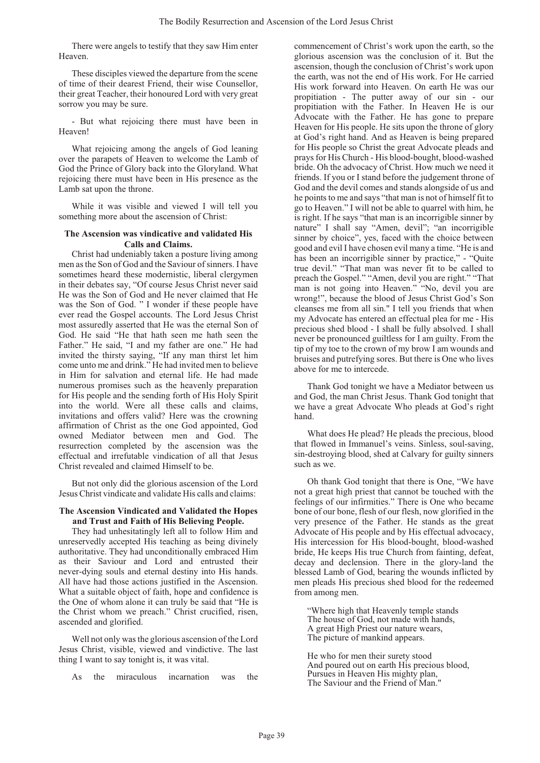There were angels to testify that they saw Him enter Heaven.

These disciples viewed the departure from the scene of time of their dearest Friend, their wise Counsellor, their great Teacher, their honoured Lord with very great sorrow you may be sure.

- But what rejoicing there must have been in Heaven!

What rejoicing among the angels of God leaning over the parapets of Heaven to welcome the Lamb of God the Prince of Glory back into the Gloryland. What rejoicing there must have been in His presence as the Lamb sat upon the throne.

While it was visible and viewed I will tell you something more about the ascension of Christ:

**The Ascension was vindicative and validated His Calls and Claims.**

Christ had undeniably taken a posture living among men as the Son of God and the Saviour of sinners. I have sometimes heard these modernistic, liberal clergymen in their debates say, "Of course Jesus Christ never said He was the Son of God and He never claimed that He was the Son of God. " I wonder if these people have ever read the Gospel accounts. The Lord Jesus Christ most assuredly asserted that He was the eternal Son of God. He said "He that hath seen me hath seen the Father." He said, "I and my father are one." He had invited the thirsty saying, "If any man thirst let him come unto me and drink." He had invited men to believe in Him for salvation and eternal life. He had made numerous promises such as the heavenly preparation for His people and the sending forth of His Holy Spirit into the world. Were all these calls and claims, invitations and offers valid? Here was the crowning affirmation of Christ as the one God appointed, God owned Mediator between men and God. The resurrection completed by the ascension was the effectual and irrefutable vindication of all that Jesus Christ revealed and claimed Himself to be.

But not only did the glorious ascension of the Lord Jesus Christ vindicate and validate His calls and claims:

**The Ascension Vindicated and Validated the Hopes and Trust and Faith of His Believing People.**

They had unhesitatingly left all to follow Him and unreservedly accepted His teaching as being divinely authoritative. They had unconditionally embraced Him as their Saviour and Lord and entrusted their never-dying souls and eternal destiny into His hands. All have had those actions justified in the Ascension. What a suitable object of faith, hope and confidence is the One of whom alone it can truly be said that "He is the Christ whom we preach." Christ crucified, risen, ascended and glorified.

Well not only was the glorious ascension of the Lord Jesus Christ, visible, viewed and vindictive. The last thing I want to say tonight is, it was vital.

As the miraculous incarnation was the commencement of Christ's work upon the earth, so the glorious ascension was the conclusion of it. But the ascension, though the conclusion of Christ's work upon the earth, was not the end of His work. For He carried His work forward into Heaven. On earth He was our propitiation - The putter away of our sin - our propitiation with the Father. In Heaven He is our Advocate with the Father. He has gone to prepare Heaven for His people. He sits upon the throne of glory at God's right hand. And as Heaven is being prepared for His people so Christ the great Advocate pleads and prays for His Church - His blood-bought, blood-washed bride. Oh the advocacy of Christ. How much we need it friends. If you or I stand before the judgement throne of God and the devil comes and stands alongside of us and he points to me and says "that man is not of himself fit to go to Heaven." I will not be able to quarrel with him, he is right. If he says "that man is an incorrigible sinner by nature" I shall say "Amen, devil"; "an incorrigible sinner by choice", yes, faced with the choice between good and evil I have chosen evil many a time. "He is and has been an incorrigible sinner by practice," - "Quite true devil." "That man was never fit to be called to preach the Gospel." "Amen, devil you are right." "That man is not going into Heaven." "No, devil you are wrong!", because the blood of Jesus Christ God's Son cleanses me from all sin." I tell you friends that when my Advocate has entered an effectual plea for me - His precious shed blood - I shall be fully absolved. I shall never be pronounced guiltless for I am guilty. From the tip of my toe to the crown of my brow I am wounds and bruises and putrefying sores. But there is One who lives above for me to intercede.

Thank God tonight we have a Mediator between us and God, the man Christ Jesus. Thank God tonight that we have a great Advocate Who pleads at God's right hand.

What does He plead? He pleads the precious, blood that flowed in Immanuel's veins. Sinless, soul-saving, sin-destroying blood, shed at Calvary for guilty sinners such as we.

Oh thank God tonight that there is One, "We have not a great high priest that cannot be touched with the feelings of our infirmities." There is One who became bone of our bone, flesh of our flesh, now glorified in the very presence of the Father. He stands as the great Advocate of His people and by His effectual advocacy, His intercession for His blood-bought, blood-washed bride, He keeps His true Church from fainting, defeat, decay and declension. There in the glory-land the blessed Lamb of God, bearing the wounds inflicted by men pleads His precious shed blood for the redeemed from among men.

"Where high that Heavenly temple stands
The house of God, not made with hands,
A great High Priest our nature wears,
The picture of mankind appears.

He who for men their surety stood
And poured out on earth His precious blood,
Pursues in Heaven His mighty plan,
The Saviour and the Friend of Man."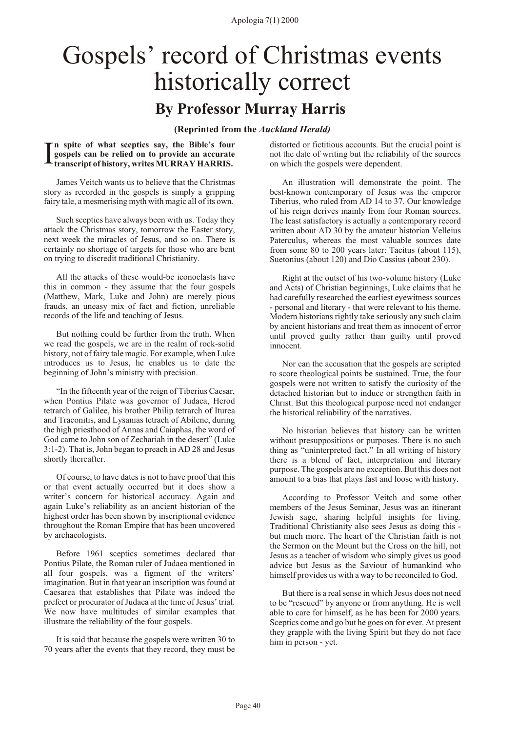# Gospels' record of Christmas events historically correct

## By Professor Murray Harris

**(Reprinted from the *Auckland Herald*)**

**In spite of what sceptics say, the Bible's four gospels can be relied on to provide an accurate transcript of history, writes MURRAY HARRIS.**

James Veitch wants us to believe that the Christmas story as recorded in the gospels is simply a gripping fairy tale, a mesmerising myth with magic all of its own.

Such sceptics have always been with us. Today they attack the Christmas story, tomorrow the Easter story, next week the miracles of Jesus, and so on. There is certainly no shortage of targets for those who are bent on trying to discredit traditional Christianity.

All the attacks of these would-be iconoclasts have this in common - they assume that the four gospels (Matthew, Mark, Luke and John) are merely pious frauds, an uneasy mix of fact and fiction, unreliable records of the life and teaching of Jesus.

But nothing could be further from the truth. When we read the gospels, we are in the realm of rock-solid history, not of fairy tale magic. For example, when Luke introduces us to Jesus, he enables us to date the beginning of John's ministry with precision.

"In the fifteenth year of the reign of Tiberius Caesar, when Pontius Pilate was governor of Judaea, Herod tetrarch of Galilee, his brother Philip tetrarch of Iturea and Traconitis, and Lysanias tetrach of Abilene, during the high priesthood of Annas and Caiaphas, the word of God came to John son of Zechariah in the desert" (Luke 3:1-2). That is, John began to preach in AD 28 and Jesus shortly thereafter.

Of course, to have dates is not to have proof that this or that event actually occurred but it does show a writer's concern for historical accuracy. Again and again Luke's reliability as an ancient historian of the highest order has been shown by inscriptional evidence throughout the Roman Empire that has been uncovered by archaeologists.

Before 1961 sceptics sometimes declared that Pontius Pilate, the Roman ruler of Judaea mentioned in all four gospels, was a figment of the writers' imagination. But in that year an inscription was found at Caesarea that establishes that Pilate was indeed the prefect or procurator of Judaea at the time of Jesus' trial. We now have multitudes of similar examples that illustrate the reliability of the four gospels.

It is said that because the gospels were written 30 to 70 years after the events that they record, they must be distorted or fictitious accounts. But the crucial point is not the date of writing but the reliability of the sources on which the gospels were dependent.

An illustration will demonstrate the point. The best-known contemporary of Jesus was the emperor Tiberius, who ruled from AD 14 to 37. Our knowledge of his reign derives mainly from four Roman sources. The least satisfactory is actually a contemporary record written about AD 30 by the amateur historian Velleius Paterculus, whereas the most valuable sources date from some 80 to 200 years later: Tacitus (about 115), Suetonius (about 120) and Dio Cassius (about 230).

Right at the outset of his two-volume history (Luke and Acts) of Christian beginnings, Luke claims that he had carefully researched the earliest eyewitness sources - personal and literary - that were relevant to his theme. Modern historians rightly take seriously any such claim by ancient historians and treat them as innocent of error until proved guilty rather than guilty until proved innocent.

Nor can the accusation that the gospels are scripted to score theological points be sustained. True, the four gospels were not written to satisfy the curiosity of the detached historian but to induce or strengthen faith in Christ. But this theological purpose need not endanger the historical reliability of the narratives.

No historian believes that history can be written without presuppositions or purposes. There is no such thing as "uninterpreted fact." In all writing of history there is a blend of fact, interpretation and literary purpose. The gospels are no exception. But this does not amount to a bias that plays fast and loose with history.

According to Professor Veitch and some other members of the Jesus Seminar, Jesus was an itinerant Jewish sage, sharing helpful insights for living. Traditional Christianity also sees Jesus as doing this - but much more. The heart of the Christian faith is not the Sermon on the Mount but the Cross on the hill, not Jesus as a teacher of wisdom who simply gives us good advice but Jesus as the Saviour of humankind who himself provides us with a way to be reconciled to God.

But there is a real sense in which Jesus does not need to be "rescued" by anyone or from anything. He is well able to care for himself, as he has been for 2000 years. Sceptics come and go but he goes on for ever. At present they grapple with the living Spirit but they do not face him in person - yet.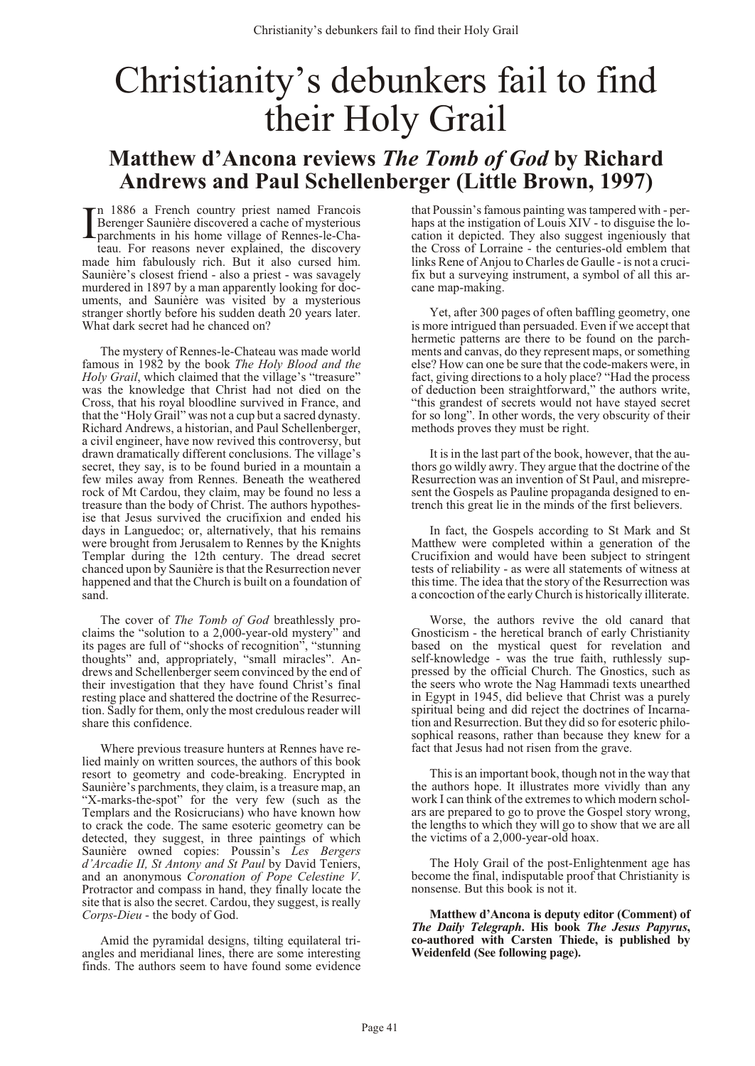# Christianity's debunkers fail to find their Holy Grail

## Matthew d'Ancona reviews *The Tomb of God* by Richard Andrews and Paul Schellenberger (Little Brown, 1997)

In 1886 a French country priest named Francois Berenger Saunière discovered a cache of mysterious parchments in his home village of Rennes-le-Chateau. For reasons never explained, the discovery made him fabulously rich. But it also cursed him. Saunière's closest friend - also a priest - was savagely murdered in 1897 by a man apparently looking for documents, and Saunière was visited by a mysterious stranger shortly before his sudden death 20 years later. What dark secret had he chanced on?

The mystery of Rennes-le-Chateau was made world famous in 1982 by the book *The Holy Blood and the Holy Grail*, which claimed that the village's "treasure" was the knowledge that Christ had not died on the Cross, that his royal bloodline survived in France, and that the "Holy Grail" was not a cup but a sacred dynasty. Richard Andrews, a historian, and Paul Schellenberger, a civil engineer, have now revived this controversy, but drawn dramatically different conclusions. The village's secret, they say, is to be found buried in a mountain a few miles away from Rennes. Beneath the weathered rock of Mt Cardou, they claim, may be found no less a treasure than the body of Christ. The authors hypothesise that Jesus survived the crucifixion and ended his days in Languedoc; or, alternatively, that his remains were brought from Jerusalem to Rennes by the Knights Templar during the 12th century. The dread secret chanced upon by Saunière is that the Resurrection never happened and that the Church is built on a foundation of sand.

The cover of *The Tomb of God* breathlessly proclaims the "solution to a 2,000-year-old mystery" and its pages are full of "shocks of recognition", "stunning thoughts" and, appropriately, "small miracles". Andrews and Schellenberger seem convinced by the end of their investigation that they have found Christ's final resting place and shattered the doctrine of the Resurrection. Sadly for them, only the most credulous reader will share this confidence.

Where previous treasure hunters at Rennes have relied mainly on written sources, the authors of this book resort to geometry and code-breaking. Encrypted in Saunière's parchments, they claim, is a treasure map, an "X-marks-the-spot" for the very few (such as the Templars and the Rosicrucians) who have known how to crack the code. The same esoteric geometry can be detected, they suggest, in three paintings of which Saunière owned copies: Poussin's *Les Bergers d'Arcadie II, St Antony and St Paul* by David Teniers, and an anonymous *Coronation of Pope Celestine V*. Protractor and compass in hand, they finally locate the site that is also the secret. Cardou, they suggest, is really *Corps-Dieu* - the body of God.

Amid the pyramidal designs, tilting equilateral triangles and meridianal lines, there are some interesting finds. The authors seem to have found some evidence that Poussin's famous painting was tampered with - perhaps at the instigation of Louis XIV - to disguise the location it depicted. They also suggest ingeniously that the Cross of Lorraine - the centuries-old emblem that links Rene of Anjou to Charles de Gaulle - is not a crucifix but a surveying instrument, a symbol of all this arcane map-making.

Yet, after 300 pages of often baffling geometry, one is more intrigued than persuaded. Even if we accept that hermetic patterns are there to be found on the parchments and canvas, do they represent maps, or something else? How can one be sure that the code-makers were, in fact, giving directions to a holy place? "Had the process of deduction been straightforward," the authors write, "this grandest of secrets would not have stayed secret for so long". In other words, the very obscurity of their methods proves they must be right.

It is in the last part of the book, however, that the authors go wildly awry. They argue that the doctrine of the Resurrection was an invention of St Paul, and misrepresent the Gospels as Pauline propaganda designed to entrench this great lie in the minds of the first believers.

In fact, the Gospels according to St Mark and St Matthew were completed within a generation of the Crucifixion and would have been subject to stringent tests of reliability - as were all statements of witness at this time. The idea that the story of the Resurrection was a concoction of the early Church is historically illiterate.

Worse, the authors revive the old canard that Gnosticism - the heretical branch of early Christianity based on the mystical quest for revelation and self-knowledge - was the true faith, ruthlessly suppressed by the official Church. The Gnostics, such as the seers who wrote the Nag Hammadi texts unearthed in Egypt in 1945, did believe that Christ was a purely spiritual being and did reject the doctrines of Incarnation and Resurrection. But they did so for esoteric philosophical reasons, rather than because they knew for a fact that Jesus had not risen from the grave.

This is an important book, though not in the way that the authors hope. It illustrates more vividly than any work I can think of the extremes to which modern scholars are prepared to go to prove the Gospel story wrong, the lengths to which they will go to show that we are all the victims of a 2,000-year-old hoax.

The Holy Grail of the post-Enlightenment age has become the final, indisputable proof that Christianity is nonsense. But this book is not it.

**Matthew d'Ancona is deputy editor (Comment) of *The Daily Telegraph*. His book *The Jesus Papyrus*, co-authored with Carsten Thiede, is published by Weidenfeld (See following page).**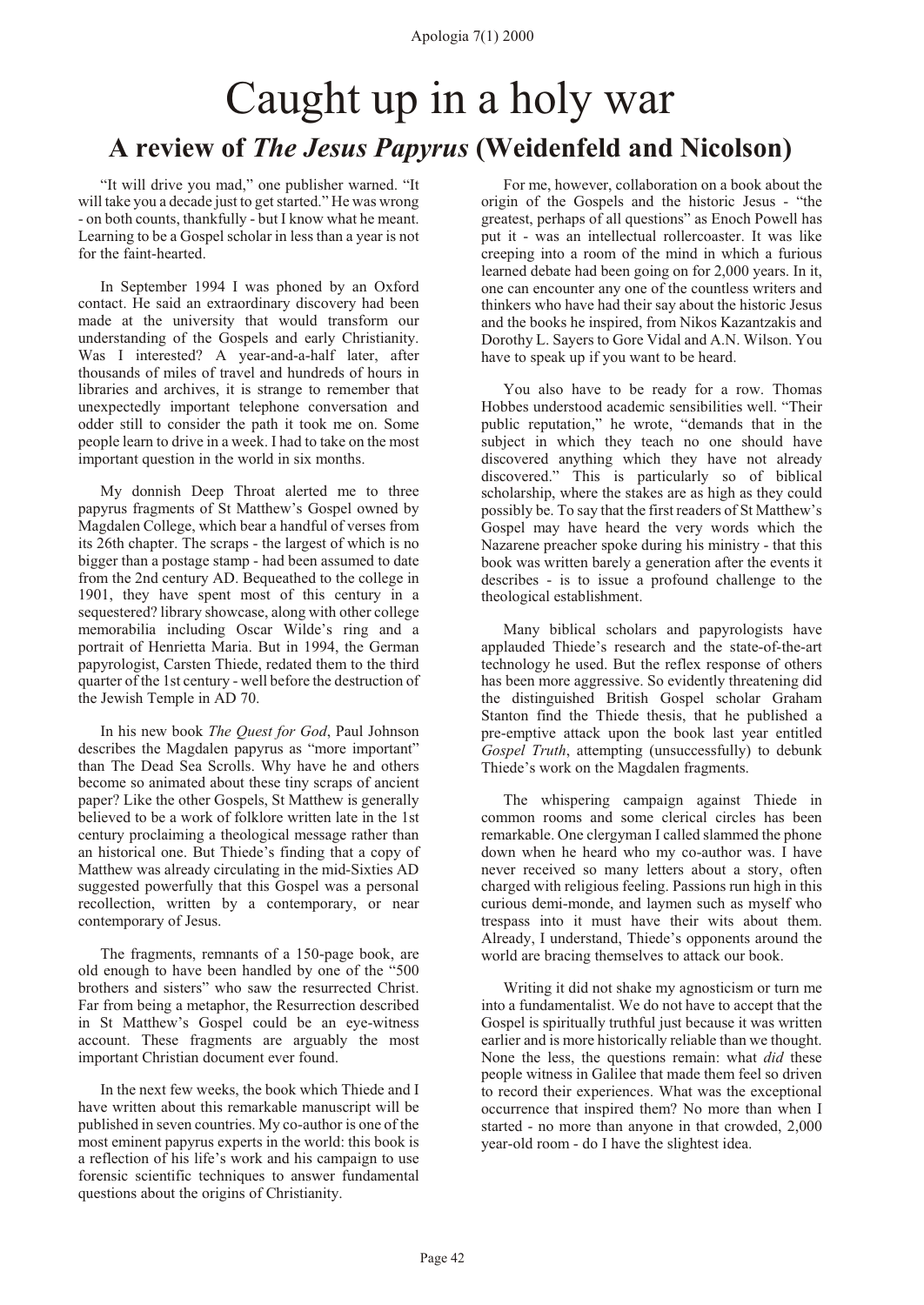# Caught up in a holy war

## A review of *The Jesus Papyrus* (Weidenfeld and Nicolson)

"It will drive you mad," one publisher warned. "It will take you a decade just to get started." He was wrong - on both counts, thankfully - but I know what he meant. Learning to be a Gospel scholar in less than a year is not for the faint-hearted.

In September 1994 I was phoned by an Oxford contact. He said an extraordinary discovery had been made at the university that would transform our understanding of the Gospels and early Christianity. Was I interested? A year-and-a-half later, after thousands of miles of travel and hundreds of hours in libraries and archives, it is strange to remember that unexpectedly important telephone conversation and odder still to consider the path it took me on. Some people learn to drive in a week. I had to take on the most important question in the world in six months.

My donnish Deep Throat alerted me to three papyrus fragments of St Matthew's Gospel owned by Magdalen College, which bear a handful of verses from its 26th chapter. The scraps - the largest of which is no bigger than a postage stamp - had been assumed to date from the 2nd century AD. Bequeathed to the college in 1901, they have spent most of this century in a sequestered? library showcase, along with other college memorabilia including Oscar Wilde's ring and a portrait of Henrietta Maria. But in 1994, the German papyrologist, Carsten Thiede, redated them to the third quarter of the 1st century - well before the destruction of the Jewish Temple in AD 70.

In his new book *The Quest for God*, Paul Johnson describes the Magdalen papyrus as "more important" than The Dead Sea Scrolls. Why have he and others become so animated about these tiny scraps of ancient paper? Like the other Gospels, St Matthew is generally believed to be a work of folklore written late in the 1st century proclaiming a theological message rather than an historical one. But Thiede's finding that a copy of Matthew was already circulating in the mid-Sixties AD suggested powerfully that this Gospel was a personal recollection, written by a contemporary, or near contemporary of Jesus.

The fragments, remnants of a 150-page book, are old enough to have been handled by one of the "500 brothers and sisters" who saw the resurrected Christ. Far from being a metaphor, the Resurrection described in St Matthew's Gospel could be an eye-witness account. These fragments are arguably the most important Christian document ever found.

In the next few weeks, the book which Thiede and I have written about this remarkable manuscript will be published in seven countries. My co-author is one of the most eminent papyrus experts in the world: this book is a reflection of his life's work and his campaign to use forensic scientific techniques to answer fundamental questions about the origins of Christianity.

For me, however, collaboration on a book about the origin of the Gospels and the historic Jesus - "the greatest, perhaps of all questions" as Enoch Powell has put it - was an intellectual rollercoaster. It was like creeping into a room of the mind in which a furious learned debate had been going on for 2,000 years. In it, one can encounter any one of the countless writers and thinkers who have had their say about the historic Jesus and the books he inspired, from Nikos Kazantzakis and Dorothy L. Sayers to Gore Vidal and A.N. Wilson. You have to speak up if you want to be heard.

You also have to be ready for a row. Thomas Hobbes understood academic sensibilities well. "Their public reputation," he wrote, "demands that in the subject in which they teach no one should have discovered anything which they have not already discovered." This is particularly so of biblical scholarship, where the stakes are as high as they could possibly be. To say that the first readers of St Matthew's Gospel may have heard the very words which the Nazarene preacher spoke during his ministry - that this book was written barely a generation after the events it describes - is to issue a profound challenge to the theological establishment.

Many biblical scholars and papyrologists have applauded Thiede's research and the state-of-the-art technology he used. But the reflex response of others has been more aggressive. So evidently threatening did the distinguished British Gospel scholar Graham Stanton find the Thiede thesis, that he published a pre-emptive attack upon the book last year entitled *Gospel Truth*, attempting (unsuccessfully) to debunk Thiede's work on the Magdalen fragments.

The whispering campaign against Thiede in common rooms and some clerical circles has been remarkable. One clergyman I called slammed the phone down when he heard who my co-author was. I have never received so many letters about a story, often charged with religious feeling. Passions run high in this curious demi-monde, and laymen such as myself who trespass into it must have their wits about them. Already, I understand, Thiede's opponents around the world are bracing themselves to attack our book.

Writing it did not shake my agnosticism or turn me into a fundamentalist. We do not have to accept that the Gospel is spiritually truthful just because it was written earlier and is more historically reliable than we thought. None the less, the questions remain: what *did* these people witness in Galilee that made them feel so driven to record their experiences. What was the exceptional occurrence that inspired them? No more than when I started - no more than anyone in that crowded, 2,000 year-old room - do I have the slightest idea.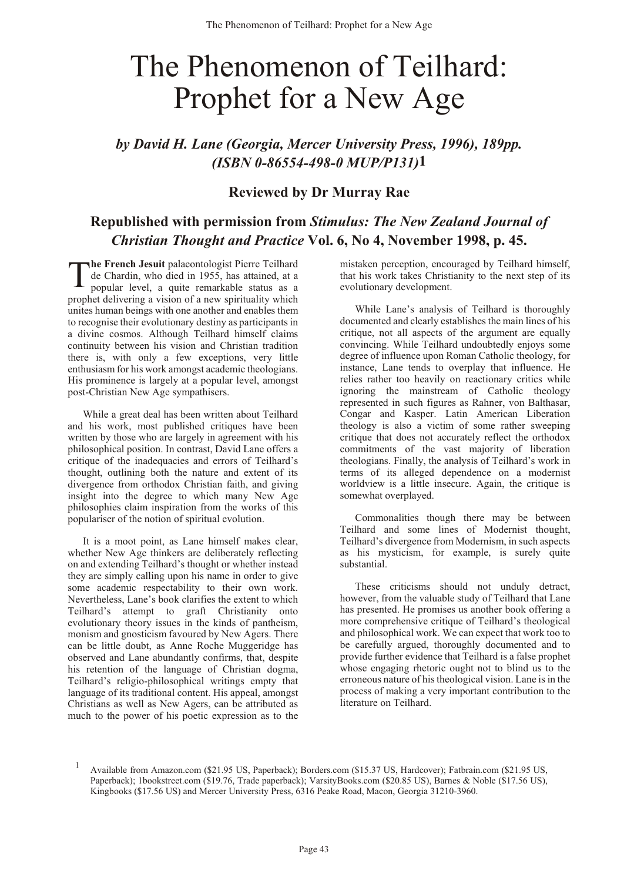# The Phenomenon of Teilhard: Prophet for a New Age

### *by David H. Lane (Georgia, Mercer University Press, 1996), 189pp. (ISBN 0-86554-498-0 MUP/P131)*[1]

### Reviewed by Dr Murray Rae

### Republished with permission from *Stimulus: The New Zealand Journal of Christian Thought and Practice* Vol. 6, No 4, November 1998, p. 45.

**The French Jesuit** palaeontologist Pierre Teilhard de Chardin, who died in 1955, has attained, at a popular level, a quite remarkable status as a prophet delivering a vision of a new spirituality which unites human beings with one another and enables them to recognise their evolutionary destiny as participants in a divine cosmos. Although Teilhard himself claims continuity between his vision and Christian tradition there is, with only a few exceptions, very little enthusiasm for his work amongst academic theologians. His prominence is largely at a popular level, amongst post-Christian New Age sympathisers.

While a great deal has been written about Teilhard and his work, most published critiques have been written by those who are largely in agreement with his philosophical position. In contrast, David Lane offers a critique of the inadequacies and errors of Teilhard's thought, outlining both the nature and extent of its divergence from orthodox Christian faith, and giving insight into the degree to which many New Age philosophies claim inspiration from the works of this populariser of the notion of spiritual evolution.

It is a moot point, as Lane himself makes clear, whether New Age thinkers are deliberately reflecting on and extending Teilhard's thought or whether instead they are simply calling upon his name in order to give some academic respectability to their own work. Nevertheless, Lane's book clarifies the extent to which Teilhard's attempt to graft Christianity onto evolutionary theory issues in the kinds of pantheism, monism and gnosticism favoured by New Agers. There can be little doubt, as Anne Roche Muggeridge has observed and Lane abundantly confirms, that, despite his retention of the language of Christian dogma, Teilhard's religio-philosophical writings empty that language of its traditional content. His appeal, amongst Christians as well as New Agers, can be attributed as much to the power of his poetic expression as to the mistaken perception, encouraged by Teilhard himself, that his work takes Christianity to the next step of its evolutionary development.

While Lane's analysis of Teilhard is thoroughly documented and clearly establishes the main lines of his critique, not all aspects of the argument are equally convincing. While Teilhard undoubtedly enjoys some degree of influence upon Roman Catholic theology, for instance, Lane tends to overplay that influence. He relies rather too heavily on reactionary critics while ignoring the mainstream of Catholic theology represented in such figures as Rahner, von Balthasar, Congar and Kasper. Latin American Liberation theology is also a victim of some rather sweeping critique that does not accurately reflect the orthodox commitments of the vast majority of liberation theologians. Finally, the analysis of Teilhard's work in terms of its alleged dependence on a modernist worldview is a little insecure. Again, the critique is somewhat overplayed.

Commonalities though there may be between Teilhard and some lines of Modernist thought, Teilhard's divergence from Modernism, in such aspects as his mysticism, for example, is surely quite substantial.

These criticisms should not unduly detract, however, from the valuable study of Teilhard that Lane has presented. He promises us another book offering a more comprehensive critique of Teilhard's theological and philosophical work. We can expect that work too to be carefully argued, thoroughly documented and to provide further evidence that Teilhard is a false prophet whose engaging rhetoric ought not to blind us to the erroneous nature of his theological vision. Lane is in the process of making a very important contribution to the literature on Teilhard.

[1] Available from Amazon.com ($21.95 US, Paperback); Borders.com ($15.37 US, Hardcover); Fatbrain.com ($21.95 US, Paperback); 1bookstreet.com ($19.76, Trade paperback); VarsityBooks.com ($20.85 US), Barnes & Noble ($17.56 US), Kingbooks ($17.56 US) and Mercer University Press, 6316 Peake Road, Macon, Georgia 31210-3960.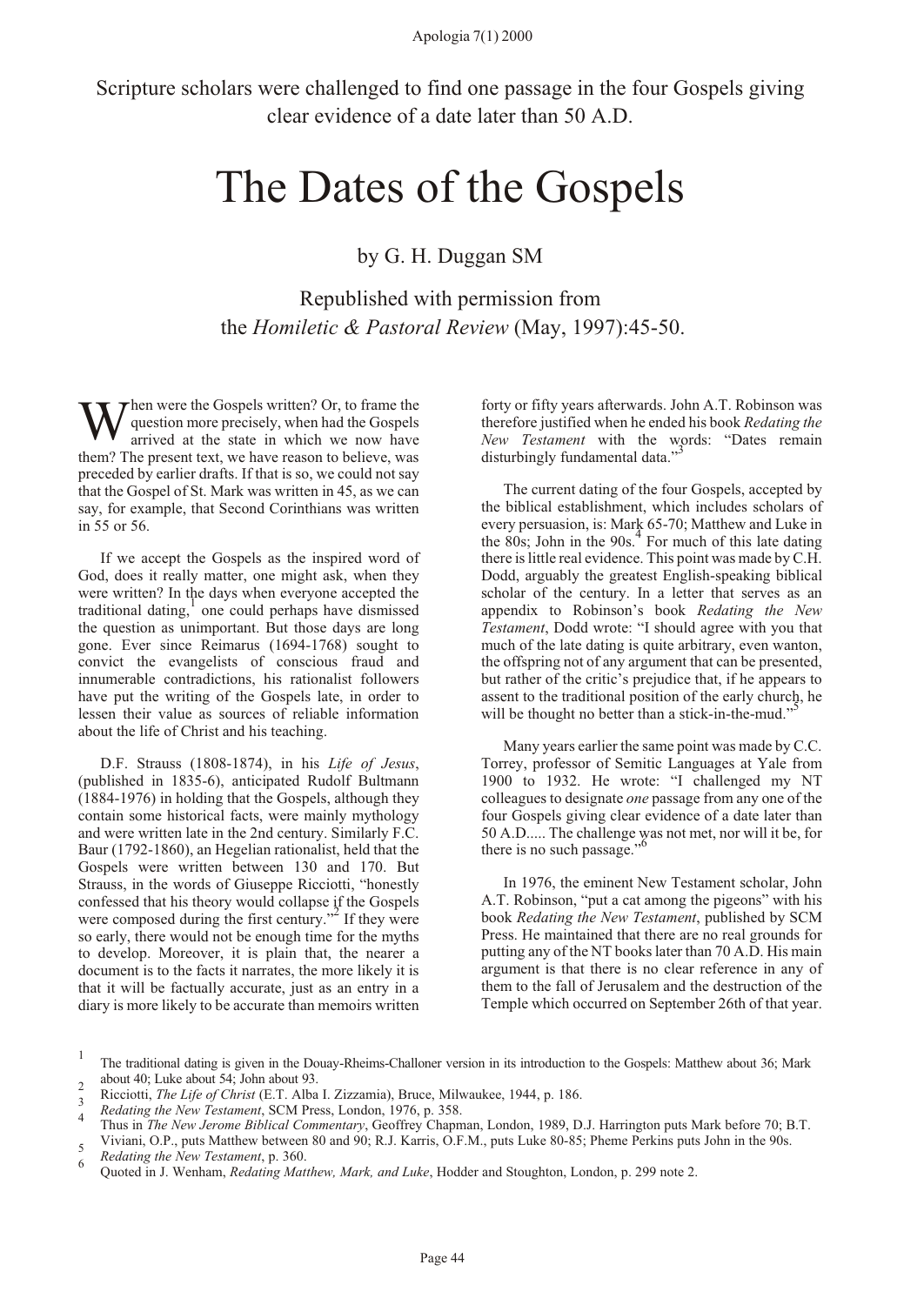Scripture scholars were challenged to find one passage in the four Gospels giving clear evidence of a date later than 50 A.D.

# The Dates of the Gospels

by G. H. Duggan SM

Republished with permission from the *Homiletic & Pastoral Review* (May, 1997):45-50.

When were the Gospels written? Or, to frame the question more precisely, when had the Gospels arrived at the state in which we now have them? The present text, we have reason to believe, was preceded by earlier drafts. If that is so, we could not say that the Gospel of St. Mark was written in 45, as we can say, for example, that Second Corinthians was written in 55 or 56.

If we accept the Gospels as the inspired word of God, does it really matter, one might ask, when they were written? In the days when everyone accepted the traditional dating,[1] one could perhaps have dismissed the question as unimportant. But those days are long gone. Ever since Reimarus (1694-1768) sought to convict the evangelists of conscious fraud and innumerable contradictions, his rationalist followers have put the writing of the Gospels late, in order to lessen their value as sources of reliable information about the life of Christ and his teaching.

D.F. Strauss (1808-1874), in his *Life of Jesus*, (published in 1835-6), anticipated Rudolf Bultmann (1884-1976) in holding that the Gospels, although they contain some historical facts, were mainly mythology and were written late in the 2nd century. Similarly F.C. Baur (1792-1860), an Hegelian rationalist, held that the Gospels were written between 130 and 170. But Strauss, in the words of Giuseppe Ricciotti, "honestly confessed that his theory would collapse if the Gospels were composed during the first century."[2] If they were so early, there would not be enough time for the myths to develop. Moreover, it is plain that, the nearer a document is to the facts it narrates, the more likely it is that it will be factually accurate, just as an entry in a diary is more likely to be accurate than memoirs written forty or fifty years afterwards. John A.T. Robinson was therefore justified when he ended his book *Redating the New Testament* with the words: "Dates remain disturbingly fundamental data."[3]

The current dating of the four Gospels, accepted by the biblical establishment, which includes scholars of every persuasion, is: Mark 65-70; Matthew and Luke in the 80s; John in the 90s.[4] For much of this late dating there is little real evidence. This point was made by C.H. Dodd, arguably the greatest English-speaking biblical scholar of the century. In a letter that serves as an appendix to Robinson's book *Redating the New Testament*, Dodd wrote: "I should agree with you that much of the late dating is quite arbitrary, even wanton, the offspring not of any argument that can be presented, but rather of the critic's prejudice that, if he appears to assent to the traditional position of the early church, he will be thought no better than a stick-in-the-mud."[5]

Many years earlier the same point was made by C.C. Torrey, professor of Semitic Languages at Yale from 1900 to 1932. He wrote: "I challenged my NT colleagues to designate *one* passage from any one of the four Gospels giving clear evidence of a date later than 50 A.D..... The challenge was not met, nor will it be, for there is no such passage."[6]

In 1976, the eminent New Testament scholar, John A.T. Robinson, "put a cat among the pigeons" with his book *Redating the New Testament*, published by SCM Press. He maintained that there are no real grounds for putting any of the NT books later than 70 A.D. His main argument is that there is no clear reference in any of them to the fall of Jerusalem and the destruction of the Temple which occurred on September 26th of that year.

---

1 The traditional dating is given in the Douay-Rheims-Challoner version in its introduction to the Gospels: Matthew about 36; Mark about 40; Luke about 54; John about 93.

2 Ricciotti, *The Life of Christ* (E.T. Alba I. Zizzamia), Bruce, Milwaukee, 1944, p. 186.

3 *Redating the New Testament*, SCM Press, London, 1976, p. 358.

4 Thus in *The New Jerome Biblical Commentary*, Geoffrey Chapman, London, 1989, D.J. Harrington puts Mark before 70; B.T. Viviani, O.P., puts Matthew between 80 and 90; R.J. Karris, O.F.M., puts Luke 80-85; Pheme Perkins puts John in the 90s.

5 *Redating the New Testament*, p. 360.

6 Quoted in J. Wenham, *Redating Matthew, Mark, and Luke*, Hodder and Stoughton, London, p. 299 note 2.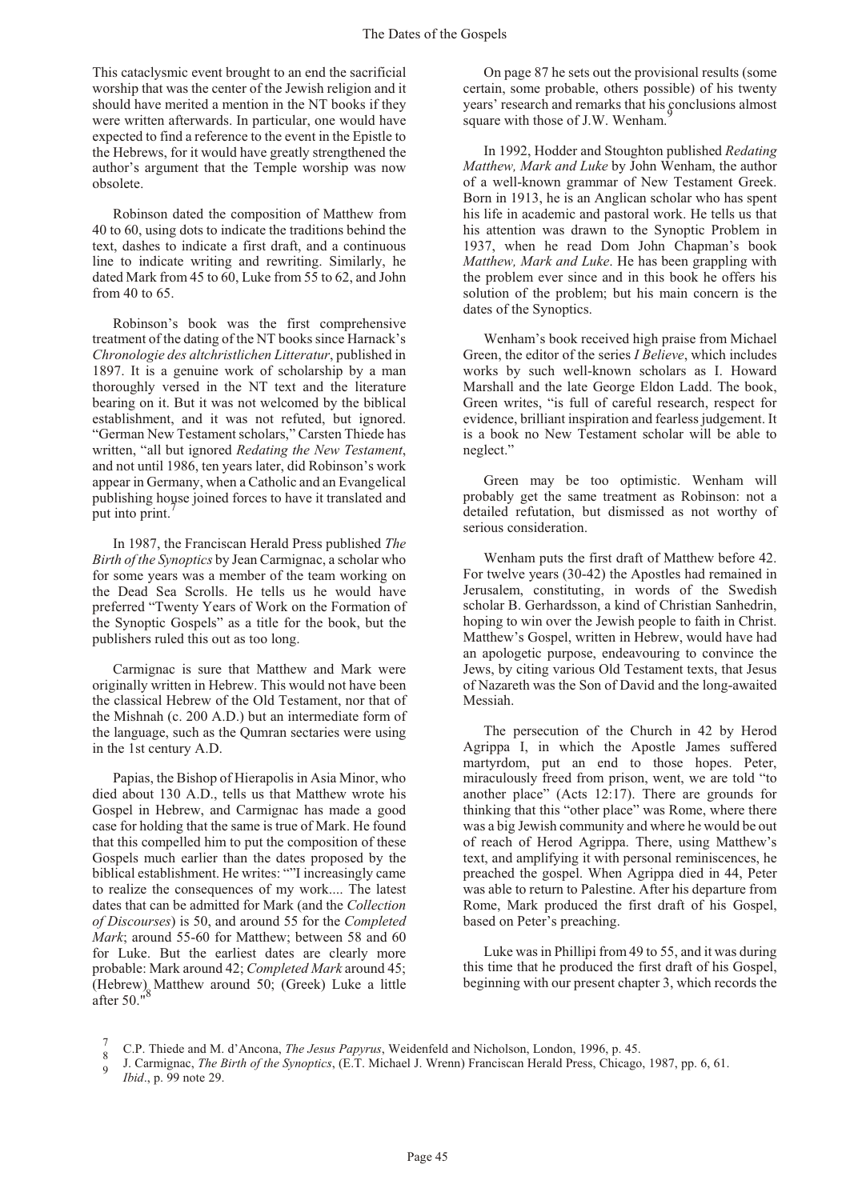This cataclysmic event brought to an end the sacrificial worship that was the center of the Jewish religion and it should have merited a mention in the NT books if they were written afterwards. In particular, one would have expected to find a reference to the event in the Epistle to the Hebrews, for it would have greatly strengthened the author's argument that the Temple worship was now obsolete.

Robinson dated the composition of Matthew from 40 to 60, using dots to indicate the traditions behind the text, dashes to indicate a first draft, and a continuous line to indicate writing and rewriting. Similarly, he dated Mark from 45 to 60, Luke from 55 to 62, and John from 40 to 65.

Robinson's book was the first comprehensive treatment of the dating of the NT books since Harnack's *Chronologie des altchristlichen Litteratur*, published in 1897. It is a genuine work of scholarship by a man thoroughly versed in the NT text and the literature bearing on it. But it was not welcomed by the biblical establishment, and it was not refuted, but ignored. "German New Testament scholars," Carsten Thiede has written, "all but ignored *Redating the New Testament*, and not until 1986, ten years later, did Robinson's work appear in Germany, when a Catholic and an Evangelical publishing house joined forces to have it translated and put into print.[7]

In 1987, the Franciscan Herald Press published *The Birth of the Synoptics* by Jean Carmignac, a scholar who for some years was a member of the team working on the Dead Sea Scrolls. He tells us he would have preferred "Twenty Years of Work on the Formation of the Synoptic Gospels" as a title for the book, but the publishers ruled this out as too long.

Carmignac is sure that Matthew and Mark were originally written in Hebrew. This would not have been the classical Hebrew of the Old Testament, nor that of the Mishnah (c. 200 A.D.) but an intermediate form of the language, such as the Qumran sectaries were using in the 1st century A.D.

Papias, the Bishop of Hierapolis in Asia Minor, who died about 130 A.D., tells us that Matthew wrote his Gospel in Hebrew, and Carmignac has made a good case for holding that the same is true of Mark. He found that this compelled him to put the composition of these Gospels much earlier than the dates proposed by the biblical establishment. He writes: ""I increasingly came to realize the consequences of my work.... The latest dates that can be admitted for Mark (and the *Collection of Discourses*) is 50, and around 55 for the *Completed Mark*; around 55-60 for Matthew; between 58 and 60 for Luke. But the earliest dates are clearly more probable: Mark around 42; *Completed Mark* around 45; (Hebrew) Matthew around 50; (Greek) Luke a little after 50."[8]

On page 87 he sets out the provisional results (some certain, some probable, others possible) of his twenty years' research and remarks that his conclusions almost square with those of J.W. Wenham.[9]

In 1992, Hodder and Stoughton published *Redating Matthew, Mark and Luke* by John Wenham, the author of a well-known grammar of New Testament Greek. Born in 1913, he is an Anglican scholar who has spent his life in academic and pastoral work. He tells us that his attention was drawn to the Synoptic Problem in 1937, when he read Dom John Chapman's book *Matthew, Mark and Luke*. He has been grappling with the problem ever since and in this book he offers his solution of the problem; but his main concern is the dates of the Synoptics.

Wenham's book received high praise from Michael Green, the editor of the series *I Believe*, which includes works by such well-known scholars as I. Howard Marshall and the late George Eldon Ladd. The book, Green writes, "is full of careful research, respect for evidence, brilliant inspiration and fearless judgement. It is a book no New Testament scholar will be able to neglect."

Green may be too optimistic. Wenham will probably get the same treatment as Robinson: not a detailed refutation, but dismissed as not worthy of serious consideration.

Wenham puts the first draft of Matthew before 42. For twelve years (30-42) the Apostles had remained in Jerusalem, constituting, in words of the Swedish scholar B. Gerhardsson, a kind of Christian Sanhedrin, hoping to win over the Jewish people to faith in Christ. Matthew's Gospel, written in Hebrew, would have had an apologetic purpose, endeavouring to convince the Jews, by citing various Old Testament texts, that Jesus of Nazareth was the Son of David and the long-awaited Messiah.

The persecution of the Church in 42 by Herod Agrippa I, in which the Apostle James suffered martyrdom, put an end to those hopes. Peter, miraculously freed from prison, went, we are told "to another place" (Acts 12:17). There are grounds for thinking that this "other place" was Rome, where there was a big Jewish community and where he would be out of reach of Herod Agrippa. There, using Matthew's text, and amplifying it with personal reminiscences, he preached the gospel. When Agrippa died in 44, Peter was able to return to Palestine. After his departure from Rome, Mark produced the first draft of his Gospel, based on Peter's preaching.

Luke was in Phillipi from 49 to 55, and it was during this time that he produced the first draft of his Gospel, beginning with our present chapter 3, which records the

---

7 C.P. Thiede and M. d'Ancona, *The Jesus Papyrus*, Weidenfeld and Nicholson, London, 1996, p. 45.

8 J. Carmignac, *The Birth of the Synoptics*, (E.T. Michael J. Wrenn) Franciscan Herald Press, Chicago, 1987, pp. 6, 61.

9 *Ibid*., p. 99 note 29.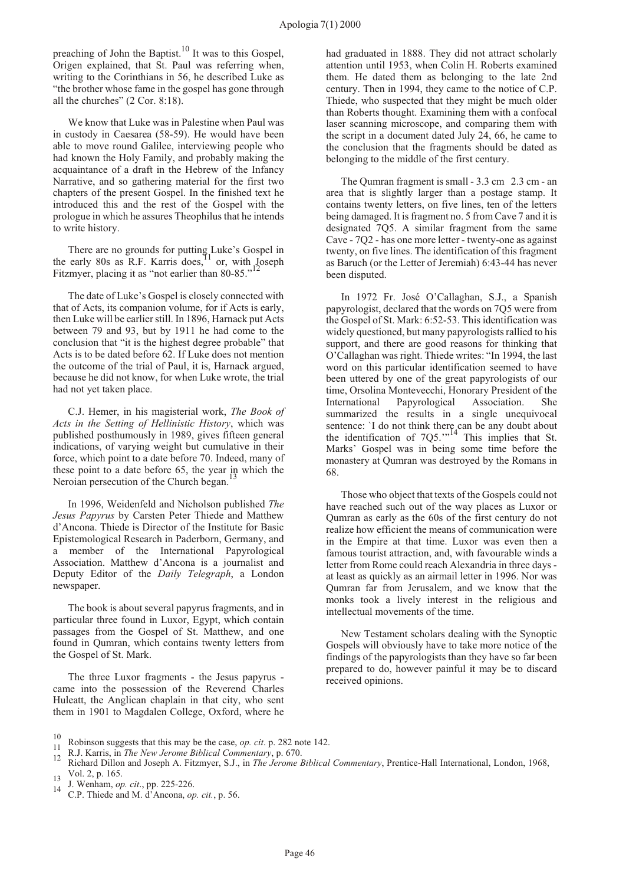preaching of John the Baptist.[10] It was to this Gospel, Origen explained, that St. Paul was referring when, writing to the Corinthians in 56, he described Luke as "the brother whose fame in the gospel has gone through all the churches" (2 Cor. 8:18).

We know that Luke was in Palestine when Paul was in custody in Caesarea (58-59). He would have been able to move round Galilee, interviewing people who had known the Holy Family, and probably making the acquaintance of a draft in the Hebrew of the Infancy Narrative, and so gathering material for the first two chapters of the present Gospel. In the finished text he introduced this and the rest of the Gospel with the prologue in which he assures Theophilus that he intends to write history.

There are no grounds for putting Luke's Gospel in the early 80s as R.F. Karris does,[11] or, with Joseph Fitzmyer, placing it as "not earlier than 80-85."[12]

The date of Luke's Gospel is closely connected with that of Acts, its companion volume, for if Acts is early, then Luke will be earlier still. In 1896, Harnack put Acts between 79 and 93, but by 1911 he had come to the conclusion that "it is the highest degree probable" that Acts is to be dated before 62. If Luke does not mention the outcome of the trial of Paul, it is, Harnack argued, because he did not know, for when Luke wrote, the trial had not yet taken place.

C.J. Hemer, in his magisterial work, *The Book of Acts in the Setting of Hellinistic History*, which was published posthumously in 1989, gives fifteen general indications, of varying weight but cumulative in their force, which point to a date before 70. Indeed, many of these point to a date before 65, the year in which the Neroian persecution of the Church began.[13]

In 1996, Weidenfeld and Nicholson published *The Jesus Papyrus* by Carsten Peter Thiede and Matthew d'Ancona. Thiede is Director of the Institute for Basic Epistemological Research in Paderborn, Germany, and a member of the International Papyrological Association. Matthew d'Ancona is a journalist and Deputy Editor of the *Daily Telegraph*, a London newspaper.

The book is about several papyrus fragments, and in particular three found in Luxor, Egypt, which contain passages from the Gospel of St. Matthew, and one found in Qumran, which contains twenty letters from the Gospel of St. Mark.

The three Luxor fragments - the Jesus papyrus - came into the possession of the Reverend Charles Huleatt, the Anglican chaplain in that city, who sent them in 1901 to Magdalen College, Oxford, where he had graduated in 1888. They did not attract scholarly attention until 1953, when Colin H. Roberts examined them. He dated them as belonging to the late 2nd century. Then in 1994, they came to the notice of C.P. Thiede, who suspected that they might be much older than Roberts thought. Examining them with a confocal laser scanning microscope, and comparing them with the script in a document dated July 24, 66, he came to the conclusion that the fragments should be dated as belonging to the middle of the first century.

The Qumran fragment is small - 3.3 cm  2.3 cm - an area that is slightly larger than a postage stamp. It contains twenty letters, on five lines, ten of the letters being damaged. It is fragment no. 5 from Cave 7 and it is designated 7Q5. A similar fragment from the same Cave - 7Q2 - has one more letter - twenty-one as against twenty, on five lines. The identification of this fragment as Baruch (or the Letter of Jeremiah) 6:43-44 has never been disputed.

In 1972 Fr. José O'Callaghan, S.J., a Spanish papyrologist, declared that the words on 7Q5 were from the Gospel of St. Mark: 6:52-53. This identification was widely questioned, but many papyrologists rallied to his support, and there are good reasons for thinking that O'Callaghan was right. Thiede writes: "In 1994, the last word on this particular identification seemed to have been uttered by one of the great papyrologists of our time, Orsolina Montevecchi, Honorary President of the International Papyrological Association. She summarized the results in a single unequivocal sentence: `I do not think there can be any doubt about the identification of 7Q5.'"[14] This implies that St. Marks' Gospel was in being some time before the monastery at Qumran was destroyed by the Romans in 68.

Those who object that texts of the Gospels could not have reached such out of the way places as Luxor or Qumran as early as the 60s of the first century do not realize how efficient the means of communication were in the Empire at that time. Luxor was even then a famous tourist attraction, and, with favourable winds a letter from Rome could reach Alexandria in three days - at least as quickly as an airmail letter in 1996. Nor was Qumran far from Jerusalem, and we know that the monks took a lively interest in the religious and intellectual movements of the time.

New Testament scholars dealing with the Synoptic Gospels will obviously have to take more notice of the findings of the papyrologists than they have so far been prepared to do, however painful it may be to discard received opinions.

---

[10] Robinson suggests that this may be the case, *op. cit*. p. 282 note 142.

[11] R.J. Karris, in *The New Jerome Biblical Commentary*, p. 670.

[12] Richard Dillon and Joseph A. Fitzmyer, S.J., in *The Jerome Biblical Commentary*, Prentice-Hall International, London, 1968, Vol. 2, p. 165.

[13] J. Wenham, *op. cit*., pp. 225-226.

[14] C.P. Thiede and M. d'Ancona, *op. cit.*, p. 56.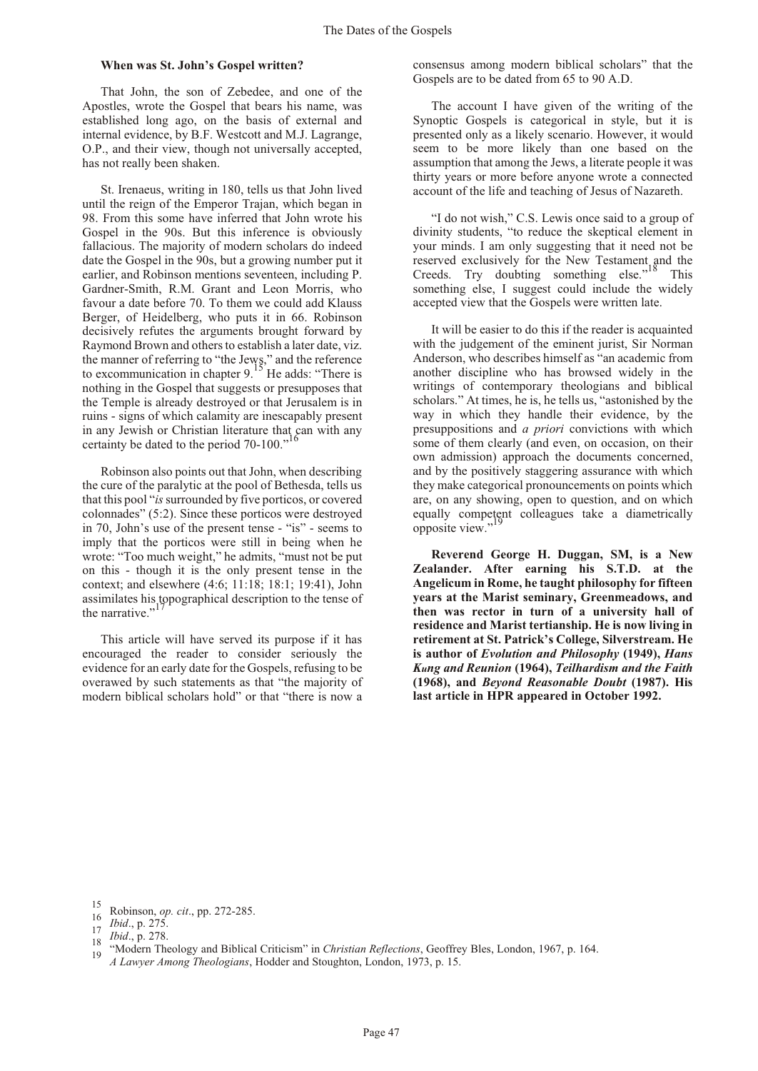**When was St. John's Gospel written?**

That John, the son of Zebedee, and one of the Apostles, wrote the Gospel that bears his name, was established long ago, on the basis of external and internal evidence, by B.F. Westcott and M.J. Lagrange, O.P., and their view, though not universally accepted, has not really been shaken.

St. Irenaeus, writing in 180, tells us that John lived until the reign of the Emperor Trajan, which began in 98. From this some have inferred that John wrote his Gospel in the 90s. But this inference is obviously fallacious. The majority of modern scholars do indeed date the Gospel in the 90s, but a growing number put it earlier, and Robinson mentions seventeen, including P. Gardner-Smith, R.M. Grant and Leon Morris, who favour a date before 70. To them we could add Klauss Berger, of Heidelberg, who puts it in 66. Robinson decisively refutes the arguments brought forward by Raymond Brown and others to establish a later date, viz. the manner of referring to "the Jews," and the reference to excommunication in chapter 9.[15] He adds: "There is nothing in the Gospel that suggests or presupposes that the Temple is already destroyed or that Jerusalem is in ruins - signs of which calamity are inescapably present in any Jewish or Christian literature that can with any certainty be dated to the period 70-100."[16]

Robinson also points out that John, when describing the cure of the paralytic at the pool of Bethesda, tells us that this pool "*is* surrounded by five porticos, or covered colonnades" (5:2). Since these porticos were destroyed in 70, John's use of the present tense - "is" - seems to imply that the porticos were still in being when he wrote: "Too much weight," he admits, "must not be put on this - though it is the only present tense in the context; and elsewhere (4:6; 11:18; 18:1; 19:41), John assimilates his topographical description to the tense of the narrative."[17]

This article will have served its purpose if it has encouraged the reader to consider seriously the evidence for an early date for the Gospels, refusing to be overawed by such statements as that "the majority of modern biblical scholars hold" or that "there is now a consensus among modern biblical scholars" that the Gospels are to be dated from 65 to 90 A.D.

The account I have given of the writing of the Synoptic Gospels is categorical in style, but it is presented only as a likely scenario. However, it would seem to be more likely than one based on the assumption that among the Jews, a literate people it was thirty years or more before anyone wrote a connected account of the life and teaching of Jesus of Nazareth.

"I do not wish," C.S. Lewis once said to a group of divinity students, "to reduce the skeptical element in your minds. I am only suggesting that it need not be reserved exclusively for the New Testament and the Creeds. Try doubting something else."[18] This something else, I suggest could include the widely accepted view that the Gospels were written late.

It will be easier to do this if the reader is acquainted with the judgement of the eminent jurist, Sir Norman Anderson, who describes himself as "an academic from another discipline who has browsed widely in the writings of contemporary theologians and biblical scholars." At times, he is, he tells us, "astonished by the way in which they handle their evidence, by the presuppositions and *a priori* convictions with which some of them clearly (and even, on occasion, on their own admission) approach the documents concerned, and by the positively staggering assurance with which they make categorical pronouncements on points which are, on any showing, open to question, and on which equally competent colleagues take a diametrically opposite view."[19]

**Reverend George H. Duggan, SM, is a New Zealander. After earning his S.T.D. at the Angelicum in Rome, he taught philosophy for fifteen years at the Marist seminary, Greenmeadows, and then was rector in turn of a university hall of residence and Marist tertianship. He is now living in retirement at St. Patrick's College, Silverstream. He is author of *Evolution and Philosophy* (1949), *Hans Kung and Reunion* (1964), *Teilhardism and the Faith* (1968), and *Beyond Reasonable Doubt* (1987). His last article in HPR appeared in October 1992.**

---

[15] Robinson, *op. cit*., pp. 272-285.

[16] *Ibid*., p. 275.

[17] *Ibid*., p. 278.

[18] "Modern Theology and Biblical Criticism" in *Christian Reflections*, Geoffrey Bles, London, 1967, p. 164.

[19] *A Lawyer Among Theologians*, Hodder and Stoughton, London, 1973, p. 15.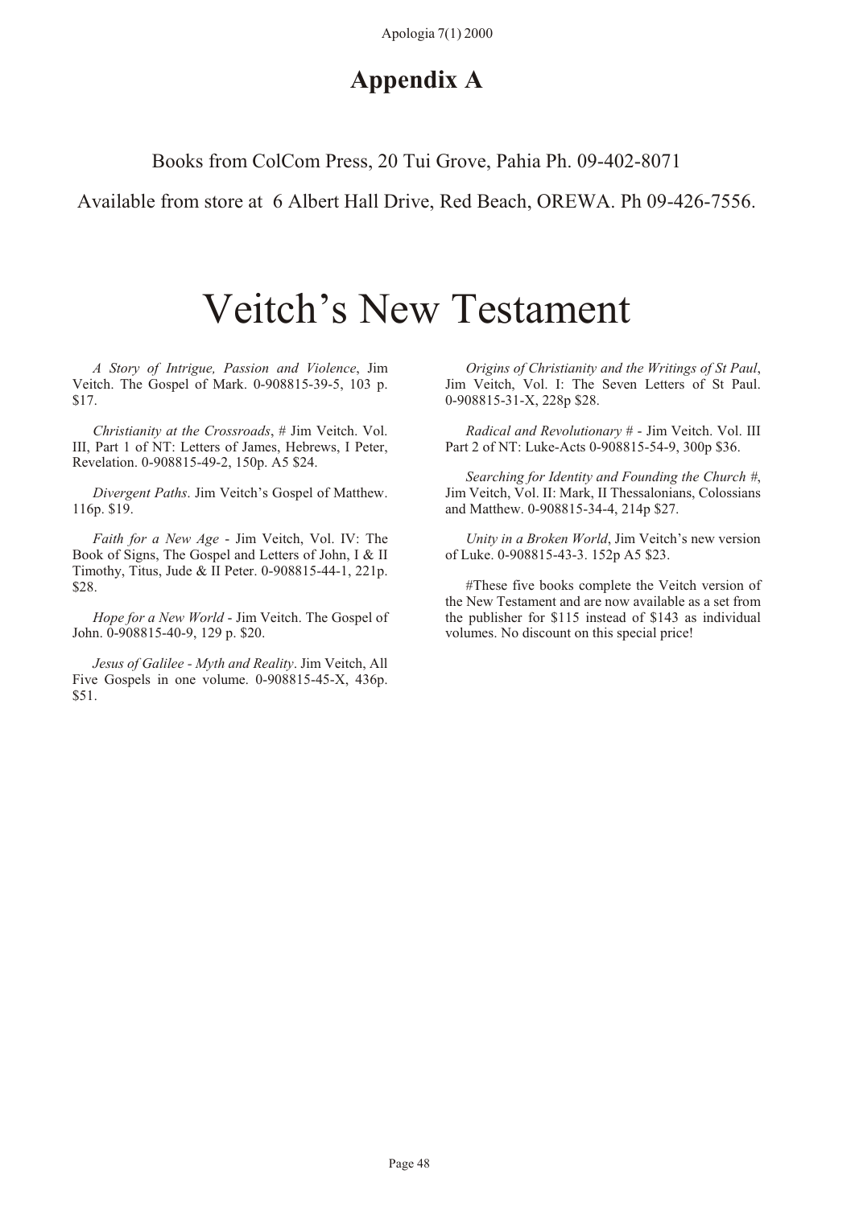# Appendix A

Books from ColCom Press, 20 Tui Grove, Pahia Ph. 09-402-8071

Available from store at 6 Albert Hall Drive, Red Beach, OREWA. Ph 09-426-7556.

# Veitch's New Testament

*A Story of Intrigue, Passion and Violence*, Jim Veitch. The Gospel of Mark. 0-908815-39-5, 103 p. $17.

*Christianity at the Crossroads*, # Jim Veitch. Vol. III, Part 1 of NT: Letters of James, Hebrews, I Peter, Revelation. 0-908815-49-2, 150p. A5 $24.

*Divergent Paths*. Jim Veitch's Gospel of Matthew. 116p. $19.

*Faith for a New Age* - Jim Veitch, Vol. IV: The Book of Signs, The Gospel and Letters of John, I & II Timothy, Titus, Jude & II Peter. 0-908815-44-1, 221p. $28.

*Hope for a New World* - Jim Veitch. The Gospel of John. 0-908815-40-9, 129 p. $20.

*Jesus of Galilee - Myth and Reality*. Jim Veitch, All Five Gospels in one volume. 0-908815-45-X, 436p. $51.

*Origins of Christianity and the Writings of St Paul*, Jim Veitch, Vol. I: The Seven Letters of St Paul. 0-908815-31-X, 228p $28.

*Radical and Revolutionary* # - Jim Veitch. Vol. III Part 2 of NT: Luke-Acts 0-908815-54-9, 300p $36.

*Searching for Identity and Founding the Church* #, Jim Veitch, Vol. II: Mark, II Thessalonians, Colossians and Matthew. 0-908815-34-4, 214p $27.

*Unity in a Broken World*, Jim Veitch's new version of Luke. 0-908815-43-3. 152p A5 $23.

#These five books complete the Veitch version of the New Testament and are now available as a set from the publisher for $115 instead of $143 as individual volumes. No discount on this special price!